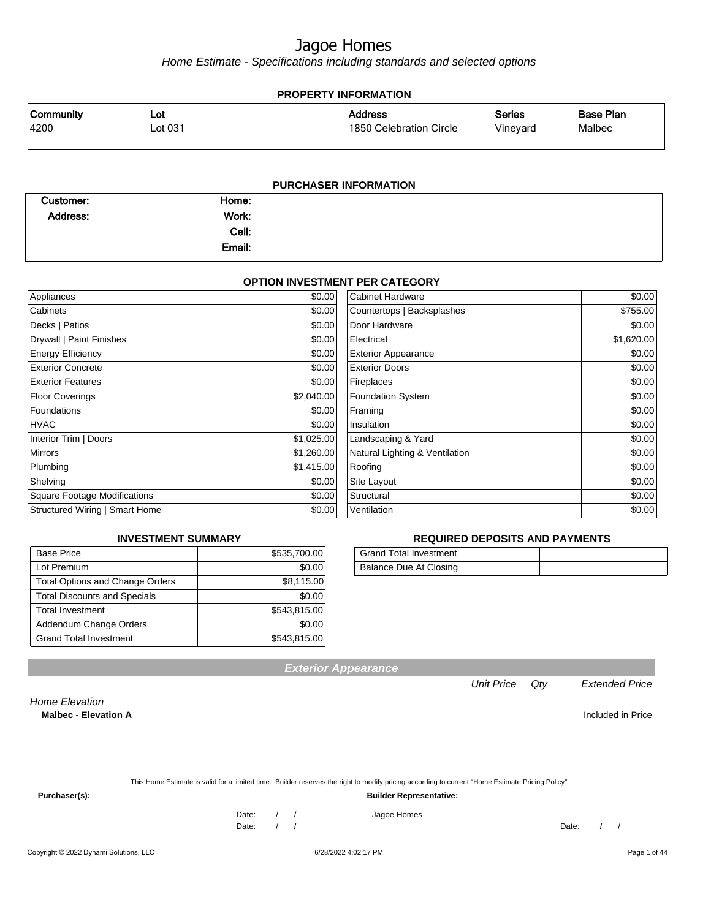# Jagoe Homes

*Home Estimate - Specifications including standards and selected options*

## PROPERTY INFORMATION

| Community | Lot | Address | Series | Base Plan |
|---|---|---|---|---|
| 4200 | Lot 031 | 1850 Celebration Circle | Vineyard | Malbec |

## PURCHASER INFORMATION

| | | | |
|---|---|---|---|
| Customer: | | Home: | |
| Address: | | Work: | |
| | | Cell: | |
| | | Email: | |

## OPTION INVESTMENT PER CATEGORY

| Category | Amount | Category | Amount |
|---|---|---|---|
| Appliances | $0.00 | Cabinet Hardware | $0.00 |
| Cabinets | $0.00 | Countertops \| Backsplashes | $755.00 |
| Decks \| Patios | $0.00 | Door Hardware | $0.00 |
| Drywall \| Paint Finishes | $0.00 | Electrical | $1,620.00 |
| Energy Efficiency | $0.00 | Exterior Appearance | $0.00 |
| Exterior Concrete | $0.00 | Exterior Doors | $0.00 |
| Exterior Features | $0.00 | Fireplaces | $0.00 |
| Floor Coverings | $2,040.00 | Foundation System | $0.00 |
| Foundations | $0.00 | Framing | $0.00 |
| HVAC | $0.00 | Insulation | $0.00 |
| Interior Trim \| Doors | $1,025.00 | Landscaping & Yard | $0.00 |
| Mirrors | $1,260.00 | Natural Lighting & Ventilation | $0.00 |
| Plumbing | $1,415.00 | Roofing | $0.00 |
| Shelving | $0.00 | Site Layout | $0.00 |
| Square Footage Modifications | $0.00 | Structural | $0.00 |
| Structured Wiring \| Smart Home | $0.00 | Ventilation | $0.00 |

## INVESTMENT SUMMARY

| | |
|---|---|
| Base Price | $535,700.00 |
| Lot Premium | $0.00 |
| Total Options and Change Orders | $8,115.00 |
| Total Discounts and Specials | $0.00 |
| Total Investment | $543,815.00 |
| Addendum Change Orders | $0.00 |
| Grand Total Investment | $543,815.00 |

## REQUIRED DEPOSITS AND PAYMENTS

| | |
|---|---|
| Grand Total Investment | |
| Balance Due At Closing | |

## Exterior Appearance

| | Unit Price | Qty | Extended Price |
|---|---|---|---|
| *Home Elevation* | | | |
| **Malbec - Elevation A** | | | Included in Price |

This Home Estimate is valid for a limited time. Builder reserves the right to modify pricing according to current "Home Estimate Pricing Policy"

**Purchaser(s):**

_______________________ Date: / /

_______________________ Date: / /

**Builder Representative:**

Jagoe Homes

_______________________ Date: / /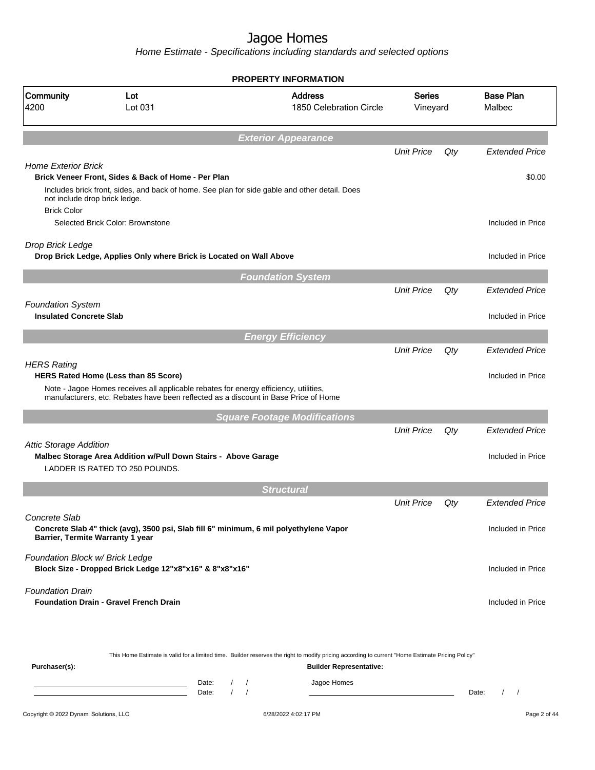# Jagoe Homes

*Home Estimate - Specifications including standards and selected options*

## PROPERTY INFORMATION

| Community | Lot | Address | Series | Base Plan |
|---|---|---|---|---|
| 4200 | Lot 031 | 1850 Celebration Circle | Vineyard | Malbec |

## *Exterior Appearance*

| | Unit Price | Qty | Extended Price |
|---|---|---|---|
| *Home Exterior Brick* | | | |
| **Brick Veneer Front, Sides & Back of Home - Per Plan** | | | $0.00 |
| Includes brick front, sides, and back of home. See plan for side gable and other detail. Does not include drop brick ledge. | | | |
| Brick Color | | | |
| Selected Brick Color: Brownstone | | | Included in Price |
| *Drop Brick Ledge* | | | |
| **Drop Brick Ledge, Applies Only where Brick is Located on Wall Above** | | | Included in Price |

## *Foundation System*

| | Unit Price | Qty | Extended Price |
|---|---|---|---|
| *Foundation System* | | | |
| **Insulated Concrete Slab** | | | Included in Price |

## *Energy Efficiency*

| | Unit Price | Qty | Extended Price |
|---|---|---|---|
| *HERS Rating* | | | |
| **HERS Rated Home (Less than 85 Score)** | | | Included in Price |
| Note - Jagoe Homes receives all applicable rebates for energy efficiency, utilities, manufacturers, etc. Rebates have been reflected as a discount in Base Price of Home | | | |

## *Square Footage Modifications*

| | Unit Price | Qty | Extended Price |
|---|---|---|---|
| *Attic Storage Addition* | | | |
| **Malbec Storage Area Addition w/Pull Down Stairs - Above Garage** | | | Included in Price |
| LADDER IS RATED TO 250 POUNDS. | | | |

## *Structural*

| | Unit Price | Qty | Extended Price |
|---|---|---|---|
| *Concrete Slab* | | | |
| **Concrete Slab 4" thick (avg), 3500 psi, Slab fill 6" minimum, 6 mil polyethylene Vapor Barrier, Termite Warranty 1 year** | | | Included in Price |
| *Foundation Block w/ Brick Ledge* | | | |
| **Block Size - Dropped Brick Ledge 12"x8"x16" & 8"x8"x16"** | | | Included in Price |
| *Foundation Drain* | | | |
| **Foundation Drain - Gravel French Drain** | | | Included in Price |

This Home Estimate is valid for a limited time. Builder reserves the right to modify pricing according to current "Home Estimate Pricing Policy"

**Purchaser(s):** **Builder Representative:**

Date: / / Jagoe Homes

Date: / / Date: / /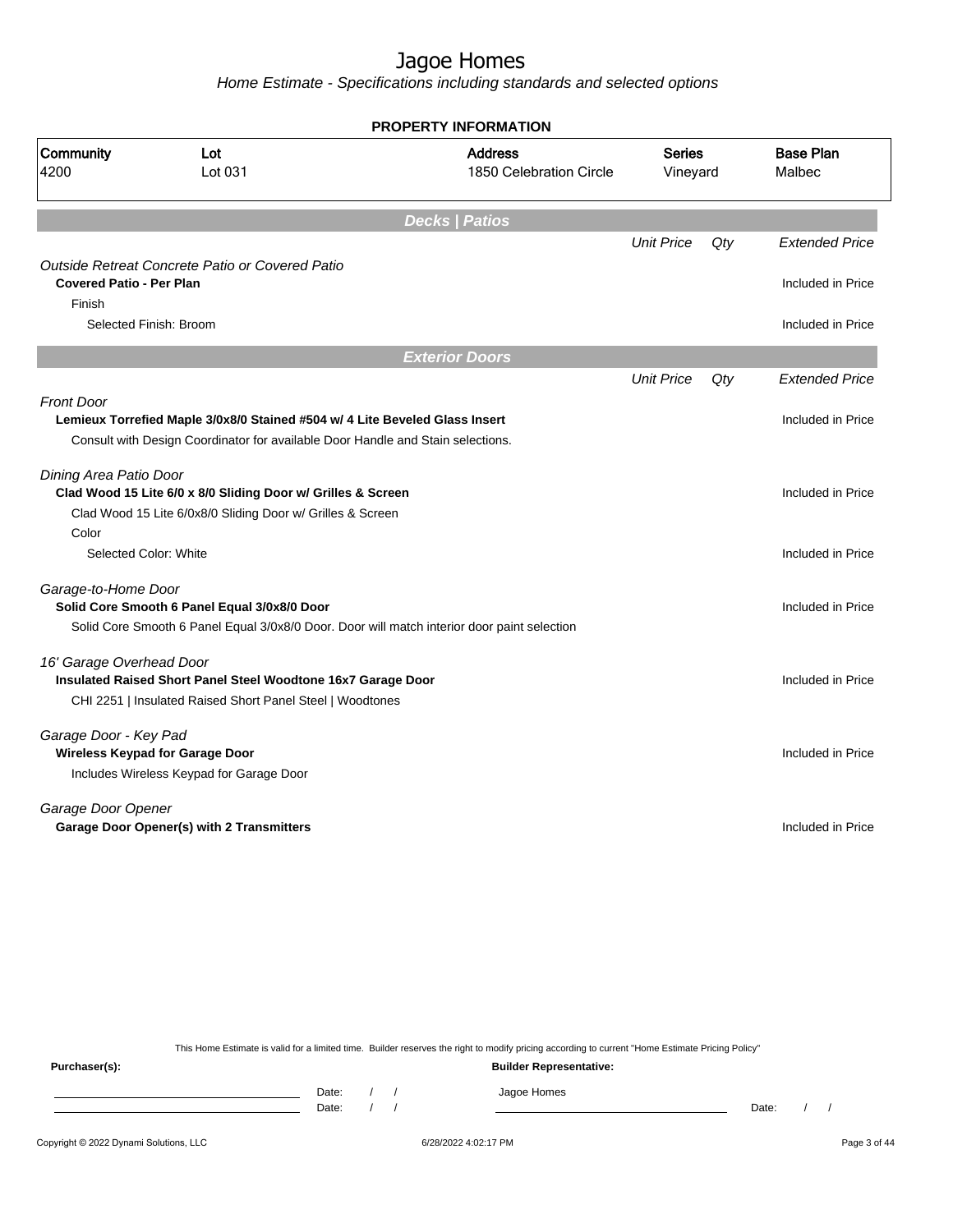# Jagoe Homes

*Home Estimate - Specifications including standards and selected options*

**PROPERTY INFORMATION**

| Community | Lot | Address | Series | Base Plan |
|---|---|---|---|---|
| 4200 | Lot 031 | 1850 Celebration Circle | Vineyard | Malbec |

## *Decks | Patios*

| | Unit Price | Qty | Extended Price |
|---|---|---|---|
| *Outside Retreat Concrete Patio or Covered Patio* | | | |
| **Covered Patio - Per Plan** | | | Included in Price |
| Finish | | | |
| Selected Finish: Broom | | | Included in Price |

## *Exterior Doors*

| | Unit Price | Qty | Extended Price |
|---|---|---|---|
| *Front Door* | | | |
| **Lemieux Torrefied Maple 3/0x8/0 Stained #504 w/ 4 Lite Beveled Glass Insert** | | | Included in Price |
| Consult with Design Coordinator for available Door Handle and Stain selections. | | | |
| *Dining Area Patio Door* | | | |
| **Clad Wood 15 Lite 6/0 x 8/0 Sliding Door w/ Grilles & Screen** | | | Included in Price |
| Clad Wood 15 Lite 6/0x8/0 Sliding Door w/ Grilles & Screen | | | |
| Color | | | |
| Selected Color: White | | | Included in Price |
| *Garage-to-Home Door* | | | |
| **Solid Core Smooth 6 Panel Equal 3/0x8/0 Door** | | | Included in Price |
| Solid Core Smooth 6 Panel Equal 3/0x8/0 Door. Door will match interior door paint selection | | | |
| *16' Garage Overhead Door* | | | |
| **Insulated Raised Short Panel Steel Woodtone 16x7 Garage Door** | | | Included in Price |
| CHI 2251 \| Insulated Raised Short Panel Steel \| Woodtones | | | |
| *Garage Door - Key Pad* | | | |
| **Wireless Keypad for Garage Door** | | | Included in Price |
| Includes Wireless Keypad for Garage Door | | | |
| *Garage Door Opener* | | | |
| **Garage Door Opener(s) with 2 Transmitters** | | | Included in Price |

This Home Estimate is valid for a limited time. Builder reserves the right to modify pricing according to current "Home Estimate Pricing Policy"

**Purchaser(s):** Date: / / Date: / /

**Builder Representative:** Jagoe Homes Date: / /

Copyright © 2022 Dynami Solutions, LLC — 6/28/2022 4:02:17 PM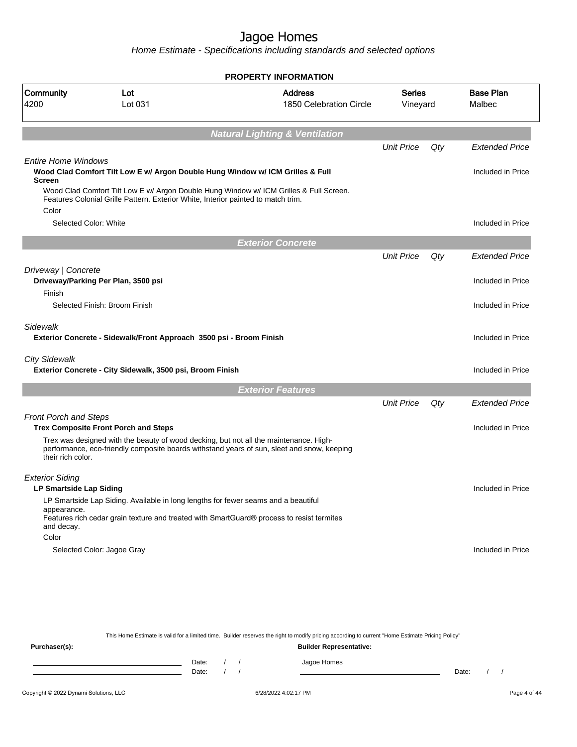# Jagoe Homes

*Home Estimate - Specifications including standards and selected options*

**PROPERTY INFORMATION**

| Community | Lot | Address | Series | Base Plan |
|---|---|---|---|---|
| 4200 | Lot 031 | 1850 Celebration Circle | Vineyard | Malbec |

## Natural Lighting & Ventilation

| | Unit Price | Qty | Extended Price |
|---|---|---|---|
| *Entire Home Windows* | | | |
| **Wood Clad Comfort Tilt Low E w/ Argon Double Hung Window w/ ICM Grilles & Full Screen** | | | Included in Price |
| Wood Clad Comfort Tilt Low E w/ Argon Double Hung Window w/ ICM Grilles & Full Screen. Features Colonial Grille Pattern. Exterior White, Interior painted to match trim. | | | |
| Color | | | |
| Selected Color: White | | | Included in Price |

## Exterior Concrete

| | Unit Price | Qty | Extended Price |
|---|---|---|---|
| *Driveway \| Concrete* | | | |
| **Driveway/Parking Per Plan, 3500 psi** | | | Included in Price |
| Finish | | | |
| Selected Finish: Broom Finish | | | Included in Price |
| *Sidewalk* | | | |
| **Exterior Concrete - Sidewalk/Front Approach 3500 psi - Broom Finish** | | | Included in Price |
| *City Sidewalk* | | | |
| **Exterior Concrete - City Sidewalk, 3500 psi, Broom Finish** | | | Included in Price |

## Exterior Features

| | Unit Price | Qty | Extended Price |
|---|---|---|---|
| *Front Porch and Steps* | | | |
| **Trex Composite Front Porch and Steps** | | | Included in Price |
| Trex was designed with the beauty of wood decking, but not all the maintenance. High-performance, eco-friendly composite boards withstand years of sun, sleet and snow, keeping their rich color. | | | |
| *Exterior Siding* | | | |
| **LP Smartside Lap Siding** | | | Included in Price |
| LP Smartside Lap Siding. Available in long lengths for fewer seams and a beautiful appearance. Features rich cedar grain texture and treated with SmartGuard® process to resist termites and decay. | | | |
| Color | | | |
| Selected Color: Jagoe Gray | | | Included in Price |

This Home Estimate is valid for a limited time. Builder reserves the right to modify pricing according to current "Home Estimate Pricing Policy"

**Purchaser(s):** Date: / / Date: / /

**Builder Representative:** Jagoe Homes Date: / /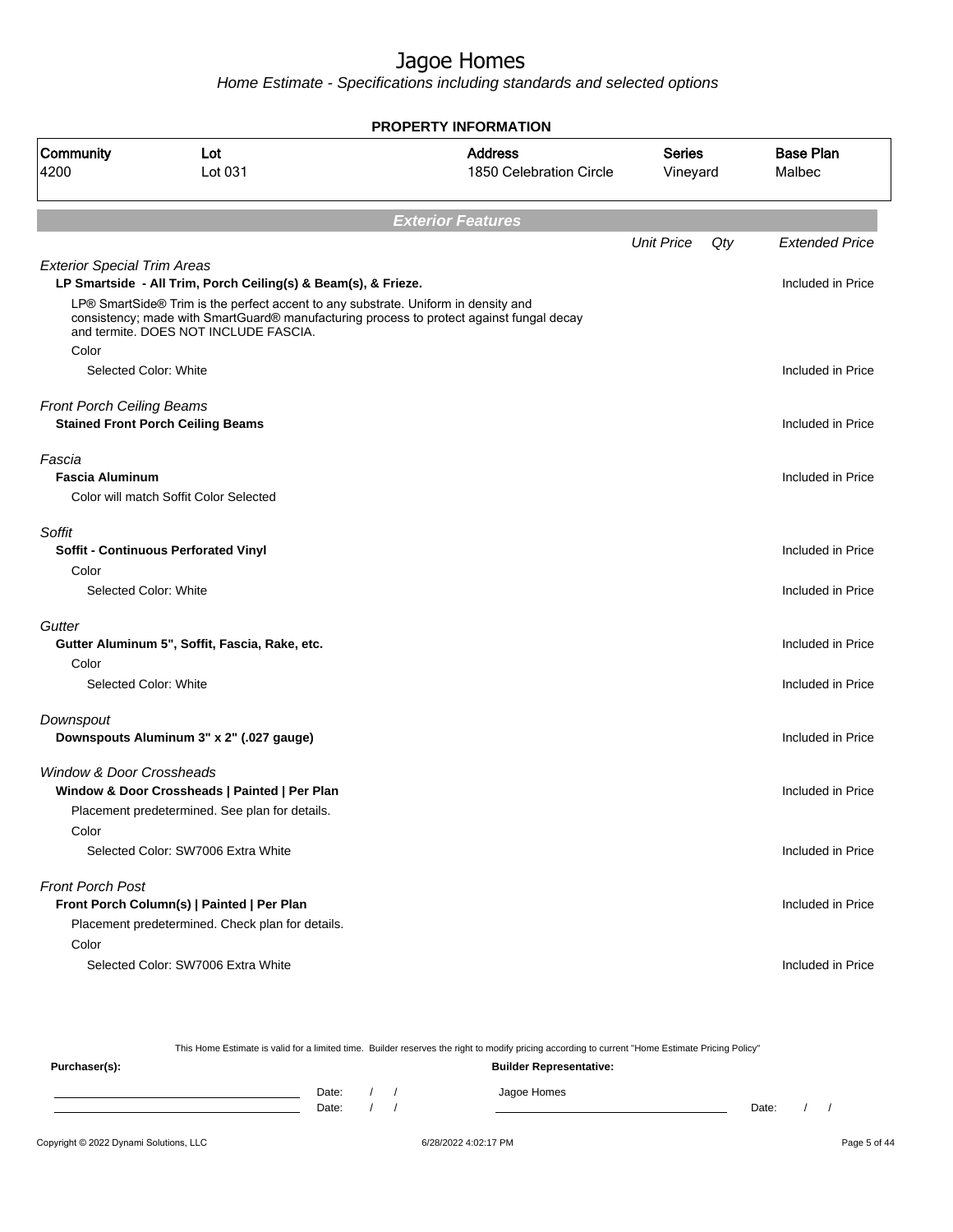# Jagoe Homes

*Home Estimate - Specifications including standards and selected options*

**PROPERTY INFORMATION**

| Community | Lot | Address | Series | Base Plan |
|---|---|---|---|---|
| 4200 | Lot 031 | 1850 Celebration Circle | Vineyard | Malbec |

## *Exterior Features*

| | *Unit Price* | *Qty* | *Extended Price* |
|---|---|---|---|
| *Exterior Special Trim Areas* | | | |
| **LP Smartside - All Trim, Porch Ceiling(s) & Beam(s), & Frieze.** | | | Included in Price |
| LP® SmartSide® Trim is the perfect accent to any substrate. Uniform in density and consistency; made with SmartGuard® manufacturing process to protect against fungal decay and termite. DOES NOT INCLUDE FASCIA. | | | |
| Color | | | |
| Selected Color: White | | | Included in Price |
| *Front Porch Ceiling Beams* | | | |
| **Stained Front Porch Ceiling Beams** | | | Included in Price |
| *Fascia* | | | |
| **Fascia Aluminum** | | | Included in Price |
| Color will match Soffit Color Selected | | | |
| *Soffit* | | | |
| **Soffit - Continuous Perforated Vinyl** | | | Included in Price |
| Color | | | |
| Selected Color: White | | | Included in Price |
| *Gutter* | | | |
| **Gutter Aluminum 5", Soffit, Fascia, Rake, etc.** | | | Included in Price |
| Color | | | |
| Selected Color: White | | | Included in Price |
| *Downspout* | | | |
| **Downspouts Aluminum 3" x 2" (.027 gauge)** | | | Included in Price |
| *Window & Door Crossheads* | | | |
| **Window & Door Crossheads \| Painted \| Per Plan** | | | Included in Price |
| Placement predetermined. See plan for details. | | | |
| Color | | | |
| Selected Color: SW7006 Extra White | | | Included in Price |
| *Front Porch Post* | | | |
| **Front Porch Column(s) \| Painted \| Per Plan** | | | Included in Price |
| Placement predetermined. Check plan for details. | | | |
| Color | | | |
| Selected Color: SW7006 Extra White | | | Included in Price |

This Home Estimate is valid for a limited time. Builder reserves the right to modify pricing according to current "Home Estimate Pricing Policy"

**Purchaser(s):**

Date: / /
Date: / /

**Builder Representative:**

Jagoe Homes

Date: / /

Copyright © 2022 Dynami Solutions, LLC 6/28/2022 4:02:17 PM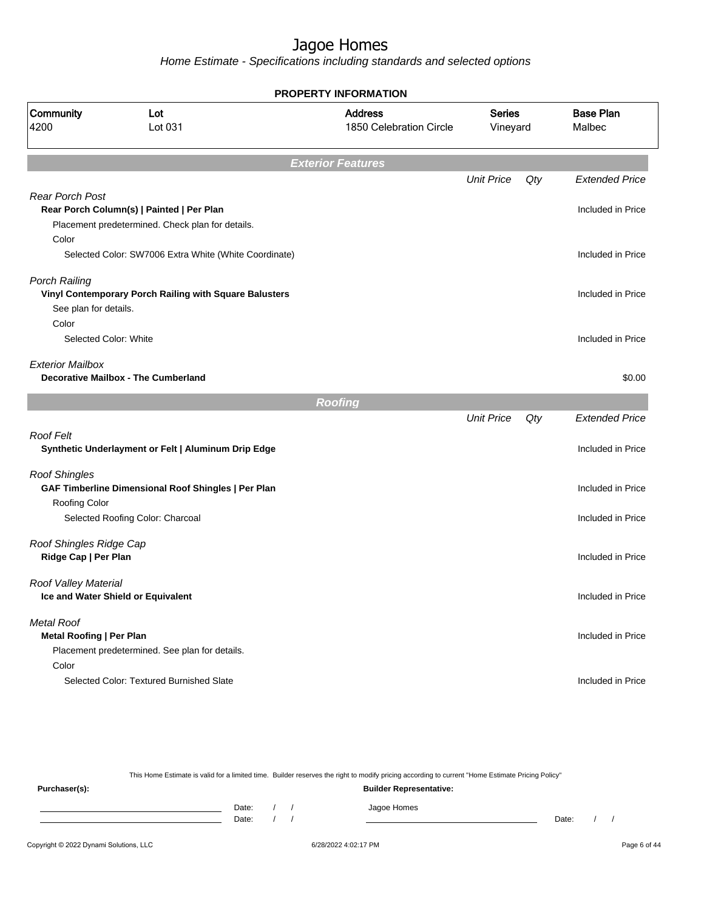# Jagoe Homes

*Home Estimate - Specifications including standards and selected options*

**PROPERTY INFORMATION**

| Community | Lot | Address | Series | Base Plan |
|---|---|---|---|---|
| 4200 | Lot 031 | 1850 Celebration Circle | Vineyard | Malbec |

## Exterior Features

| | Unit Price | Qty | Extended Price |
|---|---|---|---|
| *Rear Porch Post* | | | |
| **Rear Porch Column(s) \| Painted \| Per Plan** | | | Included in Price |
| Placement predetermined. Check plan for details. | | | |
| Color | | | |
| Selected Color: SW7006 Extra White (White Coordinate) | | | Included in Price |
| *Porch Railing* | | | |
| **Vinyl Contemporary Porch Railing with Square Balusters** | | | Included in Price |
| See plan for details. | | | |
| Color | | | |
| Selected Color: White | | | Included in Price |
| *Exterior Mailbox* | | | |
| **Decorative Mailbox - The Cumberland** | | | $0.00 |

## Roofing

| | Unit Price | Qty | Extended Price |
|---|---|---|---|
| *Roof Felt* | | | |
| **Synthetic Underlayment or Felt \| Aluminum Drip Edge** | | | Included in Price |
| *Roof Shingles* | | | |
| **GAF Timberline Dimensional Roof Shingles \| Per Plan** | | | Included in Price |
| Roofing Color | | | |
| Selected Roofing Color: Charcoal | | | Included in Price |
| *Roof Shingles Ridge Cap* | | | |
| **Ridge Cap \| Per Plan** | | | Included in Price |
| *Roof Valley Material* | | | |
| **Ice and Water Shield or Equivalent** | | | Included in Price |
| *Metal Roof* | | | |
| **Metal Roofing \| Per Plan** | | | Included in Price |
| Placement predetermined. See plan for details. | | | |
| Color | | | |
| Selected Color: Textured Burnished Slate | | | Included in Price |

This Home Estimate is valid for a limited time. Builder reserves the right to modify pricing according to current "Home Estimate Pricing Policy"

**Purchaser(s):**

Date: / /

Date: / /

**Builder Representative:**

Jagoe Homes

Date: / /

Copyright © 2022 Dynami Solutions, LLC

6/28/2022 4:02:17 PM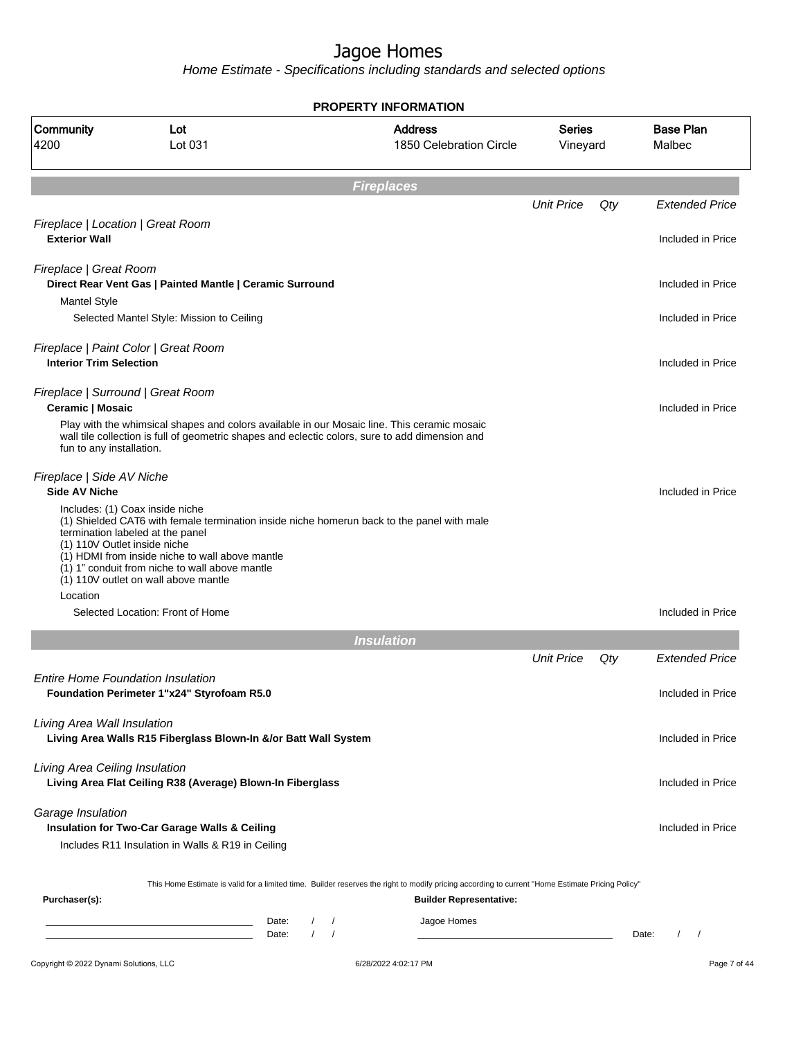# Jagoe Homes

*Home Estimate - Specifications including standards and selected options*

**PROPERTY INFORMATION**

| Community | Lot | Address | Series | Base Plan |
|---|---|---|---|---|
| 4200 | Lot 031 | 1850 Celebration Circle | Vineyard | Malbec |

## Fireplaces

| | Unit Price | Qty | Extended Price |
|---|---|---|---|
| *Fireplace \| Location \| Great Room* | | | |
| **Exterior Wall** | | | Included in Price |
| *Fireplace \| Great Room* | | | |
| **Direct Rear Vent Gas \| Painted Mantle \| Ceramic Surround** | | | Included in Price |
| Mantel Style | | | |
| Selected Mantel Style: Mission to Ceiling | | | Included in Price |
| *Fireplace \| Paint Color \| Great Room* | | | |
| **Interior Trim Selection** | | | Included in Price |
| *Fireplace \| Surround \| Great Room* | | | |
| **Ceramic \| Mosaic** | | | Included in Price |
| Play with the whimsical shapes and colors available in our Mosaic line. This ceramic mosaic wall tile collection is full of geometric shapes and eclectic colors, sure to add dimension and fun to any installation. | | | |
| *Fireplace \| Side AV Niche* | | | |
| **Side AV Niche** | | | Included in Price |
| Includes: (1) Coax inside niche<br>(1) Shielded CAT6 with female termination inside niche homerun back to the panel with male termination labeled at the panel<br>(1) 110V Outlet inside niche<br>(1) HDMI from inside niche to wall above mantle<br>(1) 1" conduit from niche to wall above mantle<br>(1) 110V outlet on wall above mantle | | | |
| Location | | | |
| Selected Location: Front of Home | | | Included in Price |

## Insulation

| | Unit Price | Qty | Extended Price |
|---|---|---|---|
| *Entire Home Foundation Insulation* | | | |
| **Foundation Perimeter 1"x24" Styrofoam R5.0** | | | Included in Price |
| *Living Area Wall Insulation* | | | |
| **Living Area Walls R15 Fiberglass Blown-In &/or Batt Wall System** | | | Included in Price |
| *Living Area Ceiling Insulation* | | | |
| **Living Area Flat Ceiling R38 (Average) Blown-In Fiberglass** | | | Included in Price |
| *Garage Insulation* | | | |
| **Insulation for Two-Car Garage Walls & Ceiling** | | | Included in Price |
| Includes R11 Insulation in Walls & R19 in Ceiling | | | |

This Home Estimate is valid for a limited time. Builder reserves the right to modify pricing according to current "Home Estimate Pricing Policy"

**Purchaser(s):**

Date: / /

Date: / /

**Builder Representative:**

Jagoe Homes

Date: / /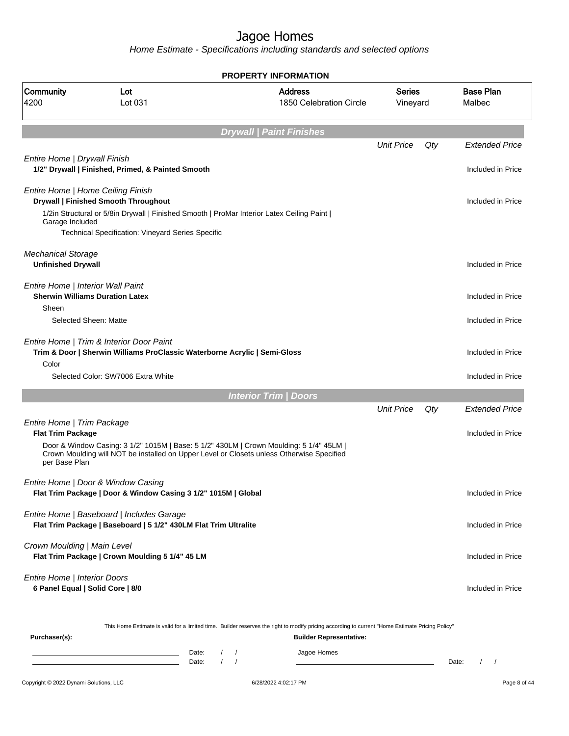# Jagoe Homes

*Home Estimate - Specifications including standards and selected options*

**PROPERTY INFORMATION**

| Community | Lot | Address | Series | Base Plan |
|---|---|---|---|---|
| 4200 | Lot 031 | 1850 Celebration Circle | Vineyard | Malbec |

## Drywall | Paint Finishes

| | Unit Price | Qty | Extended Price |
|---|---|---|---|
| *Entire Home \| Drywall Finish* | | | |
| **1/2" Drywall \| Finished, Primed, & Painted Smooth** | | | Included in Price |
| *Entire Home \| Home Ceiling Finish* | | | |
| **Drywall \| Finished Smooth Throughout** | | | Included in Price |
| 1/2in Structural or 5/8in Drywall \| Finished Smooth \| ProMar Interior Latex Ceiling Paint \| Garage Included | | | |
| Technical Specification: Vineyard Series Specific | | | |
| *Mechanical Storage* | | | |
| **Unfinished Drywall** | | | Included in Price |
| *Entire Home \| Interior Wall Paint* | | | |
| **Sherwin Williams Duration Latex** | | | Included in Price |
| Sheen | | | |
| Selected Sheen: Matte | | | Included in Price |
| *Entire Home \| Trim & Interior Door Paint* | | | |
| **Trim & Door \| Sherwin Williams ProClassic Waterborne Acrylic \| Semi-Gloss** | | | Included in Price |
| Color | | | |
| Selected Color: SW7006 Extra White | | | Included in Price |

## Interior Trim | Doors

| | Unit Price | Qty | Extended Price |
|---|---|---|---|
| *Entire Home \| Trim Package* | | | |
| **Flat Trim Package** | | | Included in Price |
| Door & Window Casing: 3 1/2" 1015M \| Base: 5 1/2" 430LM \| Crown Moulding: 5 1/4" 45LM \| Crown Moulding will NOT be installed on Upper Level or Closets unless Otherwise Specified per Base Plan | | | |
| *Entire Home \| Door & Window Casing* | | | |
| **Flat Trim Package \| Door & Window Casing 3 1/2" 1015M \| Global** | | | Included in Price |
| *Entire Home \| Baseboard \| Includes Garage* | | | |
| **Flat Trim Package \| Baseboard \| 5 1/2" 430LM Flat Trim Ultralite** | | | Included in Price |
| *Crown Moulding \| Main Level* | | | |
| **Flat Trim Package \| Crown Moulding 5 1/4" 45 LM** | | | Included in Price |
| *Entire Home \| Interior Doors* | | | |
| **6 Panel Equal \| Solid Core \| 8/0** | | | Included in Price |

This Home Estimate is valid for a limited time. Builder reserves the right to modify pricing according to current "Home Estimate Pricing Policy"

**Purchaser(s):** 

Date: / /

Date: / /

**Builder Representative:**

Jagoe Homes

Date: / /

Copyright © 2022 Dynami Solutions, LLC — 6/28/2022 4:02:17 PM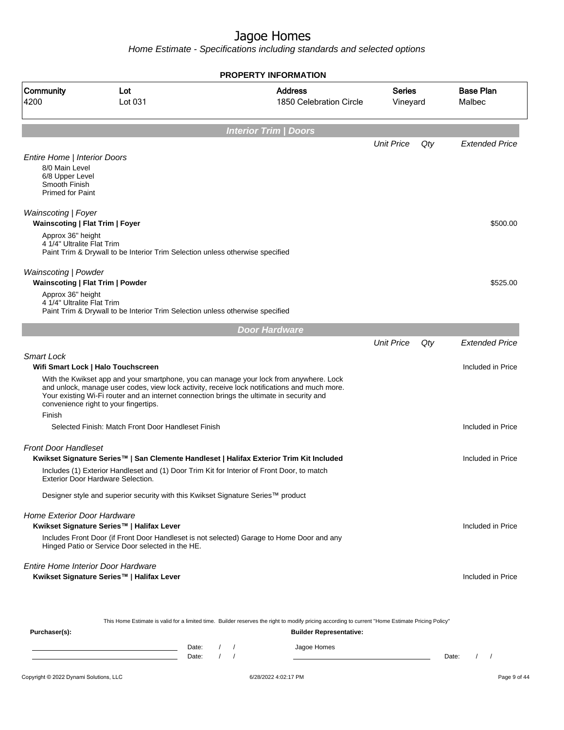# Jagoe Homes

*Home Estimate - Specifications including standards and selected options*

## PROPERTY INFORMATION

| Community | Lot | Address | Series | Base Plan |
|---|---|---|---|---|
| 4200 | Lot 031 | 1850 Celebration Circle | Vineyard | Malbec |

## *Interior Trim | Doors*

| | Unit Price | Qty | Extended Price |
|---|---|---|---|
| *Entire Home \| Interior Doors* | | | |
| 8/0 Main Level<br>6/8 Upper Level<br>Smooth Finish<br>Primed for Paint | | | |
| *Wainscoting \| Foyer* | | | |
| **Wainscoting \| Flat Trim \| Foyer** | | | $500.00 |
| Approx 36" height<br>4 1/4" Ultralite Flat Trim<br>Paint Trim & Drywall to be Interior Trim Selection unless otherwise specified | | | |
| *Wainscoting \| Powder* | | | |
| **Wainscoting \| Flat Trim \| Powder** | | | $525.00 |
| Approx 36" height<br>4 1/4" Ultralite Flat Trim<br>Paint Trim & Drywall to be Interior Trim Selection unless otherwise specified | | | |

## *Door Hardware*

| | Unit Price | Qty | Extended Price |
|---|---|---|---|
| *Smart Lock* | | | |
| **Wifi Smart Lock \| Halo Touchscreen** | | | Included in Price |
| With the Kwikset app and your smartphone, you can manage your lock from anywhere. Lock and unlock, manage user codes, view lock activity, receive lock notifications and much more. Your existing Wi-Fi router and an internet connection brings the ultimate in security and convenience right to your fingertips. | | | |
| Finish | | | |
| Selected Finish: Match Front Door Handleset Finish | | | Included in Price |
| *Front Door Handleset* | | | |
| **Kwikset Signature Series™ \| San Clemente Handleset \| Halifax Exterior Trim Kit Included** | | | Included in Price |
| Includes (1) Exterior Handleset and (1) Door Trim Kit for Interior of Front Door, to match Exterior Door Hardware Selection.<br><br>Designer style and superior security with this Kwikset Signature Series™ product | | | |
| *Home Exterior Door Hardware* | | | |
| **Kwikset Signature Series™ \| Halifax Lever** | | | Included in Price |
| Includes Front Door (if Front Door Handleset is not selected) Garage to Home Door and any Hinged Patio or Service Door selected in the HE. | | | |
| *Entire Home Interior Door Hardware* | | | |
| **Kwikset Signature Series™ \| Halifax Lever** | | | Included in Price |

This Home Estimate is valid for a limited time. Builder reserves the right to modify pricing according to current "Home Estimate Pricing Policy"

**Purchaser(s):**

Date: / /

Date: / /

**Builder Representative:**

Jagoe Homes

Date: / /

Copyright © 2022 Dynami Solutions, LLC — 6/28/2022 4:02:17 PM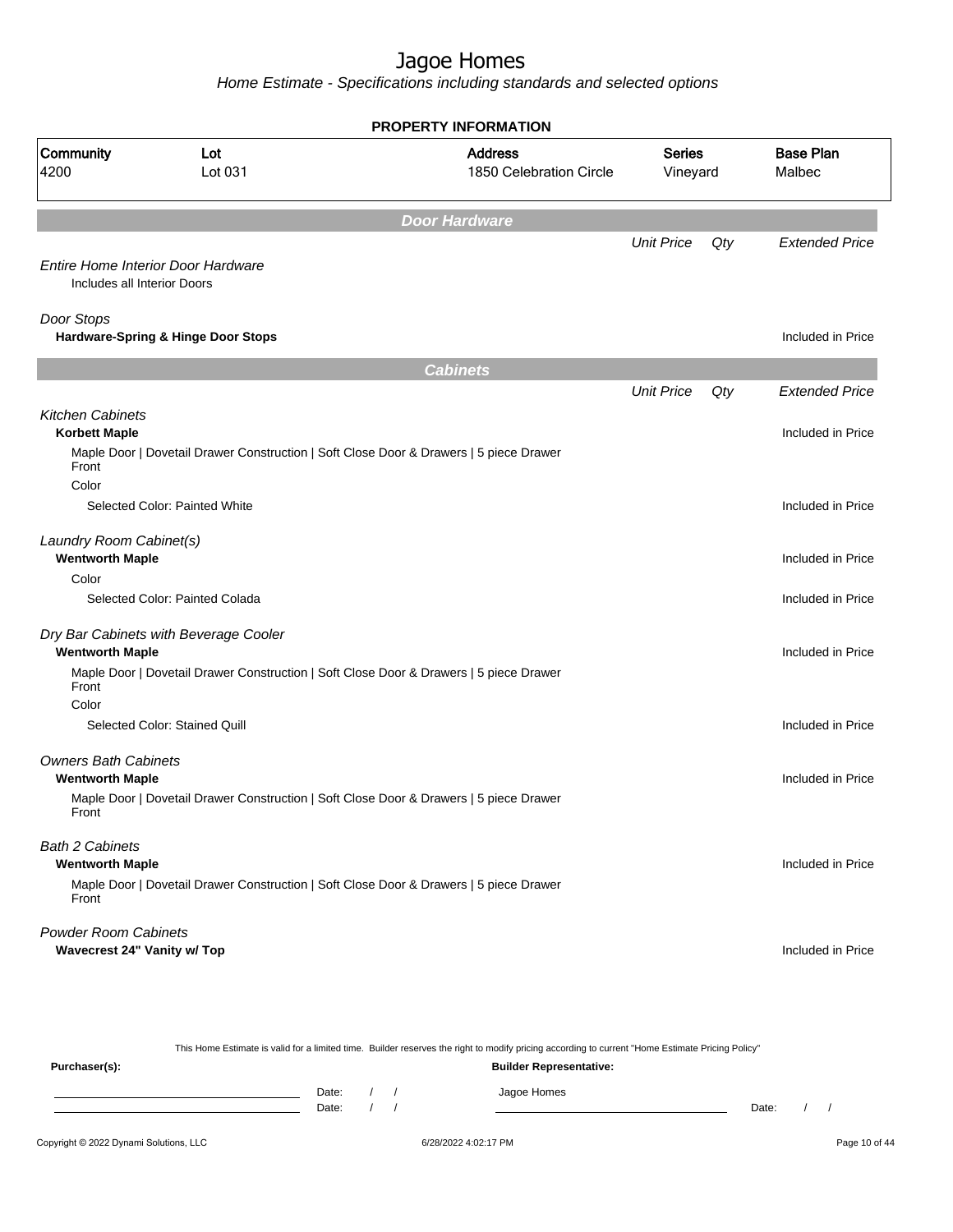# Jagoe Homes

*Home Estimate - Specifications including standards and selected options*

**PROPERTY INFORMATION**

| Community | Lot | Address | Series | Base Plan |
|---|---|---|---|---|
| 4200 | Lot 031 | 1850 Celebration Circle | Vineyard | Malbec |

## *Door Hardware*

| | Unit Price | Qty | Extended Price |
|---|---|---|---|
| *Entire Home Interior Door Hardware* | | | |
| Includes all Interior Doors | | | |
| *Door Stops* | | | |
| **Hardware-Spring & Hinge Door Stops** | | | Included in Price |

## *Cabinets*

| | Unit Price | Qty | Extended Price |
|---|---|---|---|
| *Kitchen Cabinets* | | | |
| **Korbett Maple** | | | Included in Price |
| Maple Door \| Dovetail Drawer Construction \| Soft Close Door & Drawers \| 5 piece Drawer Front | | | |
| Color | | | |
| Selected Color: Painted White | | | Included in Price |
| *Laundry Room Cabinet(s)* | | | |
| **Wentworth Maple** | | | Included in Price |
| Color | | | |
| Selected Color: Painted Colada | | | Included in Price |
| *Dry Bar Cabinets with Beverage Cooler* | | | |
| **Wentworth Maple** | | | Included in Price |
| Maple Door \| Dovetail Drawer Construction \| Soft Close Door & Drawers \| 5 piece Drawer Front | | | |
| Color | | | |
| Selected Color: Stained Quill | | | Included in Price |
| *Owners Bath Cabinets* | | | |
| **Wentworth Maple** | | | Included in Price |
| Maple Door \| Dovetail Drawer Construction \| Soft Close Door & Drawers \| 5 piece Drawer Front | | | |
| *Bath 2 Cabinets* | | | |
| **Wentworth Maple** | | | Included in Price |
| Maple Door \| Dovetail Drawer Construction \| Soft Close Door & Drawers \| 5 piece Drawer Front | | | |
| *Powder Room Cabinets* | | | |
| **Wavecrest 24" Vanity w/ Top** | | | Included in Price |

This Home Estimate is valid for a limited time. Builder reserves the right to modify pricing according to current "Home Estimate Pricing Policy"

**Purchaser(s):**

Date: / /

Date: / /

**Builder Representative:**

Jagoe Homes

Date: / /

Copyright © 2022 Dynami Solutions, LLC — 6/28/2022 4:02:17 PM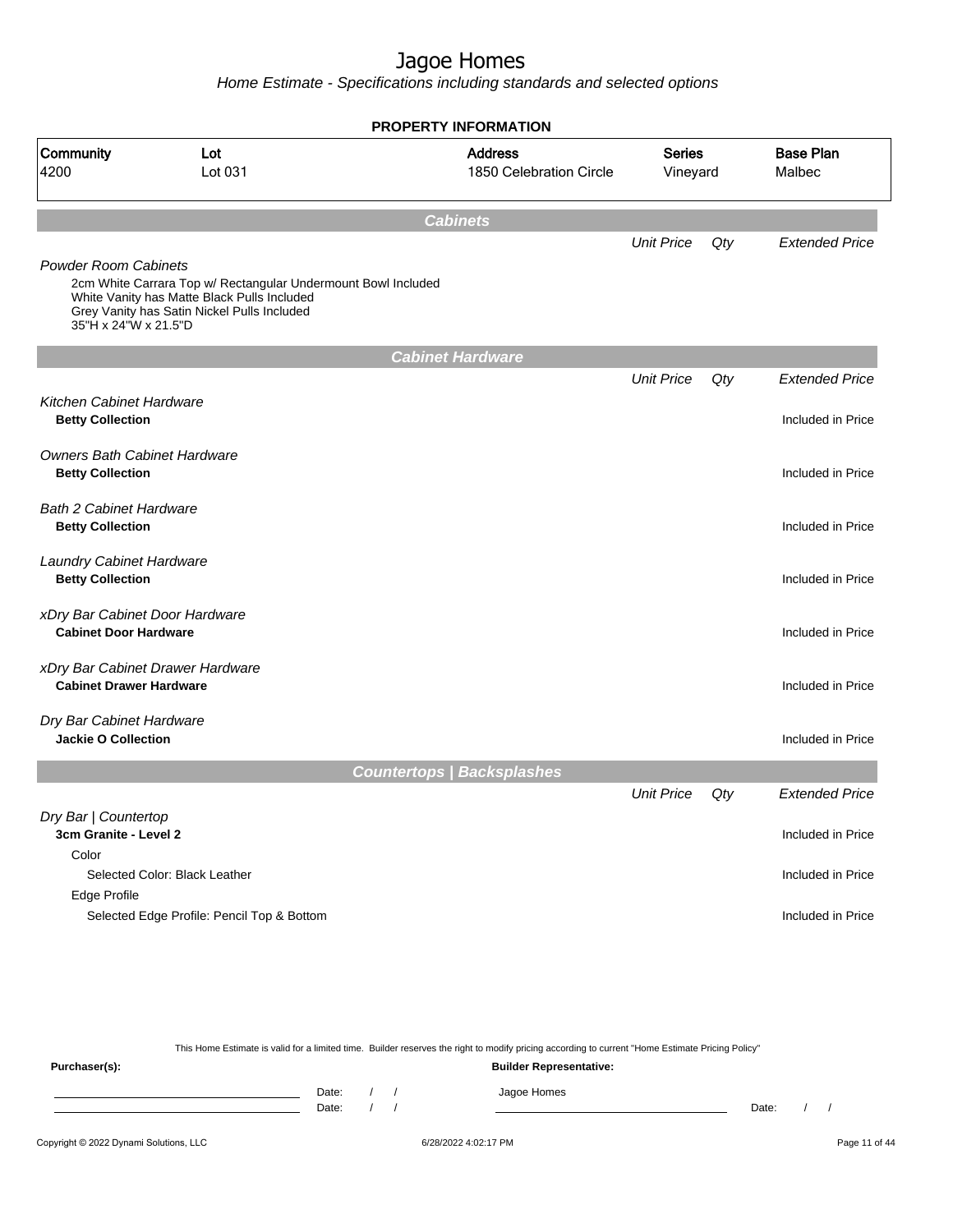# Jagoe Homes

*Home Estimate - Specifications including standards and selected options*

**PROPERTY INFORMATION**

| Community | Lot | Address | Series | Base Plan |
|---|---|---|---|---|
| 4200 | Lot 031 | 1850 Celebration Circle | Vineyard | Malbec |

## Cabinets

| | Unit Price | Qty | Extended Price |
|---|---|---|---|
| *Powder Room Cabinets* | | | |
| 2cm White Carrara Top w/ Rectangular Undermount Bowl Included<br>White Vanity has Matte Black Pulls Included<br>Grey Vanity has Satin Nickel Pulls Included<br>35"H x 24"W x 21.5"D | | | |

## Cabinet Hardware

| | Unit Price | Qty | Extended Price |
|---|---|---|---|
| *Kitchen Cabinet Hardware* | | | |
| **Betty Collection** | | | Included in Price |
| *Owners Bath Cabinet Hardware* | | | |
| **Betty Collection** | | | Included in Price |
| *Bath 2 Cabinet Hardware* | | | |
| **Betty Collection** | | | Included in Price |
| *Laundry Cabinet Hardware* | | | |
| **Betty Collection** | | | Included in Price |
| *xDry Bar Cabinet Door Hardware* | | | |
| **Cabinet Door Hardware** | | | Included in Price |
| *xDry Bar Cabinet Drawer Hardware* | | | |
| **Cabinet Drawer Hardware** | | | Included in Price |
| *Dry Bar Cabinet Hardware* | | | |
| **Jackie O Collection** | | | Included in Price |

## Countertops | Backsplashes

| | Unit Price | Qty | Extended Price |
|---|---|---|---|
| *Dry Bar \| Countertop* | | | |
| **3cm Granite - Level 2** | | | Included in Price |
| Color | | | |
| Selected Color: Black Leather | | | Included in Price |
| Edge Profile | | | |
| Selected Edge Profile: Pencil Top & Bottom | | | Included in Price |

This Home Estimate is valid for a limited time. Builder reserves the right to modify pricing according to current "Home Estimate Pricing Policy"

**Purchaser(s):** Date: / / Date: / /

**Builder Representative:** Jagoe Homes Date: / /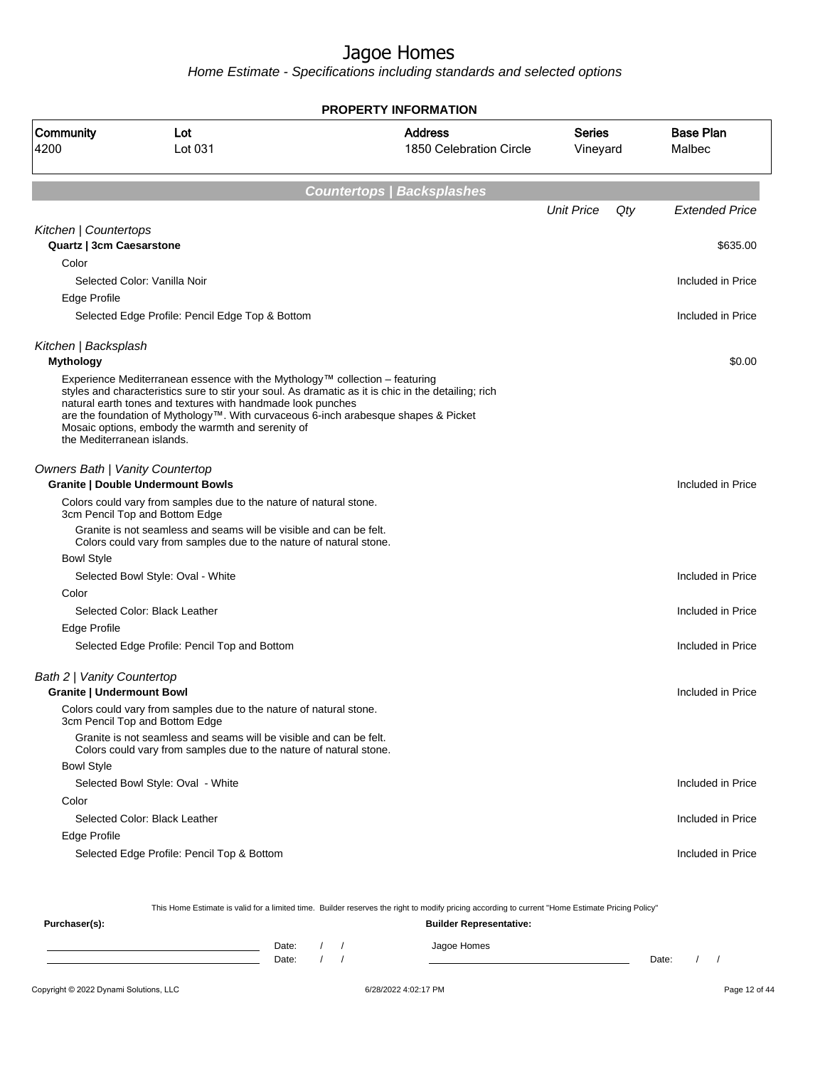# Jagoe Homes

*Home Estimate - Specifications including standards and selected options*

**PROPERTY INFORMATION**

| Community | Lot | Address | Series | Base Plan |
|---|---|---|---|---|
| 4200 | Lot 031 | 1850 Celebration Circle | Vineyard | Malbec |

## Countertops | Backsplashes

| | Unit Price | Qty | Extended Price |
|---|---|---|---|
| *Kitchen \| Countertops* | | | |
| **Quartz \| 3cm Caesarstone** | | | $635.00 |
| Color | | | |
| Selected Color: Vanilla Noir | | | Included in Price |
| Edge Profile | | | |
| Selected Edge Profile: Pencil Edge Top & Bottom | | | Included in Price |
| *Kitchen \| Backsplash* | | | |
| **Mythology** | | | $0.00 |
| Experience Mediterranean essence with the Mythology™ collection – featuring styles and characteristics sure to stir your soul. As dramatic as it is chic in the detailing; rich natural earth tones and textures with handmade look punches are the foundation of Mythology™. With curvaceous 6-inch arabesque shapes & Picket Mosaic options, embody the warmth and serenity of the Mediterranean islands. | | | |
| *Owners Bath \| Vanity Countertop* | | | |
| **Granite \| Double Undermount Bowls** | | | Included in Price |
| Colors could vary from samples due to the nature of natural stone. 3cm Pencil Top and Bottom Edge | | | |
| Granite is not seamless and seams will be visible and can be felt. Colors could vary from samples due to the nature of natural stone. | | | |
| Bowl Style | | | |
| Selected Bowl Style: Oval - White | | | Included in Price |
| Color | | | |
| Selected Color: Black Leather | | | Included in Price |
| Edge Profile | | | |
| Selected Edge Profile: Pencil Top and Bottom | | | Included in Price |
| *Bath 2 \| Vanity Countertop* | | | |
| **Granite \| Undermount Bowl** | | | Included in Price |
| Colors could vary from samples due to the nature of natural stone. 3cm Pencil Top and Bottom Edge | | | |
| Granite is not seamless and seams will be visible and can be felt. Colors could vary from samples due to the nature of natural stone. | | | |
| Bowl Style | | | |
| Selected Bowl Style: Oval - White | | | Included in Price |
| Color | | | |
| Selected Color: Black Leather | | | Included in Price |
| Edge Profile | | | |
| Selected Edge Profile: Pencil Top & Bottom | | | Included in Price |

This Home Estimate is valid for a limited time. Builder reserves the right to modify pricing according to current "Home Estimate Pricing Policy"

**Purchaser(s):**

Date: / /

Date: / /

**Builder Representative:**

Jagoe Homes

Date: / /

Copyright © 2022 Dynami Solutions, LLC — 6/28/2022 4:02:17 PM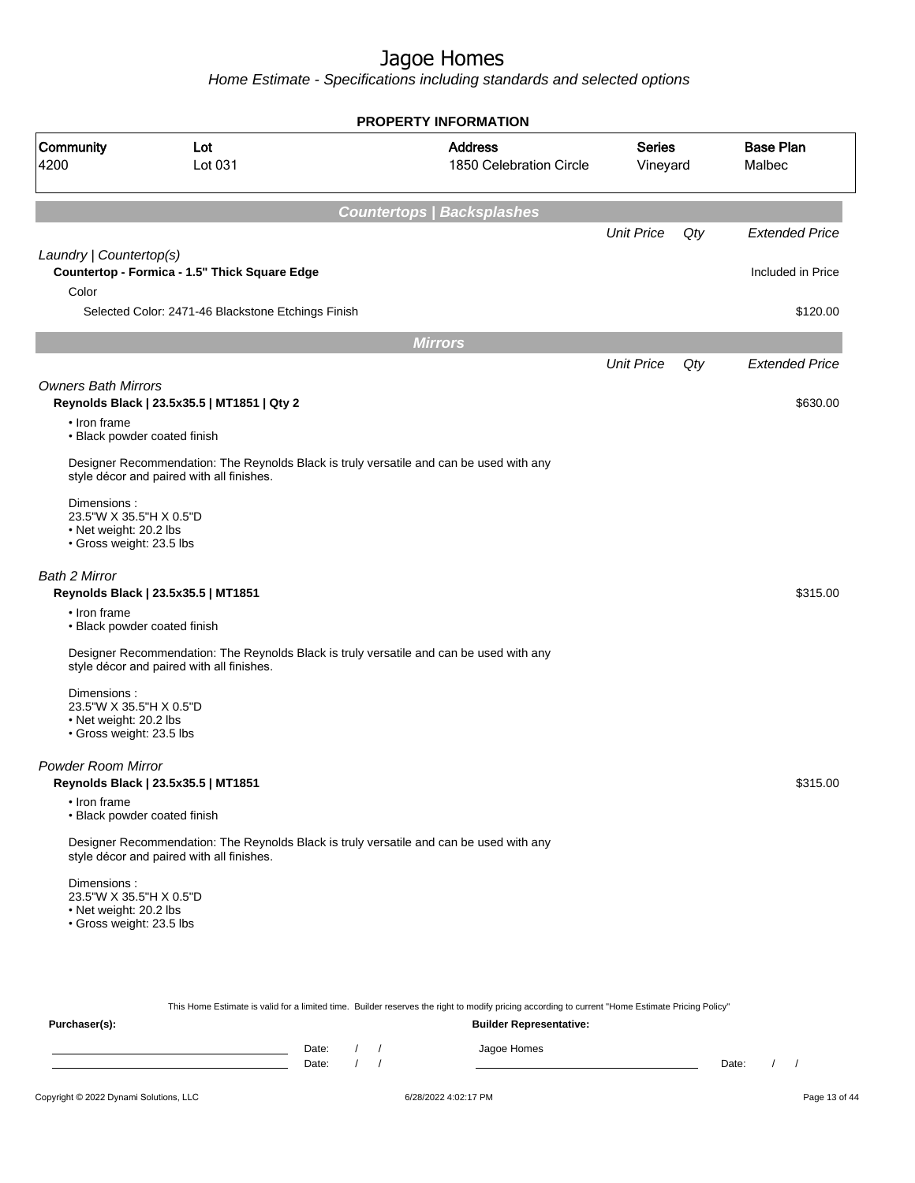# Jagoe Homes

*Home Estimate - Specifications including standards and selected options*

**PROPERTY INFORMATION**

| Community | Lot | Address | Series | Base Plan |
|---|---|---|---|---|
| 4200 | Lot 031 | 1850 Celebration Circle | Vineyard | Malbec |

## Countertops | Backsplashes

| | Unit Price | Qty | Extended Price |
|---|---|---|---|
| *Laundry \| Countertop(s)* | | | |
| **Countertop - Formica - 1.5" Thick Square Edge** | | | Included in Price |
| Color | | | |
| Selected Color: 2471-46 Blackstone Etchings Finish | | | $120.00 |

## Mirrors

| | Unit Price | Qty | Extended Price |
|---|---|---|---|

*Owners Bath Mirrors*

**Reynolds Black | 23.5x35.5 | MT1851 | Qty 2** — $630.00

- Iron frame
- Black powder coated finish

Designer Recommendation: The Reynolds Black is truly versatile and can be used with any style décor and paired with all finishes.

Dimensions :
23.5"W X 35.5"H X 0.5"D
- Net weight: 20.2 lbs
- Gross weight: 23.5 lbs

*Bath 2 Mirror*

**Reynolds Black | 23.5x35.5 | MT1851** — $315.00

- Iron frame
- Black powder coated finish

Designer Recommendation: The Reynolds Black is truly versatile and can be used with any style décor and paired with all finishes.

Dimensions :
23.5"W X 35.5"H X 0.5"D
- Net weight: 20.2 lbs
- Gross weight: 23.5 lbs

*Powder Room Mirror*

**Reynolds Black | 23.5x35.5 | MT1851** — $315.00

- Iron frame
- Black powder coated finish

Designer Recommendation: The Reynolds Black is truly versatile and can be used with any style décor and paired with all finishes.

Dimensions :
23.5"W X 35.5"H X 0.5"D
- Net weight: 20.2 lbs
- Gross weight: 23.5 lbs

This Home Estimate is valid for a limited time. Builder reserves the right to modify pricing according to current "Home Estimate Pricing Policy"

**Purchaser(s):**

______________________ Date: / /

______________________ Date: / /

**Builder Representative:**

Jagoe Homes

______________________ Date: / /

Copyright © 2022 Dynami Solutions, LLC — 6/28/2022 4:02:17 PM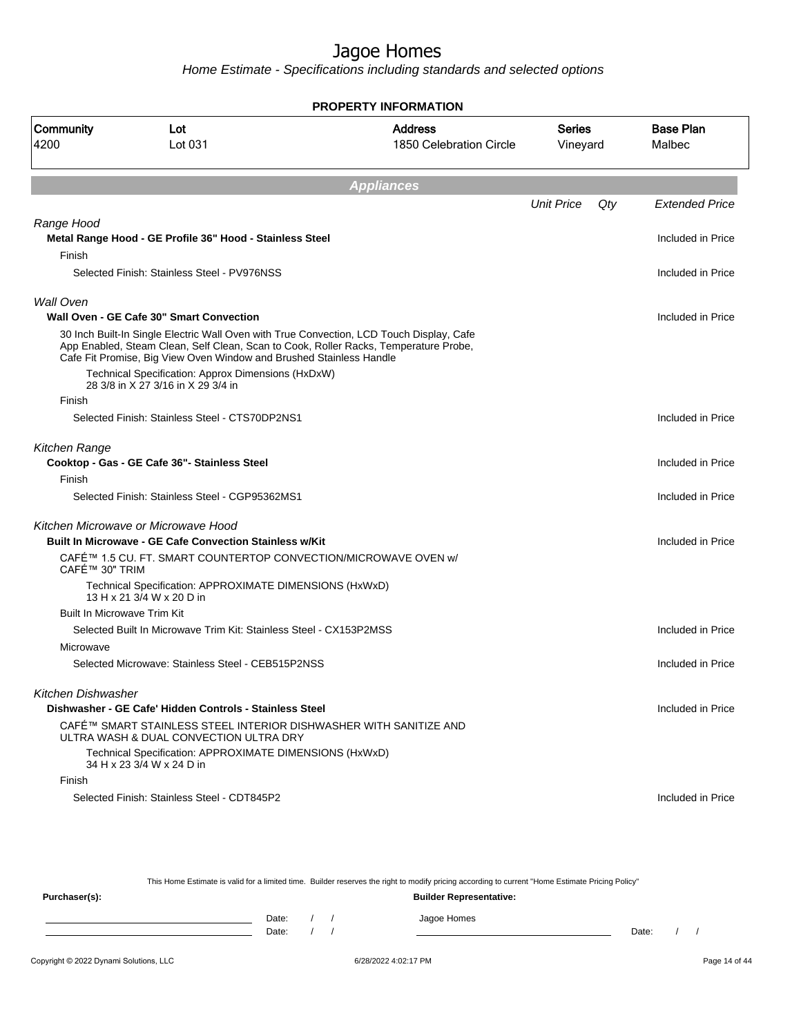# Jagoe Homes

*Home Estimate - Specifications including standards and selected options*

**PROPERTY INFORMATION**

| Community | Lot | Address | Series | Base Plan |
|---|---|---|---|---|
| 4200 | Lot 031 | 1850 Celebration Circle | Vineyard | Malbec |

## Appliances

| | Unit Price | Qty | Extended Price |
|---|---|---|---|
| *Range Hood* | | | |
| **Metal Range Hood - GE Profile 36" Hood - Stainless Steel** | | | Included in Price |
| Finish | | | |
| Selected Finish: Stainless Steel - PV976NSS | | | Included in Price |
| *Wall Oven* | | | |
| **Wall Oven - GE Cafe 30" Smart Convection** | | | Included in Price |
| 30 Inch Built-In Single Electric Wall Oven with True Convection, LCD Touch Display, Cafe App Enabled, Steam Clean, Self Clean, Scan to Cook, Roller Racks, Temperature Probe, Cafe Fit Promise, Big View Oven Window and Brushed Stainless Handle | | | |
| Technical Specification: Approx Dimensions (HxDxW) 28 3/8 in X 27 3/16 in X 29 3/4 in | | | |
| Finish | | | |
| Selected Finish: Stainless Steel - CTS70DP2NS1 | | | Included in Price |
| *Kitchen Range* | | | |
| **Cooktop - Gas - GE Cafe 36"- Stainless Steel** | | | Included in Price |
| Finish | | | |
| Selected Finish: Stainless Steel - CGP95362MS1 | | | Included in Price |
| *Kitchen Microwave or Microwave Hood* | | | |
| **Built In Microwave - GE Cafe Convection Stainless w/Kit** | | | Included in Price |
| CAFÉ™ 1.5 CU. FT. SMART COUNTERTOP CONVECTION/MICROWAVE OVEN w/ CAFÉ™ 30" TRIM | | | |
| Technical Specification: APPROXIMATE DIMENSIONS (HxWxD) 13 H x 21 3/4 W x 20 D in | | | |
| Built In Microwave Trim Kit | | | |
| Selected Built In Microwave Trim Kit: Stainless Steel - CX153P2MSS | | | Included in Price |
| Microwave | | | |
| Selected Microwave: Stainless Steel - CEB515P2NSS | | | Included in Price |
| *Kitchen Dishwasher* | | | |
| **Dishwasher - GE Cafe' Hidden Controls - Stainless Steel** | | | Included in Price |
| CAFÉ™ SMART STAINLESS STEEL INTERIOR DISHWASHER WITH SANITIZE AND ULTRA WASH & DUAL CONVECTION ULTRA DRY | | | |
| Technical Specification: APPROXIMATE DIMENSIONS (HxWxD) 34 H x 23 3/4 W x 24 D in | | | |
| Finish | | | |
| Selected Finish: Stainless Steel - CDT845P2 | | | Included in Price |

This Home Estimate is valid for a limited time. Builder reserves the right to modify pricing according to current "Home Estimate Pricing Policy"

**Purchaser(s):** 

Date: / /

Date: / /

**Builder Representative:**

Jagoe Homes

Date: / /

Copyright © 2022 Dynami Solutions, LLC — 6/28/2022 4:02:17 PM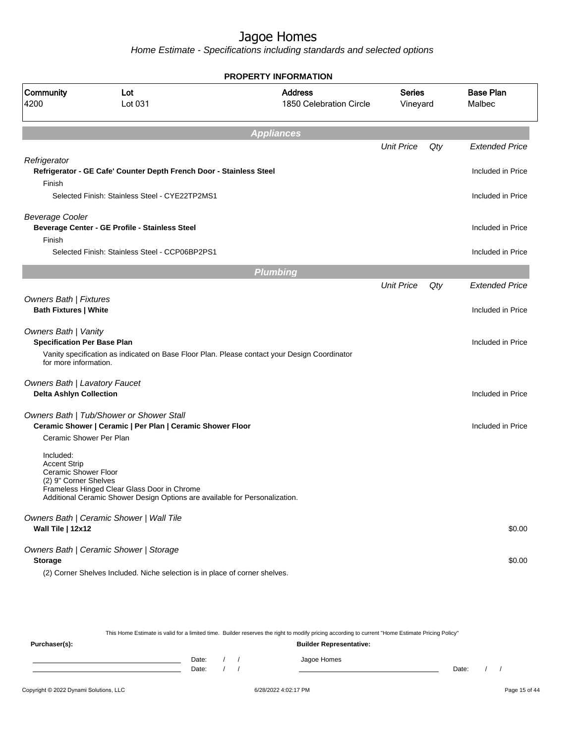# Jagoe Homes

*Home Estimate - Specifications including standards and selected options*

## PROPERTY INFORMATION

| Community | Lot | Address | Series | Base Plan |
|---|---|---|---|---|
| 4200 | Lot 031 | 1850 Celebration Circle | Vineyard | Malbec |

## Appliances

| | Unit Price | Qty | Extended Price |
|---|---|---|---|
| *Refrigerator* | | | |
| **Refrigerator - GE Cafe' Counter Depth French Door - Stainless Steel** | | | Included in Price |
| Finish | | | |
| Selected Finish: Stainless Steel - CYE22TP2MS1 | | | Included in Price |
| *Beverage Cooler* | | | |
| **Beverage Center - GE Profile - Stainless Steel** | | | Included in Price |
| Finish | | | |
| Selected Finish: Stainless Steel - CCP06BP2PS1 | | | Included in Price |

## Plumbing

| | Unit Price | Qty | Extended Price |
|---|---|---|---|
| *Owners Bath \| Fixtures* | | | |
| **Bath Fixtures \| White** | | | Included in Price |
| *Owners Bath \| Vanity* | | | |
| **Specification Per Base Plan** | | | Included in Price |
| Vanity specification as indicated on Base Floor Plan. Please contact your Design Coordinator for more information. | | | |
| *Owners Bath \| Lavatory Faucet* | | | |
| **Delta Ashlyn Collection** | | | Included in Price |
| *Owners Bath \| Tub/Shower or Shower Stall* | | | |
| **Ceramic Shower \| Ceramic \| Per Plan \| Ceramic Shower Floor** | | | Included in Price |
| Ceramic Shower Per Plan<br><br>Included:<br>Accent Strip<br>Ceramic Shower Floor<br>(2) 9" Corner Shelves<br>Frameless Hinged Clear Glass Door in Chrome<br>Additional Ceramic Shower Design Options are available for Personalization. | | | |
| *Owners Bath \| Ceramic Shower \| Wall Tile* | | | |
| **Wall Tile \| 12x12** | | | $0.00 |
| *Owners Bath \| Ceramic Shower \| Storage* | | | |
| **Storage** | | | $0.00 |
| (2) Corner Shelves Included. Niche selection is in place of corner shelves. | | | |

This Home Estimate is valid for a limited time. Builder reserves the right to modify pricing according to current "Home Estimate Pricing Policy"

**Purchaser(s):**

Date: / /

Date: / /

**Builder Representative:**

Jagoe Homes

Date: / /

Copyright © 2022 Dynami Solutions, LLC — 6/28/2022 4:02:17 PM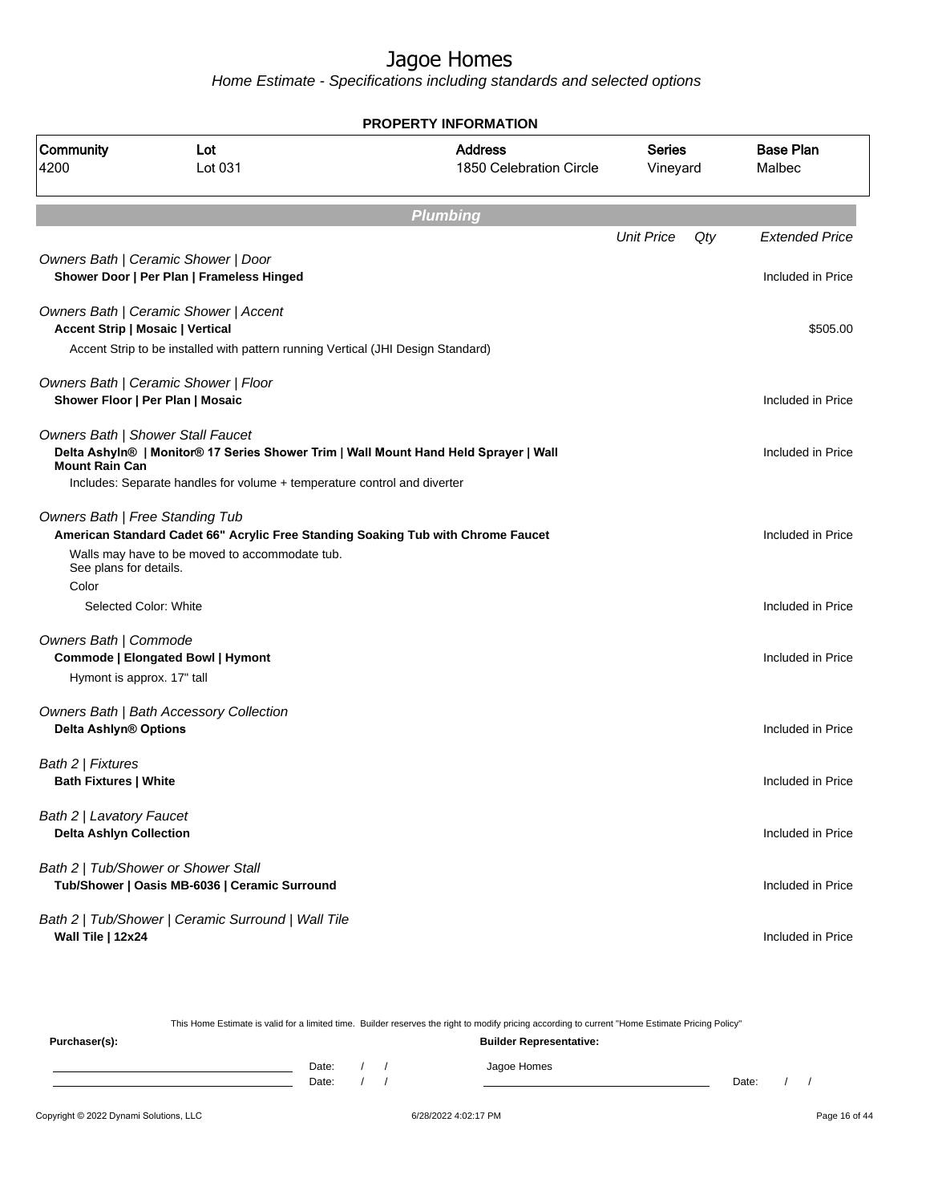# Jagoe Homes

*Home Estimate - Specifications including standards and selected options*

**PROPERTY INFORMATION**

| Community | Lot | Address | Series | Base Plan |
|---|---|---|---|---|
| 4200 | Lot 031 | 1850 Celebration Circle | Vineyard | Malbec |

## Plumbing

| | Unit Price | Qty | Extended Price |
|---|---|---|---|
| *Owners Bath \| Ceramic Shower \| Door* | | | |
| **Shower Door \| Per Plan \| Frameless Hinged** | | | Included in Price |
| *Owners Bath \| Ceramic Shower \| Accent* | | | |
| **Accent Strip \| Mosaic \| Vertical** | | | $505.00 |
| Accent Strip to be installed with pattern running Vertical (JHI Design Standard) | | | |
| *Owners Bath \| Ceramic Shower \| Floor* | | | |
| **Shower Floor \| Per Plan \| Mosaic** | | | Included in Price |
| *Owners Bath \| Shower Stall Faucet* | | | |
| **Delta Ashyln® \| Monitor® 17 Series Shower Trim \| Wall Mount Hand Held Sprayer \| Wall Mount Rain Can** | | | Included in Price |
| Includes: Separate handles for volume + temperature control and diverter | | | |
| *Owners Bath \| Free Standing Tub* | | | |
| **American Standard Cadet 66" Acrylic Free Standing Soaking Tub with Chrome Faucet** | | | Included in Price |
| Walls may have to be moved to accommodate tub. See plans for details. | | | |
| Color | | | |
| Selected Color: White | | | Included in Price |
| *Owners Bath \| Commode* | | | |
| **Commode \| Elongated Bowl \| Hymont** | | | Included in Price |
| Hymont is approx. 17" tall | | | |
| *Owners Bath \| Bath Accessory Collection* | | | |
| **Delta Ashlyn® Options** | | | Included in Price |
| *Bath 2 \| Fixtures* | | | |
| **Bath Fixtures \| White** | | | Included in Price |
| *Bath 2 \| Lavatory Faucet* | | | |
| **Delta Ashlyn Collection** | | | Included in Price |
| *Bath 2 \| Tub/Shower or Shower Stall* | | | |
| **Tub/Shower \| Oasis MB-6036 \| Ceramic Surround** | | | Included in Price |
| *Bath 2 \| Tub/Shower \| Ceramic Surround \| Wall Tile* | | | |
| **Wall Tile \| 12x24** | | | Included in Price |

This Home Estimate is valid for a limited time. Builder reserves the right to modify pricing according to current "Home Estimate Pricing Policy"

**Purchaser(s):** &nbsp;&nbsp;&nbsp;&nbsp; **Builder Representative:**

______________________ Date: / / &nbsp;&nbsp;&nbsp;&nbsp; Jagoe Homes

______________________ Date: / / &nbsp;&nbsp;&nbsp;&nbsp; ______________________ Date: / /

Copyright © 2022 Dynami Solutions, LLC &nbsp;&nbsp;&nbsp;&nbsp; 6/28/2022 4:02:17 PM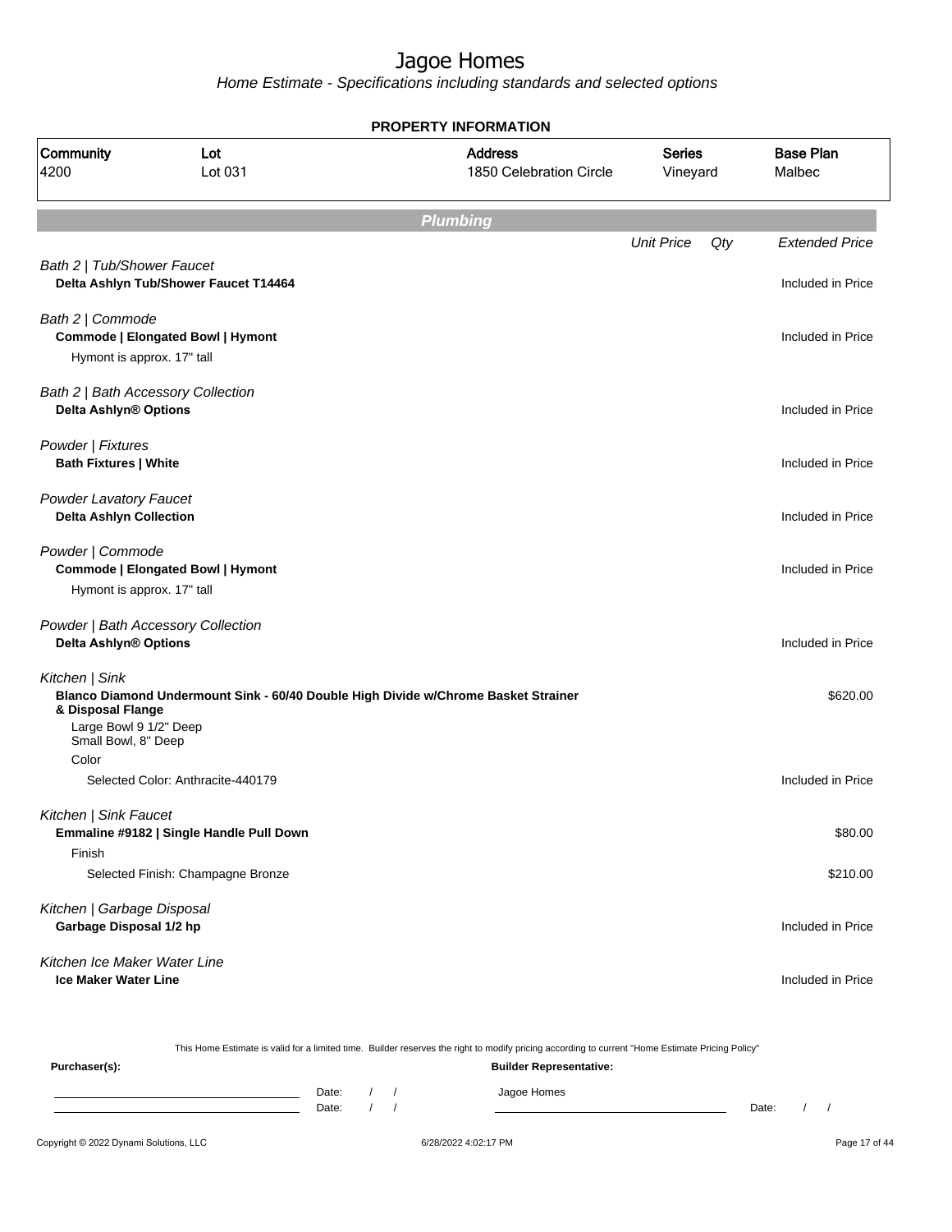# Jagoe Homes

*Home Estimate - Specifications including standards and selected options*

**PROPERTY INFORMATION**

| Community | Lot | Address | Series | Base Plan |
|---|---|---|---|---|
| 4200 | Lot 031 | 1850 Celebration Circle | Vineyard | Malbec |

## *Plumbing*

| | Unit Price | Qty | Extended Price |
|---|---|---|---|
| *Bath 2 \| Tub/Shower Faucet* | | | |
| **Delta Ashlyn Tub/Shower Faucet T14464** | | | Included in Price |
| *Bath 2 \| Commode* | | | |
| **Commode \| Elongated Bowl \| Hymont** | | | Included in Price |
| Hymont is approx. 17" tall | | | |
| *Bath 2 \| Bath Accessory Collection* | | | |
| **Delta Ashlyn® Options** | | | Included in Price |
| *Powder \| Fixtures* | | | |
| **Bath Fixtures \| White** | | | Included in Price |
| *Powder Lavatory Faucet* | | | |
| **Delta Ashlyn Collection** | | | Included in Price |
| *Powder \| Commode* | | | |
| **Commode \| Elongated Bowl \| Hymont** | | | Included in Price |
| Hymont is approx. 17" tall | | | |
| *Powder \| Bath Accessory Collection* | | | |
| **Delta Ashlyn® Options** | | | Included in Price |
| *Kitchen \| Sink* | | | |
| **Blanco Diamond Undermount Sink - 60/40 Double High Divide w/Chrome Basket Strainer & Disposal Flange** | | | $620.00 |
| Large Bowl 9 1/2" Deep<br>Small Bowl, 8" Deep | | | |
| Color | | | |
| Selected Color: Anthracite-440179 | | | Included in Price |
| *Kitchen \| Sink Faucet* | | | |
| **Emmaline #9182 \| Single Handle Pull Down** | | | $80.00 |
| Finish | | | |
| Selected Finish: Champagne Bronze | | | $210.00 |
| *Kitchen \| Garbage Disposal* | | | |
| **Garbage Disposal 1/2 hp** | | | Included in Price |
| *Kitchen Ice Maker Water Line* | | | |
| **Ice Maker Water Line** | | | Included in Price |

This Home Estimate is valid for a limited time. Builder reserves the right to modify pricing according to current "Home Estimate Pricing Policy"

**Purchaser(s):**

Date: / /
Date: / /

**Builder Representative:**

Jagoe Homes

Date: / /

Copyright © 2022 Dynami Solutions, LLC — 6/28/2022 4:02:17 PM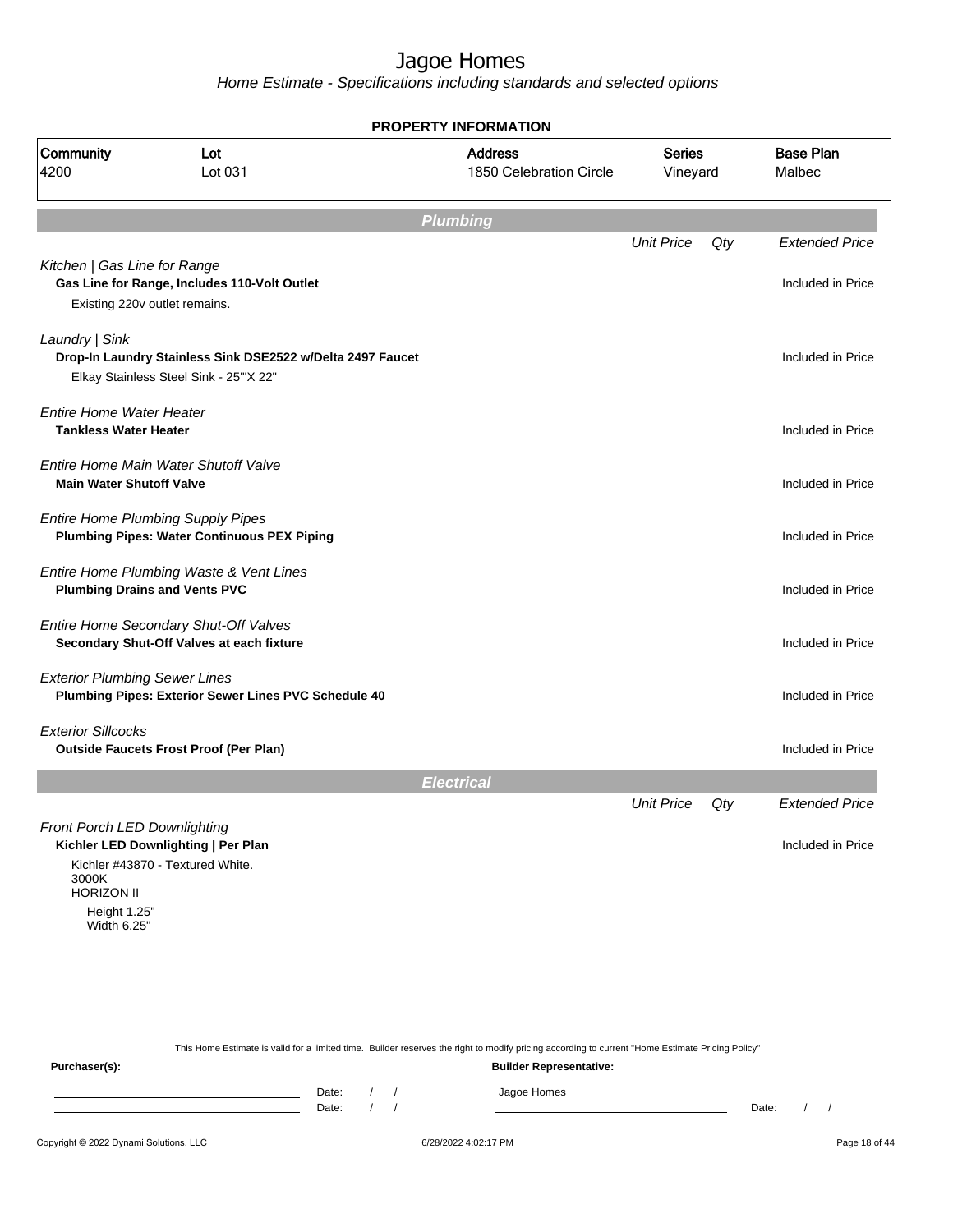# Jagoe Homes

*Home Estimate - Specifications including standards and selected options*

**PROPERTY INFORMATION**

| Community | Lot | Address | Series | Base Plan |
|---|---|---|---|---|
| 4200 | Lot 031 | 1850 Celebration Circle | Vineyard | Malbec |

## Plumbing

| | Unit Price | Qty | Extended Price |
|---|---|---|---|
| *Kitchen \| Gas Line for Range*<br>**Gas Line for Range, Includes 110-Volt Outlet**<br>Existing 220v outlet remains. | | | Included in Price |
| *Laundry \| Sink*<br>**Drop-In Laundry Stainless Sink DSE2522 w/Delta 2497 Faucet**<br>Elkay Stainless Steel Sink - 25"'X 22" | | | Included in Price |
| *Entire Home Water Heater*<br>**Tankless Water Heater** | | | Included in Price |
| *Entire Home Main Water Shutoff Valve*<br>**Main Water Shutoff Valve** | | | Included in Price |
| *Entire Home Plumbing Supply Pipes*<br>**Plumbing Pipes: Water Continuous PEX Piping** | | | Included in Price |
| *Entire Home Plumbing Waste & Vent Lines*<br>**Plumbing Drains and Vents PVC** | | | Included in Price |
| *Entire Home Secondary Shut-Off Valves*<br>**Secondary Shut-Off Valves at each fixture** | | | Included in Price |
| *Exterior Plumbing Sewer Lines*<br>**Plumbing Pipes: Exterior Sewer Lines PVC Schedule 40** | | | Included in Price |
| *Exterior Sillcocks*<br>**Outside Faucets Frost Proof (Per Plan)** | | | Included in Price |

## Electrical

| | Unit Price | Qty | Extended Price |
|---|---|---|---|
| *Front Porch LED Downlighting*<br>**Kichler LED Downlighting \| Per Plan**<br>Kichler #43870 - Textured White.<br>3000K<br>HORIZON II<br>Height 1.25"<br>Width 6.25" | | | Included in Price |

This Home Estimate is valid for a limited time. Builder reserves the right to modify pricing according to current "Home Estimate Pricing Policy"

**Purchaser(s):** 

Date: / /
Date: / /

**Builder Representative:**

Jagoe Homes

Date: / /

Copyright © 2022 Dynami Solutions, LLC 6/28/2022 4:02:17 PM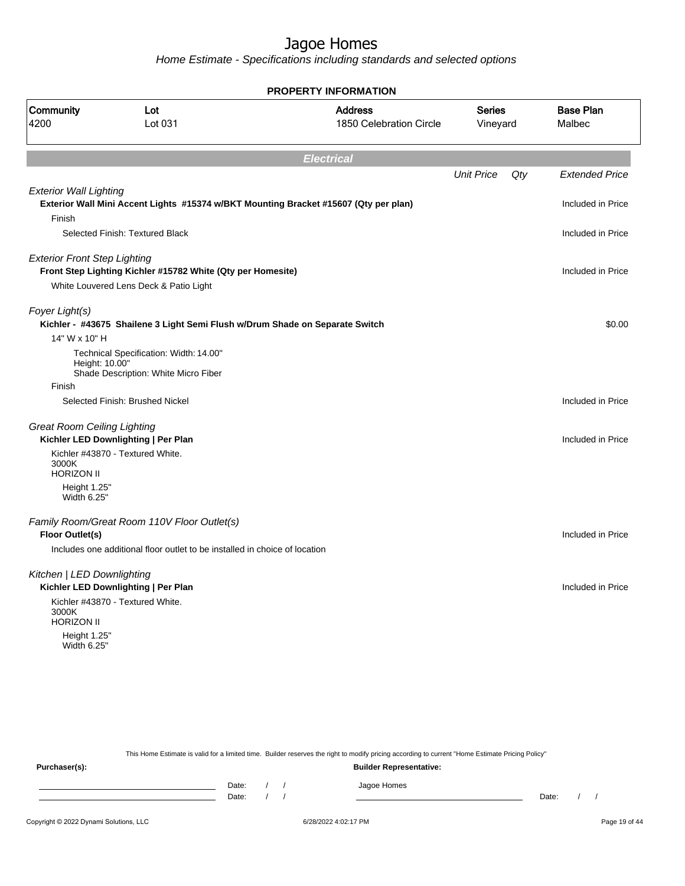# Jagoe Homes

*Home Estimate - Specifications including standards and selected options*

## PROPERTY INFORMATION

| Community | Lot | Address | Series | Base Plan |
|---|---|---|---|---|
| 4200 | Lot 031 | 1850 Celebration Circle | Vineyard | Malbec |

## Electrical

| | Unit Price | Qty | Extended Price |
|---|---|---|---|
| *Exterior Wall Lighting* | | | |
| **Exterior Wall Mini Accent Lights #15374 w/BKT Mounting Bracket #15607 (Qty per plan)** | | | Included in Price |
| Finish | | | |
| Selected Finish: Textured Black | | | Included in Price |
| *Exterior Front Step Lighting* | | | |
| **Front Step Lighting Kichler #15782 White (Qty per Homesite)** | | | Included in Price |
| White Louvered Lens Deck & Patio Light | | | |
| *Foyer Light(s)* | | | |
| **Kichler - #43675 Shailene 3 Light Semi Flush w/Drum Shade on Separate Switch** | | | $0.00 |
| 14" W x 10" H | | | |
| Technical Specification: Width: 14.00" Height: 10.00" Shade Description: White Micro Fiber | | | |
| Finish | | | |
| Selected Finish: Brushed Nickel | | | Included in Price |
| *Great Room Ceiling Lighting* | | | |
| **Kichler LED Downlighting \| Per Plan** | | | Included in Price |
| Kichler #43870 - Textured White. 3000K HORIZON II | | | |
| Height 1.25" Width 6.25" | | | |
| *Family Room/Great Room 110V Floor Outlet(s)* | | | |
| **Floor Outlet(s)** | | | Included in Price |
| Includes one additional floor outlet to be installed in choice of location | | | |
| *Kitchen \| LED Downlighting* | | | |
| **Kichler LED Downlighting \| Per Plan** | | | Included in Price |
| Kichler #43870 - Textured White. 3000K HORIZON II | | | |
| Height 1.25" Width 6.25" | | | |

This Home Estimate is valid for a limited time. Builder reserves the right to modify pricing according to current "Home Estimate Pricing Policy"

**Purchaser(s):**

Date: / /

Date: / /

**Builder Representative:**

Jagoe Homes

Date: / /

Copyright © 2022 Dynami Solutions, LLC

6/28/2022 4:02:17 PM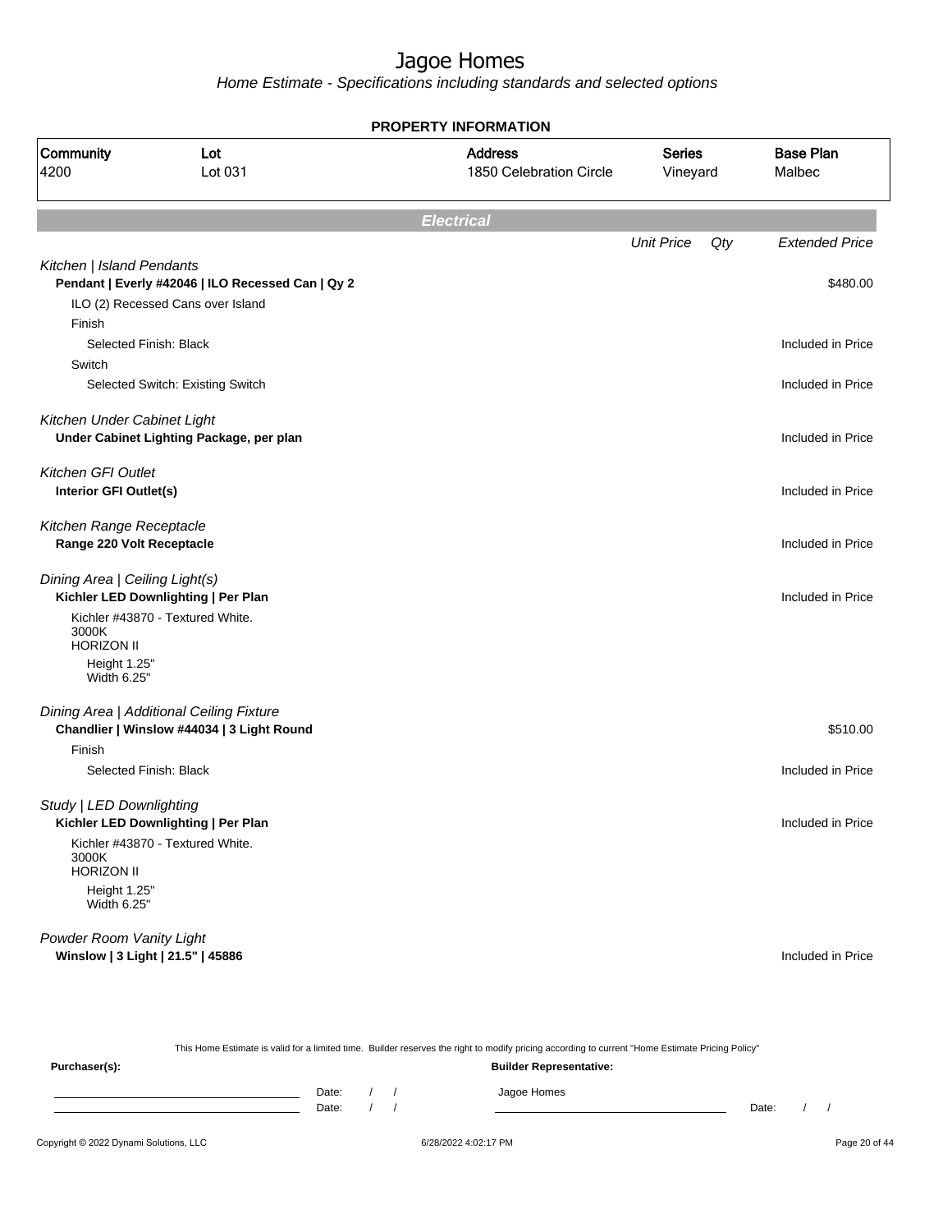# Jagoe Homes

*Home Estimate - Specifications including standards and selected options*

**PROPERTY INFORMATION**

| Community | Lot | Address | Series | Base Plan |
|---|---|---|---|---|
| 4200 | Lot 031 | 1850 Celebration Circle | Vineyard | Malbec |

## *Electrical*

| | Unit Price | Qty | Extended Price |
|---|---|---|---|
| *Kitchen \| Island Pendants* | | | |
| **Pendant \| Everly #42046 \| ILO Recessed Can \| Qy 2** | | | $480.00 |
| ILO (2) Recessed Cans over Island | | | |
| Finish | | | |
| Selected Finish: Black | | | Included in Price |
| Switch | | | |
| Selected Switch: Existing Switch | | | Included in Price |
| *Kitchen Under Cabinet Light* | | | |
| **Under Cabinet Lighting Package, per plan** | | | Included in Price |
| *Kitchen GFI Outlet* | | | |
| **Interior GFI Outlet(s)** | | | Included in Price |
| *Kitchen Range Receptacle* | | | |
| **Range 220 Volt Receptacle** | | | Included in Price |
| *Dining Area \| Ceiling Light(s)* | | | |
| **Kichler LED Downlighting \| Per Plan** | | | Included in Price |
| Kichler #43870 - Textured White. 3000K HORIZON II Height 1.25" Width 6.25" | | | |
| *Dining Area \| Additional Ceiling Fixture* | | | |
| **Chandlier \| Winslow #44034 \| 3 Light Round** | | | $510.00 |
| Finish | | | |
| Selected Finish: Black | | | Included in Price |
| *Study \| LED Downlighting* | | | |
| **Kichler LED Downlighting \| Per Plan** | | | Included in Price |
| Kichler #43870 - Textured White. 3000K HORIZON II Height 1.25" Width 6.25" | | | |
| *Powder Room Vanity Light* | | | |
| **Winslow \| 3 Light \| 21.5" \| 45886** | | | Included in Price |

This Home Estimate is valid for a limited time. Builder reserves the right to modify pricing according to current "Home Estimate Pricing Policy"

**Purchaser(s):**

Date: / /

Date: / /

**Builder Representative:**

Jagoe Homes

Date: / /

Copyright © 2022 Dynami Solutions, LLC 6/28/2022 4:02:17 PM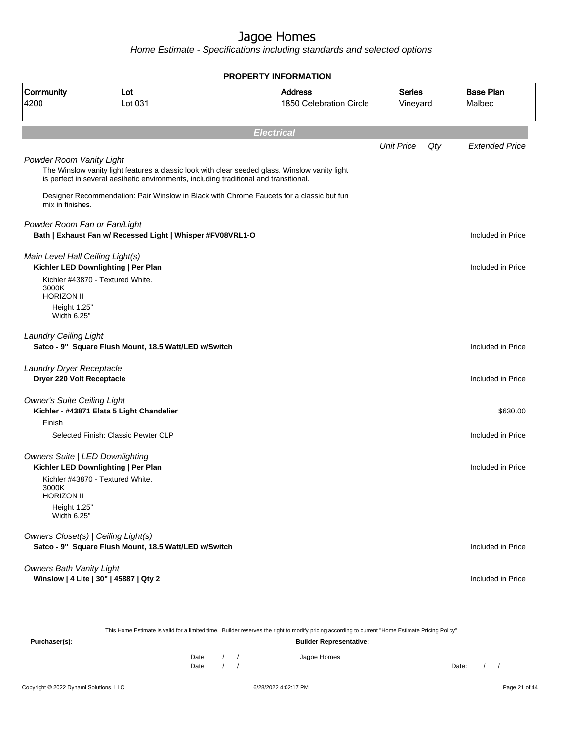# Jagoe Homes

*Home Estimate - Specifications including standards and selected options*

**PROPERTY INFORMATION**

| Community | Lot | Address | Series | Base Plan |
|---|---|---|---|---|
| 4200 | Lot 031 | 1850 Celebration Circle | Vineyard | Malbec |

## *Electrical*

| | Unit Price | Qty | Extended Price |
|---|---|---|---|
| *Powder Room Vanity Light* | | | |
| The Winslow vanity light features a classic look with clear seeded glass. Winslow vanity light is perfect in several aesthetic environments, including traditional and transitional. | | | |
| Designer Recommendation: Pair Winslow in Black with Chrome Faucets for a classic but fun mix in finishes. | | | |
| *Powder Room Fan or Fan/Light* | | | |
| **Bath \| Exhaust Fan w/ Recessed Light \| Whisper #FV08VRL1-O** | | | Included in Price |
| *Main Level Hall Ceiling Light(s)* | | | |
| **Kichler LED Downlighting \| Per Plan** | | | Included in Price |
| Kichler #43870 - Textured White.<br>3000K<br>HORIZON II<br>Height 1.25"<br>Width 6.25" | | | |
| *Laundry Ceiling Light* | | | |
| **Satco - 9" Square Flush Mount, 18.5 Watt/LED w/Switch** | | | Included in Price |
| *Laundry Dryer Receptacle* | | | |
| **Dryer 220 Volt Receptacle** | | | Included in Price |
| *Owner's Suite Ceiling Light* | | | |
| **Kichler - #43871 Elata 5 Light Chandelier** | | | $630.00 |
| Finish | | | |
| Selected Finish: Classic Pewter CLP | | | Included in Price |
| *Owners Suite \| LED Downlighting* | | | |
| **Kichler LED Downlighting \| Per Plan** | | | Included in Price |
| Kichler #43870 - Textured White.<br>3000K<br>HORIZON II<br>Height 1.25"<br>Width 6.25" | | | |
| *Owners Closet(s) \| Ceiling Light(s)* | | | |
| **Satco - 9" Square Flush Mount, 18.5 Watt/LED w/Switch** | | | Included in Price |
| *Owners Bath Vanity Light* | | | |
| **Winslow \| 4 Lite \| 30" \| 45887 \| Qty 2** | | | Included in Price |

This Home Estimate is valid for a limited time. Builder reserves the right to modify pricing according to current "Home Estimate Pricing Policy"

**Purchaser(s):**

Date: / /

Date: / /

**Builder Representative:**

Jagoe Homes

Date: / /

Copyright © 2022 Dynami Solutions, LLC — 6/28/2022 4:02:17 PM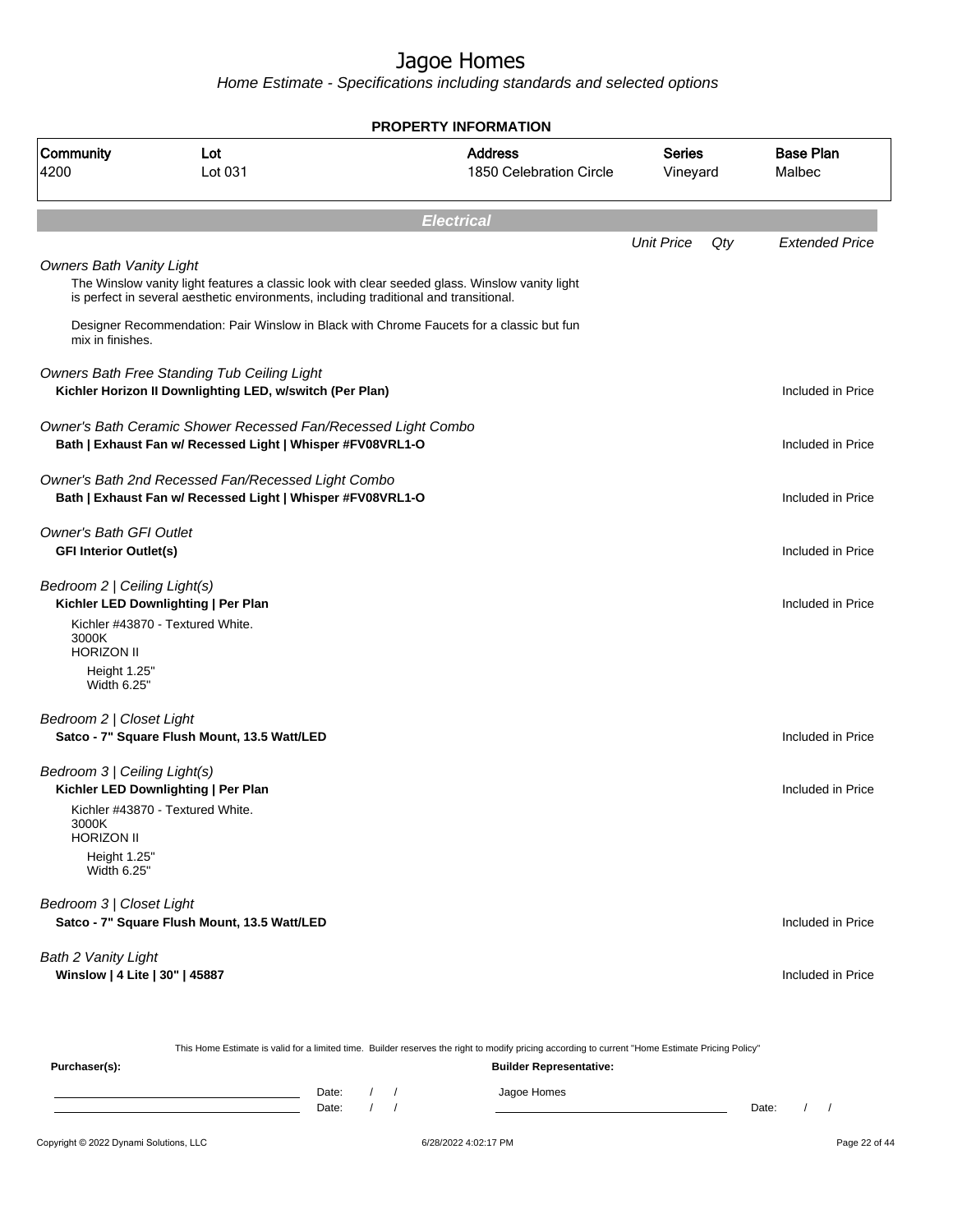# Jagoe Homes

*Home Estimate - Specifications including standards and selected options*

**PROPERTY INFORMATION**

| Community | Lot | Address | Series | Base Plan |
|---|---|---|---|---|
| 4200 | Lot 031 | 1850 Celebration Circle | Vineyard | Malbec |

## *Electrical*

| | Unit Price | Qty | Extended Price |
|---|---|---|---|
| *Owners Bath Vanity Light*<br>The Winslow vanity light features a classic look with clear seeded glass. Winslow vanity light is perfect in several aesthetic environments, including traditional and transitional.<br><br>Designer Recommendation: Pair Winslow in Black with Chrome Faucets for a classic but fun mix in finishes. | | | |
| *Owners Bath Free Standing Tub Ceiling Light*<br>**Kichler Horizon II Downlighting LED, w/switch (Per Plan)** | | | Included in Price |
| *Owner's Bath Ceramic Shower Recessed Fan/Recessed Light Combo*<br>**Bath \| Exhaust Fan w/ Recessed Light \| Whisper #FV08VRL1-O** | | | Included in Price |
| *Owner's Bath 2nd Recessed Fan/Recessed Light Combo*<br>**Bath \| Exhaust Fan w/ Recessed Light \| Whisper #FV08VRL1-O** | | | Included in Price |
| *Owner's Bath GFI Outlet*<br>**GFI Interior Outlet(s)** | | | Included in Price |
| *Bedroom 2 \| Ceiling Light(s)*<br>**Kichler LED Downlighting \| Per Plan**<br>Kichler #43870 - Textured White.<br>3000K<br>HORIZON II<br>Height 1.25"<br>Width 6.25" | | | Included in Price |
| *Bedroom 2 \| Closet Light*<br>**Satco - 7" Square Flush Mount, 13.5 Watt/LED** | | | Included in Price |
| *Bedroom 3 \| Ceiling Light(s)*<br>**Kichler LED Downlighting \| Per Plan**<br>Kichler #43870 - Textured White.<br>3000K<br>HORIZON II<br>Height 1.25"<br>Width 6.25" | | | Included in Price |
| *Bedroom 3 \| Closet Light*<br>**Satco - 7" Square Flush Mount, 13.5 Watt/LED** | | | Included in Price |
| *Bath 2 Vanity Light*<br>**Winslow \| 4 Lite \| 30" \| 45887** | | | Included in Price |

This Home Estimate is valid for a limited time. Builder reserves the right to modify pricing according to current "Home Estimate Pricing Policy"

**Purchaser(s):**

_______________________ Date: / /

_______________________ Date: / /

**Builder Representative:**

Jagoe Homes

_______________________ Date: / /

Copyright © 2022 Dynami Solutions, LLC — 6/28/2022 4:02:17 PM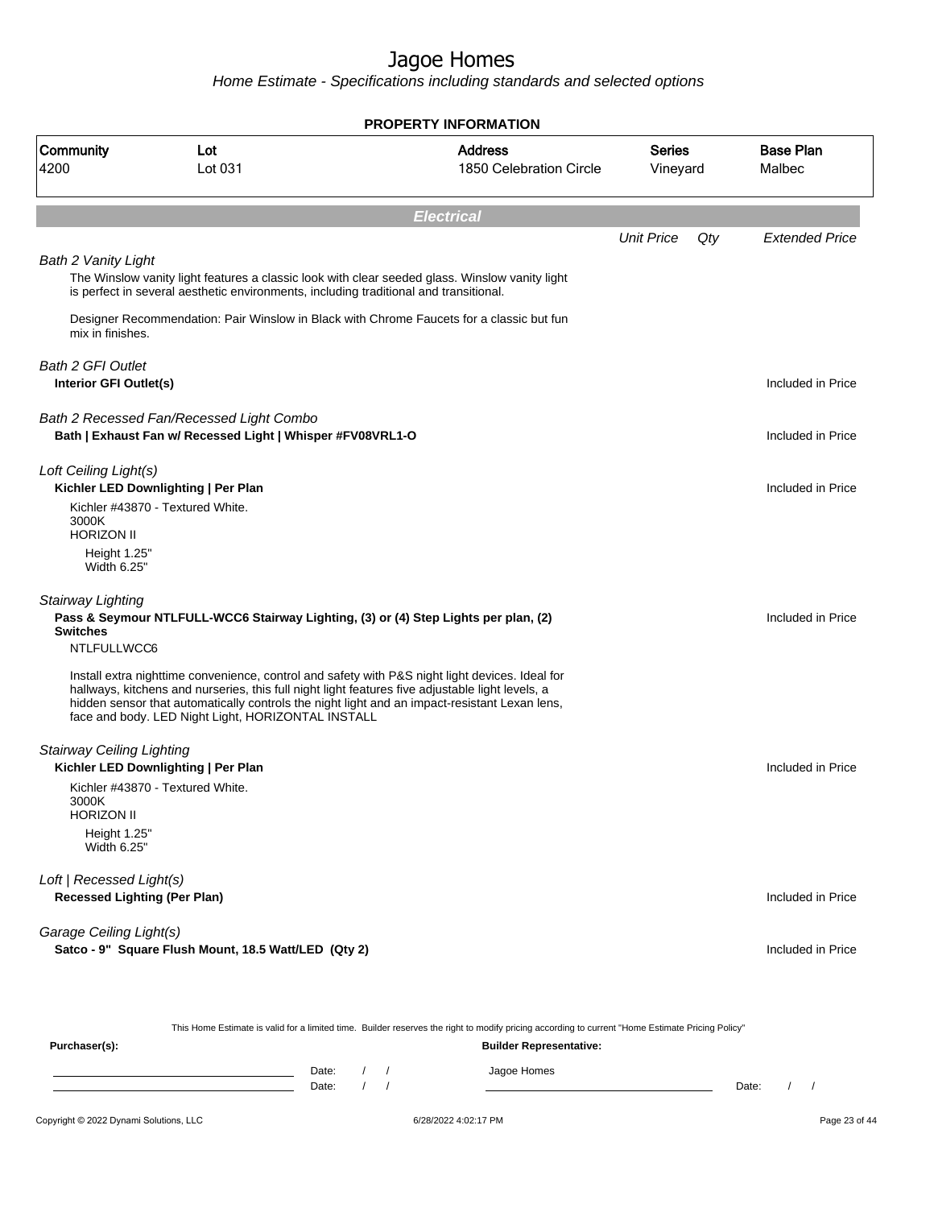# Jagoe Homes

*Home Estimate - Specifications including standards and selected options*

## PROPERTY INFORMATION

| Community | Lot | Address | Series | Base Plan |
|---|---|---|---|---|
| 4200 | Lot 031 | 1850 Celebration Circle | Vineyard | Malbec |

## Electrical

| | Unit Price | Qty | Extended Price |
|---|---|---|---|

*Bath 2 Vanity Light*

The Winslow vanity light features a classic look with clear seeded glass. Winslow vanity light is perfect in several aesthetic environments, including traditional and transitional.

Designer Recommendation: Pair Winslow in Black with Chrome Faucets for a classic but fun mix in finishes.

*Bath 2 GFI Outlet*

**Interior GFI Outlet(s)** — Included in Price

*Bath 2 Recessed Fan/Recessed Light Combo*

**Bath | Exhaust Fan w/ Recessed Light | Whisper #FV08VRL1-O** — Included in Price

*Loft Ceiling Light(s)*

**Kichler LED Downlighting | Per Plan** — Included in Price

Kichler #43870 - Textured White.
3000K
HORIZON II

Height 1.25"
Width 6.25"

*Stairway Lighting*

**Pass & Seymour NTLFULL-WCC6 Stairway Lighting, (3) or (4) Step Lights per plan, (2) Switches** — Included in Price

NTLFULLWCC6

Install extra nighttime convenience, control and safety with P&S night light devices. Ideal for hallways, kitchens and nurseries, this full night light features five adjustable light levels, a hidden sensor that automatically controls the night light and an impact-resistant Lexan lens, face and body. LED Night Light, HORIZONTAL INSTALL

*Stairway Ceiling Lighting*

**Kichler LED Downlighting | Per Plan** — Included in Price

Kichler #43870 - Textured White.
3000K
HORIZON II

Height 1.25"
Width 6.25"

*Loft | Recessed Light(s)*

**Recessed Lighting (Per Plan)** — Included in Price

*Garage Ceiling Light(s)*

**Satco - 9" Square Flush Mount, 18.5 Watt/LED (Qty 2)** — Included in Price

This Home Estimate is valid for a limited time. Builder reserves the right to modify pricing according to current "Home Estimate Pricing Policy"

**Purchaser(s):**

Date: / /
Date: / /

**Builder Representative:**

Jagoe Homes

Date: / /

Copyright © 2022 Dynami Solutions, LLC — 6/28/2022 4:02:17 PM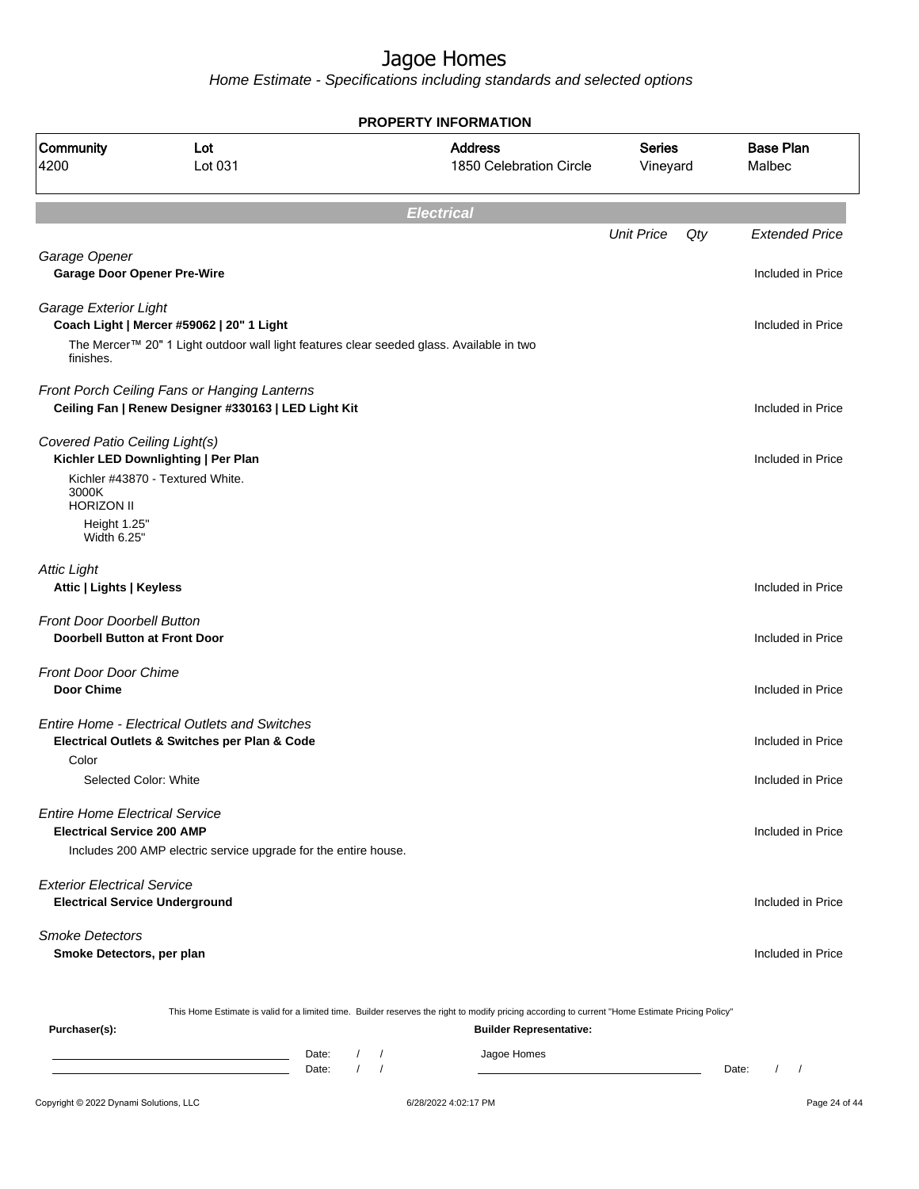# Jagoe Homes

*Home Estimate - Specifications including standards and selected options*

## PROPERTY INFORMATION

| Community | Lot | Address | Series | Base Plan |
|---|---|---|---|---|
| 4200 | Lot 031 | 1850 Celebration Circle | Vineyard | Malbec |

## *Electrical*

| | Unit Price | Qty | Extended Price |
|---|---|---|---|
| *Garage Opener* | | | |
| **Garage Door Opener Pre-Wire** | | | Included in Price |
| *Garage Exterior Light* | | | |
| **Coach Light \| Mercer #59062 \| 20" 1 Light** | | | Included in Price |
| The Mercer™ 20" 1 Light outdoor wall light features clear seeded glass. Available in two finishes. | | | |
| *Front Porch Ceiling Fans or Hanging Lanterns* | | | |
| **Ceiling Fan \| Renew Designer #330163 \| LED Light Kit** | | | Included in Price |
| *Covered Patio Ceiling Light(s)* | | | |
| **Kichler LED Downlighting \| Per Plan** | | | Included in Price |
| Kichler #43870 - Textured White.<br>3000K<br>HORIZON II<br>Height 1.25"<br>Width 6.25" | | | |
| *Attic Light* | | | |
| **Attic \| Lights \| Keyless** | | | Included in Price |
| *Front Door Doorbell Button* | | | |
| **Doorbell Button at Front Door** | | | Included in Price |
| *Front Door Door Chime* | | | |
| **Door Chime** | | | Included in Price |
| *Entire Home - Electrical Outlets and Switches* | | | |
| **Electrical Outlets & Switches per Plan & Code** | | | Included in Price |
| Color | | | |
| Selected Color: White | | | Included in Price |
| *Entire Home Electrical Service* | | | |
| **Electrical Service 200 AMP** | | | Included in Price |
| Includes 200 AMP electric service upgrade for the entire house. | | | |
| *Exterior Electrical Service* | | | |
| **Electrical Service Underground** | | | Included in Price |
| *Smoke Detectors* | | | |
| **Smoke Detectors, per plan** | | | Included in Price |

This Home Estimate is valid for a limited time. Builder reserves the right to modify pricing according to current "Home Estimate Pricing Policy"

**Purchaser(s):**

\_\_\_\_\_\_\_\_\_\_\_\_\_\_\_\_\_\_\_\_ Date: / /

\_\_\_\_\_\_\_\_\_\_\_\_\_\_\_\_\_\_\_\_ Date: / /

**Builder Representative:**

Jagoe Homes

\_\_\_\_\_\_\_\_\_\_\_\_\_\_\_\_\_\_\_\_ Date: / /

Copyright © 2022 Dynami Solutions, LLC — 6/28/2022 4:02:17 PM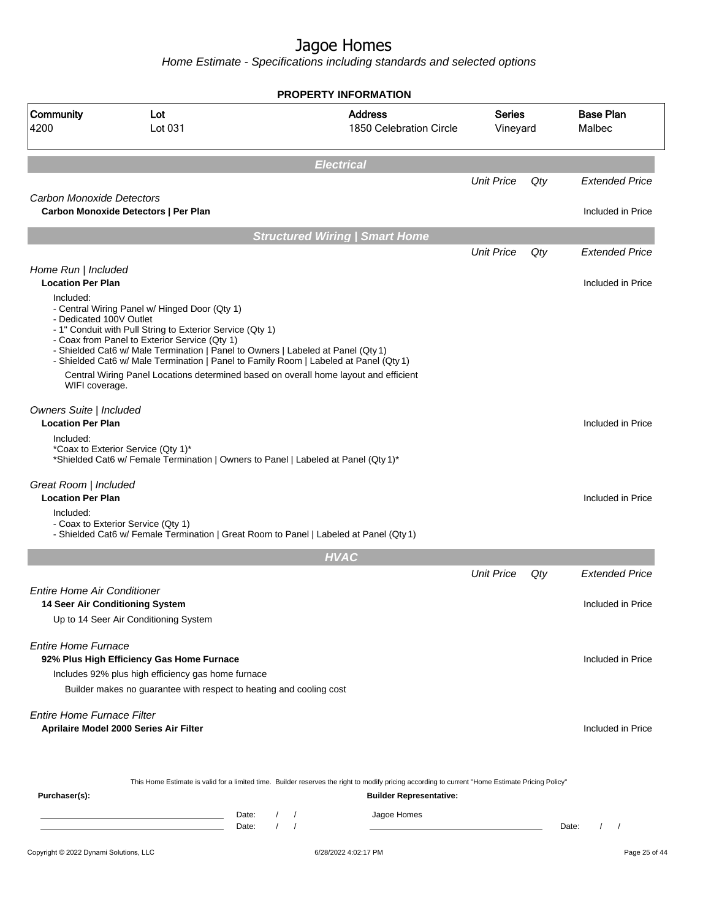# Jagoe Homes

*Home Estimate - Specifications including standards and selected options*

## PROPERTY INFORMATION

| Community | Lot | Address | Series | Base Plan |
|---|---|---|---|---|
| 4200 | Lot 031 | 1850 Celebration Circle | Vineyard | Malbec |

## *Electrical*

| | Unit Price | Qty | Extended Price |
|---|---|---|---|
| *Carbon Monoxide Detectors* | | | |
| **Carbon Monoxide Detectors \| Per Plan** | | | Included in Price |

## *Structured Wiring | Smart Home*

| | Unit Price | Qty | Extended Price |
|---|---|---|---|
| *Home Run \| Included* | | | |
| **Location Per Plan** | | | Included in Price |

Included:
- Central Wiring Panel w/ Hinged Door (Qty 1)
- Dedicated 100V Outlet
- 1" Conduit with Pull String to Exterior Service (Qty 1)
- Coax from Panel to Exterior Service (Qty 1)
- Shielded Cat6 w/ Male Termination | Panel to Owners | Labeled at Panel (Qty 1)
- Shielded Cat6 w/ Male Termination | Panel to Family Room | Labeled at Panel (Qty 1)

Central Wiring Panel Locations determined based on overall home layout and efficient WIFI coverage.

| | Unit Price | Qty | Extended Price |
|---|---|---|---|
| *Owners Suite \| Included* | | | |
| **Location Per Plan** | | | Included in Price |

Included:
*Coax to Exterior Service (Qty 1)*
*Shielded Cat6 w/ Female Termination | Owners to Panel | Labeled at Panel (Qty 1)*

| | Unit Price | Qty | Extended Price |
|---|---|---|---|
| *Great Room \| Included* | | | |
| **Location Per Plan** | | | Included in Price |

Included:
- Coax to Exterior Service (Qty 1)
- Shielded Cat6 w/ Female Termination | Great Room to Panel | Labeled at Panel (Qty 1)

## *HVAC*

| | Unit Price | Qty | Extended Price |
|---|---|---|---|
| *Entire Home Air Conditioner* | | | |
| **14 Seer Air Conditioning System** | | | Included in Price |
| Up to 14 Seer Air Conditioning System | | | |
| *Entire Home Furnace* | | | |
| **92% Plus High Efficiency Gas Home Furnace** | | | Included in Price |
| Includes 92% plus high efficiency gas home furnace | | | |
| Builder makes no guarantee with respect to heating and cooling cost | | | |
| *Entire Home Furnace Filter* | | | |
| **Aprilaire Model 2000 Series Air Filter** | | | Included in Price |

This Home Estimate is valid for a limited time. Builder reserves the right to modify pricing according to current "Home Estimate Pricing Policy"

**Purchaser(s):** ______________________ Date: / /
______________________ Date: / /

**Builder Representative:**
Jagoe Homes
______________________ Date: / /

Copyright © 2022 Dynami Solutions, LLC — 6/28/2022 4:02:17 PM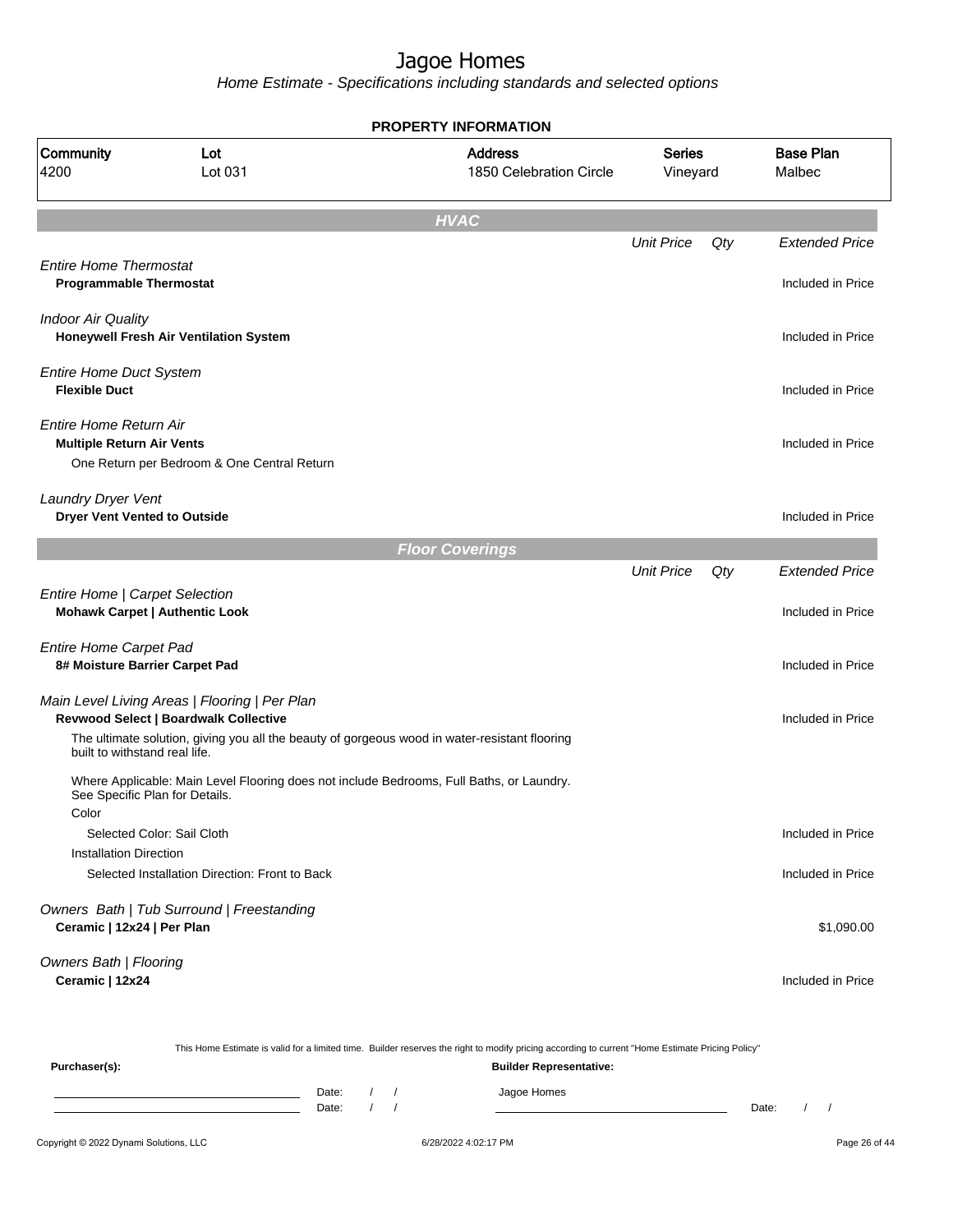# Jagoe Homes

*Home Estimate - Specifications including standards and selected options*

**PROPERTY INFORMATION**

| Community | Lot | Address | Series | Base Plan |
|---|---|---|---|---|
| 4200 | Lot 031 | 1850 Celebration Circle | Vineyard | Malbec |

## HVAC

| | Unit Price | Qty | Extended Price |
|---|---|---|---|
| *Entire Home Thermostat* | | | |
| **Programmable Thermostat** | | | Included in Price |
| *Indoor Air Quality* | | | |
| **Honeywell Fresh Air Ventilation System** | | | Included in Price |
| *Entire Home Duct System* | | | |
| **Flexible Duct** | | | Included in Price |
| *Entire Home Return Air* | | | |
| **Multiple Return Air Vents** | | | Included in Price |
| One Return per Bedroom & One Central Return | | | |
| *Laundry Dryer Vent* | | | |
| **Dryer Vent Vented to Outside** | | | Included in Price |

## Floor Coverings

| | Unit Price | Qty | Extended Price |
|---|---|---|---|
| *Entire Home \| Carpet Selection* | | | |
| **Mohawk Carpet \| Authentic Look** | | | Included in Price |
| *Entire Home Carpet Pad* | | | |
| **8# Moisture Barrier Carpet Pad** | | | Included in Price |
| *Main Level Living Areas \| Flooring \| Per Plan* | | | |
| **Revwood Select \| Boardwalk Collective** | | | Included in Price |
| The ultimate solution, giving you all the beauty of gorgeous wood in water-resistant flooring built to withstand real life. | | | |
| Where Applicable: Main Level Flooring does not include Bedrooms, Full Baths, or Laundry. See Specific Plan for Details. | | | |
| Color | | | |
| Selected Color: Sail Cloth | | | Included in Price |
| Installation Direction | | | |
| Selected Installation Direction: Front to Back | | | Included in Price |
| *Owners Bath \| Tub Surround \| Freestanding* | | | |
| **Ceramic \| 12x24 \| Per Plan** | | | $1,090.00 |
| *Owners Bath \| Flooring* | | | |
| **Ceramic \| 12x24** | | | Included in Price |

This Home Estimate is valid for a limited time. Builder reserves the right to modify pricing according to current "Home Estimate Pricing Policy"

**Purchaser(s):** Date: / / Date: / /

**Builder Representative:** Jagoe Homes Date: / /

Copyright © 2022 Dynami Solutions, LLC 6/28/2022 4:02:17 PM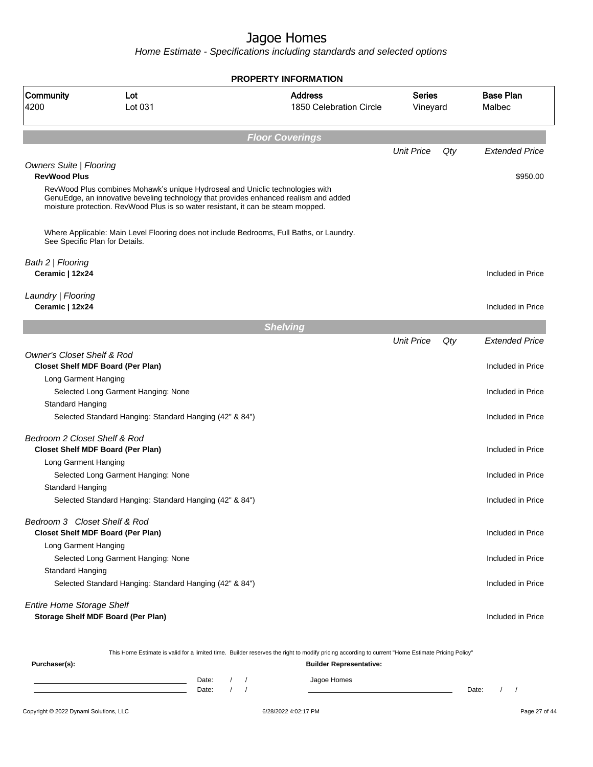# Jagoe Homes

*Home Estimate - Specifications including standards and selected options*

## PROPERTY INFORMATION

| Community | Lot | Address | Series | Base Plan |
|---|---|---|---|---|
| 4200 | Lot 031 | 1850 Celebration Circle | Vineyard | Malbec |

## *Floor Coverings*

| | Unit Price | Qty | Extended Price |
|---|---|---|---|
| *Owners Suite \| Flooring* | | | |
| **RevWood Plus** | | | $950.00 |
| RevWood Plus combines Mohawk's unique Hydroseal and Uniclic technologies with GenuEdge, an innovative beveling technology that provides enhanced realism and added moisture protection. RevWood Plus is so water resistant, it can be steam mopped. | | | |
| Where Applicable: Main Level Flooring does not include Bedrooms, Full Baths, or Laundry. See Specific Plan for Details. | | | |
| *Bath 2 \| Flooring* | | | |
| **Ceramic \| 12x24** | | | Included in Price |
| *Laundry \| Flooring* | | | |
| **Ceramic \| 12x24** | | | Included in Price |

## *Shelving*

| | Unit Price | Qty | Extended Price |
|---|---|---|---|
| *Owner's Closet Shelf & Rod* | | | |
| **Closet Shelf MDF Board (Per Plan)** | | | Included in Price |
| Long Garment Hanging | | | |
| Selected Long Garment Hanging: None | | | Included in Price |
| Standard Hanging | | | |
| Selected Standard Hanging: Standard Hanging (42" & 84") | | | Included in Price |
| *Bedroom 2 Closet Shelf & Rod* | | | |
| **Closet Shelf MDF Board (Per Plan)** | | | Included in Price |
| Long Garment Hanging | | | |
| Selected Long Garment Hanging: None | | | Included in Price |
| Standard Hanging | | | |
| Selected Standard Hanging: Standard Hanging (42" & 84") | | | Included in Price |
| *Bedroom 3 Closet Shelf & Rod* | | | |
| **Closet Shelf MDF Board (Per Plan)** | | | Included in Price |
| Long Garment Hanging | | | |
| Selected Long Garment Hanging: None | | | Included in Price |
| Standard Hanging | | | |
| Selected Standard Hanging: Standard Hanging (42" & 84") | | | Included in Price |
| *Entire Home Storage Shelf* | | | |
| **Storage Shelf MDF Board (Per Plan)** | | | Included in Price |

This Home Estimate is valid for a limited time. Builder reserves the right to modify pricing according to current "Home Estimate Pricing Policy"

**Purchaser(s):**

Date: / /

Date: / /

**Builder Representative:**

Jagoe Homes

Date: / /

Copyright © 2022 Dynami Solutions, LLC — 6/28/2022 4:02:17 PM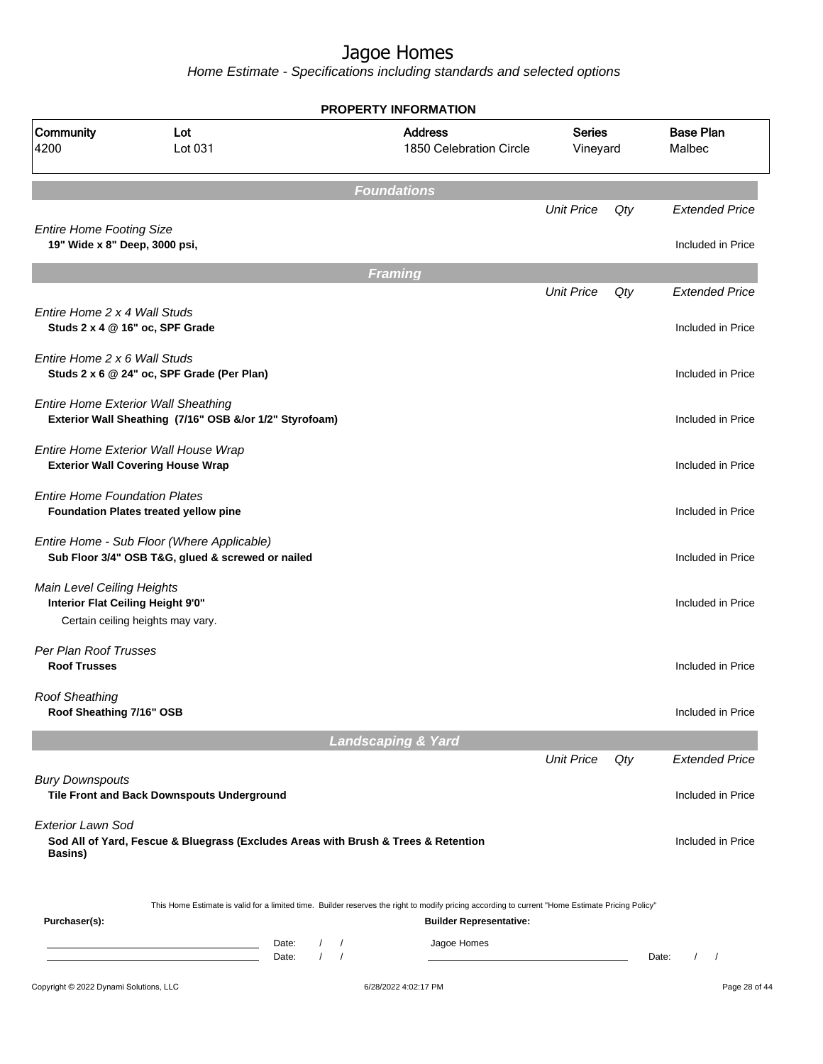# Jagoe Homes

*Home Estimate - Specifications including standards and selected options*

**PROPERTY INFORMATION**

| Community | Lot | Address | Series | Base Plan |
|---|---|---|---|---|
| 4200 | Lot 031 | 1850 Celebration Circle | Vineyard | Malbec |

## Foundations

| | Unit Price | Qty | Extended Price |
|---|---|---|---|
| Entire Home Footing Size<br>**19" Wide x 8" Deep, 3000 psi,** | | | Included in Price |

## Framing

| | Unit Price | Qty | Extended Price |
|---|---|---|---|
| *Entire Home 2 x 4 Wall Studs*<br>**Studs 2 x 4 @ 16" oc, SPF Grade** | | | Included in Price |
| *Entire Home 2 x 6 Wall Studs*<br>**Studs 2 x 6 @ 24" oc, SPF Grade (Per Plan)** | | | Included in Price |
| *Entire Home Exterior Wall Sheathing*<br>**Exterior Wall Sheathing (7/16" OSB &/or 1/2" Styrofoam)** | | | Included in Price |
| *Entire Home Exterior Wall House Wrap*<br>**Exterior Wall Covering House Wrap** | | | Included in Price |
| *Entire Home Foundation Plates*<br>**Foundation Plates treated yellow pine** | | | Included in Price |
| *Entire Home - Sub Floor (Where Applicable)*<br>**Sub Floor 3/4" OSB T&G, glued & screwed or nailed** | | | Included in Price |
| *Main Level Ceiling Heights*<br>**Interior Flat Ceiling Height 9'0"**<br>Certain ceiling heights may vary. | | | Included in Price |
| *Per Plan Roof Trusses*<br>**Roof Trusses** | | | Included in Price |
| *Roof Sheathing*<br>**Roof Sheathing 7/16" OSB** | | | Included in Price |

## Landscaping & Yard

| | Unit Price | Qty | Extended Price |
|---|---|---|---|
| *Bury Downspouts*<br>**Tile Front and Back Downspouts Underground** | | | Included in Price |
| *Exterior Lawn Sod*<br>**Sod All of Yard, Fescue & Bluegrass (Excludes Areas with Brush & Trees & Retention Basins)** | | | Included in Price |

This Home Estimate is valid for a limited time. Builder reserves the right to modify pricing according to current "Home Estimate Pricing Policy"

**Purchaser(s):**

Date: / /
Date: / /

**Builder Representative:**

Jagoe Homes

Date: / /

Copyright © 2022 Dynami Solutions, LLC 6/28/2022 4:02:17 PM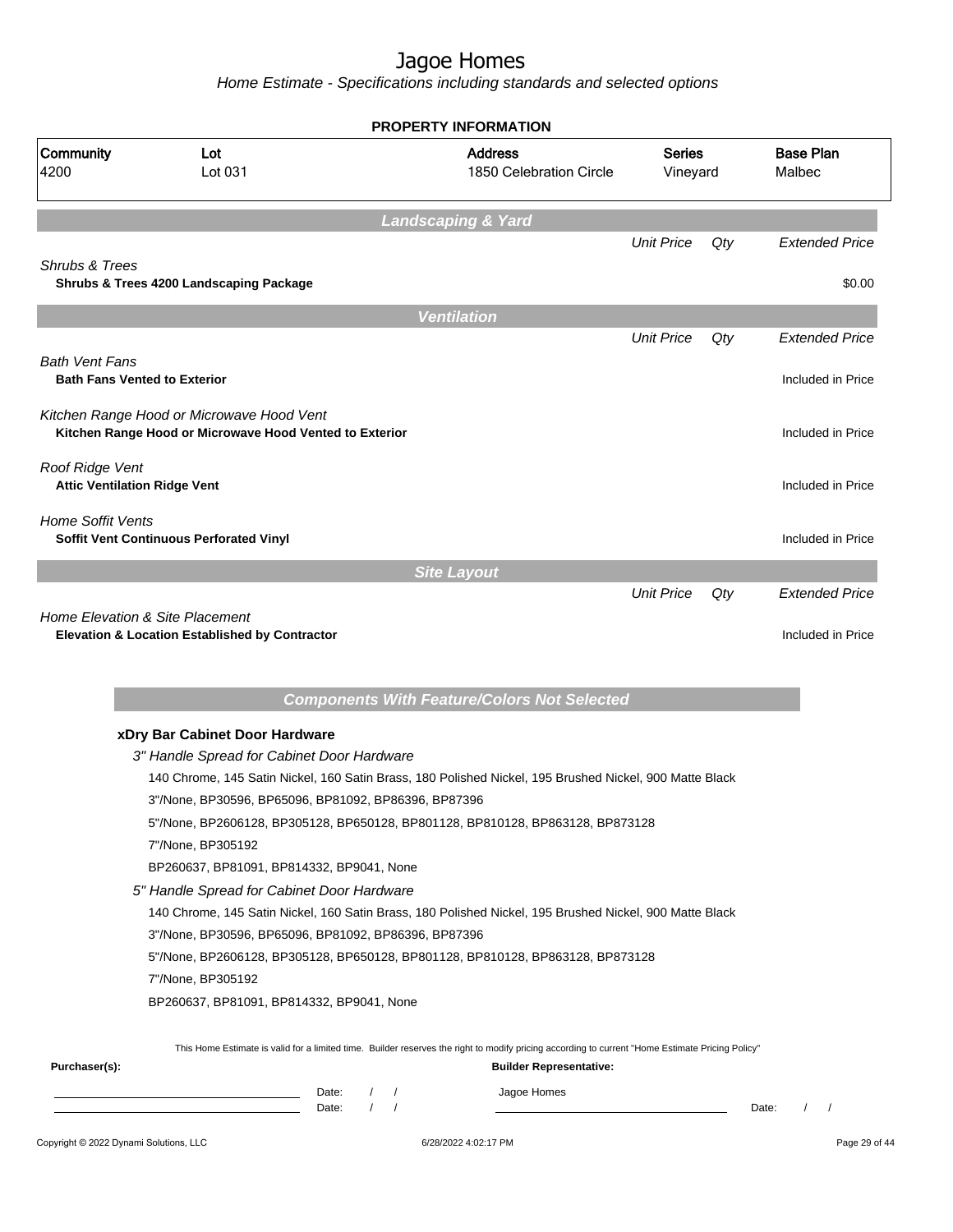# Jagoe Homes

*Home Estimate - Specifications including standards and selected options*

**PROPERTY INFORMATION**

| Community | Lot | Address | Series | Base Plan |
|---|---|---|---|---|
| 4200 | Lot 031 | 1850 Celebration Circle | Vineyard | Malbec |

## Landscaping & Yard

| | Unit Price | Qty | Extended Price |
|---|---|---|---|
| *Shrubs & Trees* | | | |
| **Shrubs & Trees 4200 Landscaping Package** | | | $0.00 |

## Ventilation

| | Unit Price | Qty | Extended Price |
|---|---|---|---|
| *Bath Vent Fans* | | | |
| **Bath Fans Vented to Exterior** | | | Included in Price |
| *Kitchen Range Hood or Microwave Hood Vent* | | | |
| **Kitchen Range Hood or Microwave Hood Vented to Exterior** | | | Included in Price |
| *Roof Ridge Vent* | | | |
| **Attic Ventilation Ridge Vent** | | | Included in Price |
| *Home Soffit Vents* | | | |
| **Soffit Vent Continuous Perforated Vinyl** | | | Included in Price |

## Site Layout

| | Unit Price | Qty | Extended Price |
|---|---|---|---|
| *Home Elevation & Site Placement* | | | |
| **Elevation & Location Established by Contractor** | | | Included in Price |

## Components With Feature/Colors Not Selected

**xDry Bar Cabinet Door Hardware**

*3" Handle Spread for Cabinet Door Hardware*

140 Chrome, 145 Satin Nickel, 160 Satin Brass, 180 Polished Nickel, 195 Brushed Nickel, 900 Matte Black

3"/None, BP30596, BP65096, BP81092, BP86396, BP87396

5"/None, BP2606128, BP305128, BP650128, BP801128, BP810128, BP863128, BP873128

7"/None, BP305192

BP260637, BP81091, BP814332, BP9041, None

*5" Handle Spread for Cabinet Door Hardware*

140 Chrome, 145 Satin Nickel, 160 Satin Brass, 180 Polished Nickel, 195 Brushed Nickel, 900 Matte Black

3"/None, BP30596, BP65096, BP81092, BP86396, BP87396

5"/None, BP2606128, BP305128, BP650128, BP801128, BP810128, BP863128, BP873128

7"/None, BP305192

BP260637, BP81091, BP814332, BP9041, None

This Home Estimate is valid for a limited time. Builder reserves the right to modify pricing according to current "Home Estimate Pricing Policy"

**Purchaser(s):** Date: / / Date: / /

**Builder Representative:** Jagoe Homes Date: / /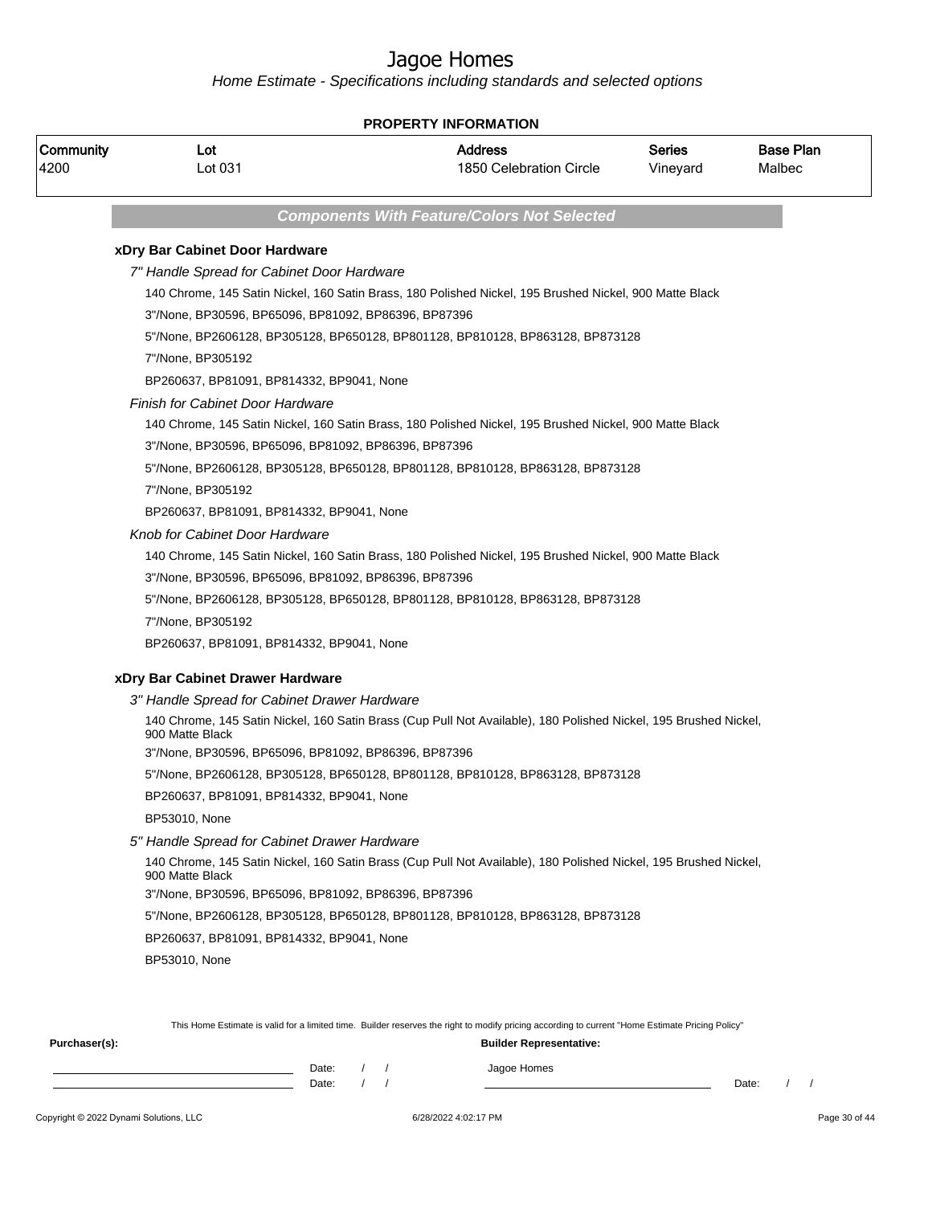# Jagoe Homes

*Home Estimate - Specifications including standards and selected options*

**PROPERTY INFORMATION**

| Community | Lot | Address | Series | Base Plan |
|---|---|---|---|---|
| 4200 | Lot 031 | 1850 Celebration Circle | Vineyard | Malbec |

## *Components With Feature/Colors Not Selected*

### xDry Bar Cabinet Door Hardware

*7" Handle Spread for Cabinet Door Hardware*

140 Chrome, 145 Satin Nickel, 160 Satin Brass, 180 Polished Nickel, 195 Brushed Nickel, 900 Matte Black

3"/None, BP30596, BP65096, BP81092, BP86396, BP87396

5"/None, BP2606128, BP305128, BP650128, BP801128, BP810128, BP863128, BP873128

7"/None, BP305192

BP260637, BP81091, BP814332, BP9041, None

*Finish for Cabinet Door Hardware*

140 Chrome, 145 Satin Nickel, 160 Satin Brass, 180 Polished Nickel, 195 Brushed Nickel, 900 Matte Black

3"/None, BP30596, BP65096, BP81092, BP86396, BP87396

5"/None, BP2606128, BP305128, BP650128, BP801128, BP810128, BP863128, BP873128

7"/None, BP305192

BP260637, BP81091, BP814332, BP9041, None

*Knob for Cabinet Door Hardware*

140 Chrome, 145 Satin Nickel, 160 Satin Brass, 180 Polished Nickel, 195 Brushed Nickel, 900 Matte Black

3"/None, BP30596, BP65096, BP81092, BP86396, BP87396

5"/None, BP2606128, BP305128, BP650128, BP801128, BP810128, BP863128, BP873128

7"/None, BP305192

BP260637, BP81091, BP814332, BP9041, None

### xDry Bar Cabinet Drawer Hardware

*3" Handle Spread for Cabinet Drawer Hardware*

140 Chrome, 145 Satin Nickel, 160 Satin Brass (Cup Pull Not Available), 180 Polished Nickel, 195 Brushed Nickel, 900 Matte Black

3"/None, BP30596, BP65096, BP81092, BP86396, BP87396

5"/None, BP2606128, BP305128, BP650128, BP801128, BP810128, BP863128, BP873128

BP260637, BP81091, BP814332, BP9041, None

BP53010, None

*5" Handle Spread for Cabinet Drawer Hardware*

140 Chrome, 145 Satin Nickel, 160 Satin Brass (Cup Pull Not Available), 180 Polished Nickel, 195 Brushed Nickel, 900 Matte Black

3"/None, BP30596, BP65096, BP81092, BP86396, BP87396

5"/None, BP2606128, BP305128, BP650128, BP801128, BP810128, BP863128, BP873128

BP260637, BP81091, BP814332, BP9041, None

BP53010, None

This Home Estimate is valid for a limited time. Builder reserves the right to modify pricing according to current "Home Estimate Pricing Policy"

**Purchaser(s):**

Date: / /

Date: / /

**Builder Representative:**

Jagoe Homes

Date: / /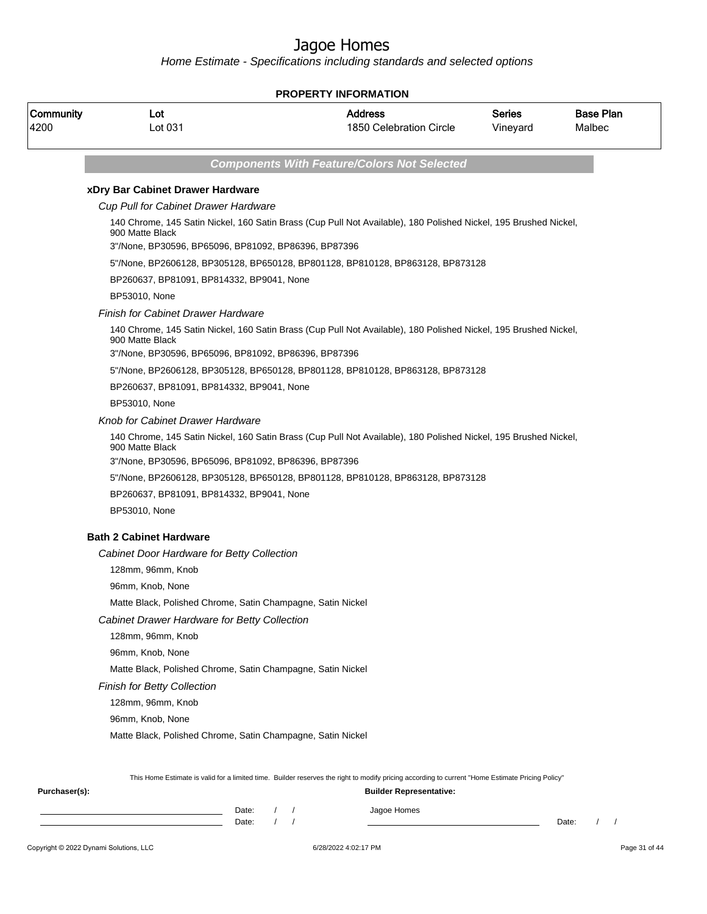# Jagoe Homes

*Home Estimate - Specifications including standards and selected options*

**PROPERTY INFORMATION**

| Community | Lot | Address | Series | Base Plan |
|---|---|---|---|---|
| 4200 | Lot 031 | 1850 Celebration Circle | Vineyard | Malbec |

### *Components With Feature/Colors Not Selected*

**xDry Bar Cabinet Drawer Hardware**

*Cup Pull for Cabinet Drawer Hardware*

140 Chrome, 145 Satin Nickel, 160 Satin Brass (Cup Pull Not Available), 180 Polished Nickel, 195 Brushed Nickel, 900 Matte Black

3"/None, BP30596, BP65096, BP81092, BP86396, BP87396

5"/None, BP2606128, BP305128, BP650128, BP801128, BP810128, BP863128, BP873128

BP260637, BP81091, BP814332, BP9041, None

BP53010, None

*Finish for Cabinet Drawer Hardware*

140 Chrome, 145 Satin Nickel, 160 Satin Brass (Cup Pull Not Available), 180 Polished Nickel, 195 Brushed Nickel, 900 Matte Black

3"/None, BP30596, BP65096, BP81092, BP86396, BP87396

5"/None, BP2606128, BP305128, BP650128, BP801128, BP810128, BP863128, BP873128

BP260637, BP81091, BP814332, BP9041, None

BP53010, None

*Knob for Cabinet Drawer Hardware*

140 Chrome, 145 Satin Nickel, 160 Satin Brass (Cup Pull Not Available), 180 Polished Nickel, 195 Brushed Nickel, 900 Matte Black

3"/None, BP30596, BP65096, BP81092, BP86396, BP87396

5"/None, BP2606128, BP305128, BP650128, BP801128, BP810128, BP863128, BP873128

BP260637, BP81091, BP814332, BP9041, None

BP53010, None

**Bath 2 Cabinet Hardware**

*Cabinet Door Hardware for Betty Collection*

128mm, 96mm, Knob

96mm, Knob, None

Matte Black, Polished Chrome, Satin Champagne, Satin Nickel

*Cabinet Drawer Hardware for Betty Collection*

128mm, 96mm, Knob

96mm, Knob, None

Matte Black, Polished Chrome, Satin Champagne, Satin Nickel

*Finish for Betty Collection*

128mm, 96mm, Knob

96mm, Knob, None

Matte Black, Polished Chrome, Satin Champagne, Satin Nickel

This Home Estimate is valid for a limited time. Builder reserves the right to modify pricing according to current "Home Estimate Pricing Policy"

**Purchaser(s):** Date: / / Date: / /

**Builder Representative:** Jagoe Homes Date: / /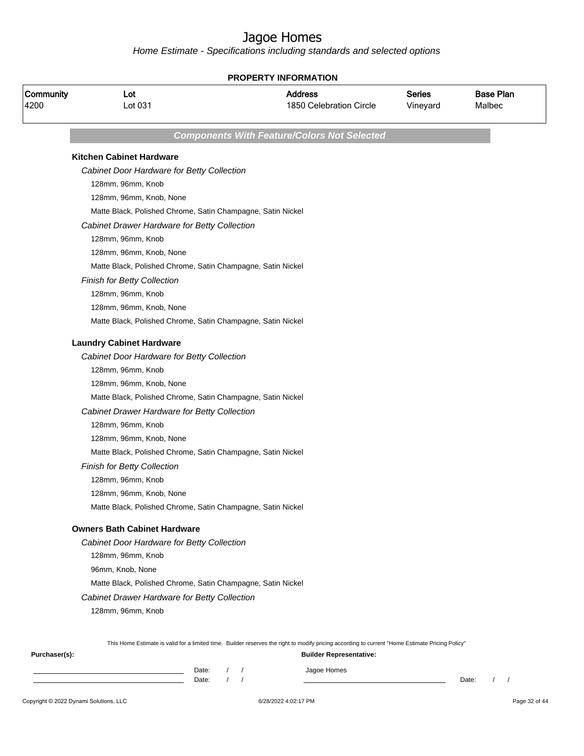# Jagoe Homes

*Home Estimate - Specifications including standards and selected options*

**PROPERTY INFORMATION**

| Community | Lot | Address | Series | Base Plan |
|---|---|---|---|---|
| 4200 | Lot 031 | 1850 Celebration Circle | Vineyard | Malbec |

***Components With Feature/Colors Not Selected***

**Kitchen Cabinet Hardware**

*Cabinet Door Hardware for Betty Collection*

128mm, 96mm, Knob

128mm, 96mm, Knob, None

Matte Black, Polished Chrome, Satin Champagne, Satin Nickel

*Cabinet Drawer Hardware for Betty Collection*

128mm, 96mm, Knob

128mm, 96mm, Knob, None

Matte Black, Polished Chrome, Satin Champagne, Satin Nickel

*Finish for Betty Collection*

128mm, 96mm, Knob

128mm, 96mm, Knob, None

Matte Black, Polished Chrome, Satin Champagne, Satin Nickel

**Laundry Cabinet Hardware**

*Cabinet Door Hardware for Betty Collection*

128mm, 96mm, Knob

128mm, 96mm, Knob, None

Matte Black, Polished Chrome, Satin Champagne, Satin Nickel

*Cabinet Drawer Hardware for Betty Collection*

128mm, 96mm, Knob

128mm, 96mm, Knob, None

Matte Black, Polished Chrome, Satin Champagne, Satin Nickel

*Finish for Betty Collection*

128mm, 96mm, Knob

128mm, 96mm, Knob, None

Matte Black, Polished Chrome, Satin Champagne, Satin Nickel

**Owners Bath Cabinet Hardware**

*Cabinet Door Hardware for Betty Collection*

128mm, 96mm, Knob

96mm, Knob, None

Matte Black, Polished Chrome, Satin Champagne, Satin Nickel

*Cabinet Drawer Hardware for Betty Collection*

128mm, 96mm, Knob

This Home Estimate is valid for a limited time. Builder reserves the right to modify pricing according to current "Home Estimate Pricing Policy"

**Purchaser(s):**

Date: / /

Date: / /

**Builder Representative:**

Jagoe Homes

Date: / /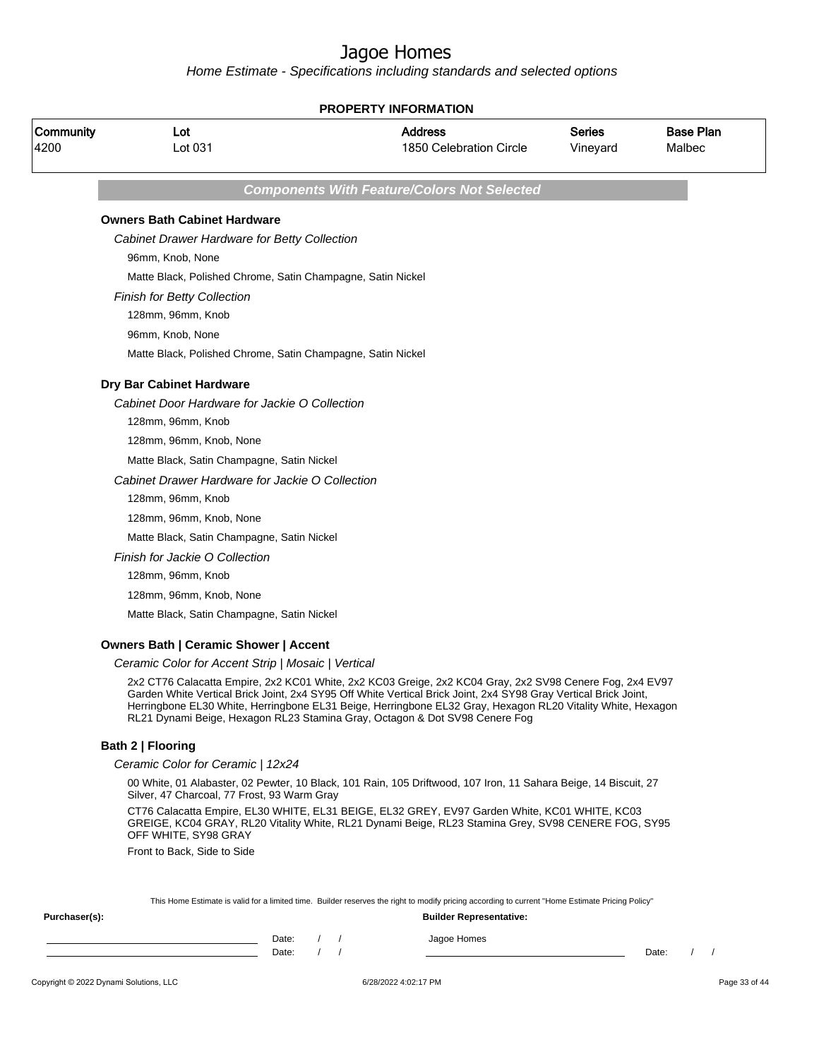# Jagoe Homes

*Home Estimate - Specifications including standards and selected options*

**PROPERTY INFORMATION**

| Community | Lot | Address | Series | Base Plan |
|---|---|---|---|---|
| 4200 | Lot 031 | 1850 Celebration Circle | Vineyard | Malbec |

## *Components With Feature/Colors Not Selected*

### Owners Bath Cabinet Hardware

*Cabinet Drawer Hardware for Betty Collection*

96mm, Knob, None

Matte Black, Polished Chrome, Satin Champagne, Satin Nickel

*Finish for Betty Collection*

128mm, 96mm, Knob

96mm, Knob, None

Matte Black, Polished Chrome, Satin Champagne, Satin Nickel

### Dry Bar Cabinet Hardware

*Cabinet Door Hardware for Jackie O Collection*

128mm, 96mm, Knob

128mm, 96mm, Knob, None

Matte Black, Satin Champagne, Satin Nickel

*Cabinet Drawer Hardware for Jackie O Collection*

128mm, 96mm, Knob

128mm, 96mm, Knob, None

Matte Black, Satin Champagne, Satin Nickel

*Finish for Jackie O Collection*

128mm, 96mm, Knob

128mm, 96mm, Knob, None

Matte Black, Satin Champagne, Satin Nickel

### Owners Bath | Ceramic Shower | Accent

*Ceramic Color for Accent Strip | Mosaic | Vertical*

2x2 CT76 Calacatta Empire, 2x2 KC01 White, 2x2 KC03 Greige, 2x2 KC04 Gray, 2x2 SV98 Cenere Fog, 2x4 EV97 Garden White Vertical Brick Joint, 2x4 SY95 Off White Vertical Brick Joint, 2x4 SY98 Gray Vertical Brick Joint, Herringbone EL30 White, Herringbone EL31 Beige, Herringbone EL32 Gray, Hexagon RL20 Vitality White, Hexagon RL21 Dynami Beige, Hexagon RL23 Stamina Gray, Octagon & Dot SV98 Cenere Fog

### Bath 2 | Flooring

*Ceramic Color for Ceramic | 12x24*

00 White, 01 Alabaster, 02 Pewter, 10 Black, 101 Rain, 105 Driftwood, 107 Iron, 11 Sahara Beige, 14 Biscuit, 27 Silver, 47 Charcoal, 77 Frost, 93 Warm Gray

CT76 Calacatta Empire, EL30 WHITE, EL31 BEIGE, EL32 GREY, EV97 Garden White, KC01 WHITE, KC03 GREIGE, KC04 GRAY, RL20 Vitality White, RL21 Dynami Beige, RL23 Stamina Grey, SV98 CENERE FOG, SY95 OFF WHITE, SY98 GRAY

Front to Back, Side to Side

This Home Estimate is valid for a limited time. Builder reserves the right to modify pricing according to current "Home Estimate Pricing Policy"

**Purchaser(s):**

Date: / /

Date: / /

**Builder Representative:**

Jagoe Homes

Date: / /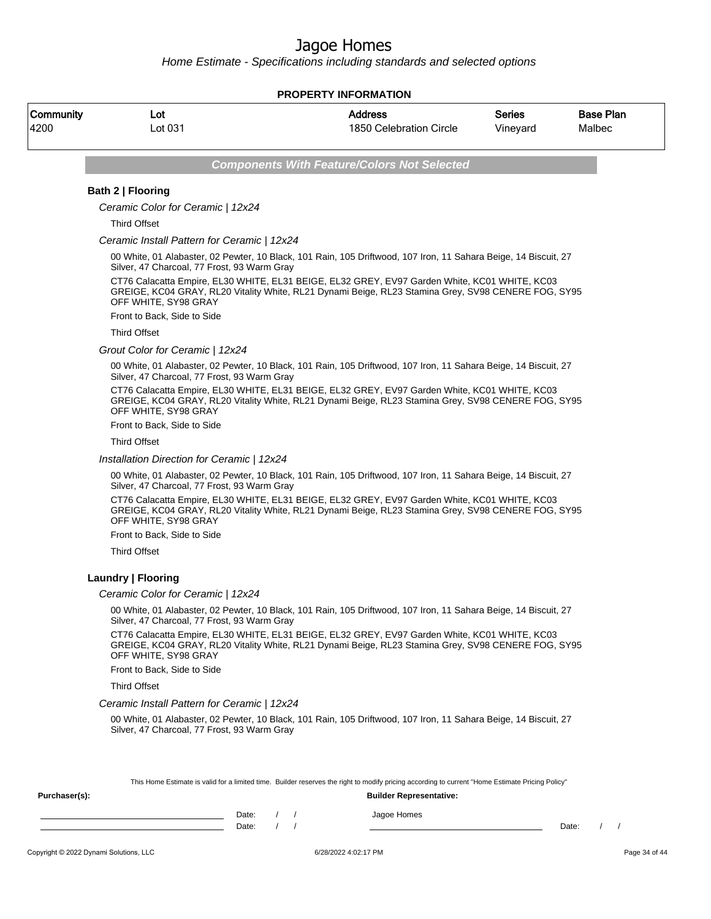# Jagoe Homes

*Home Estimate - Specifications including standards and selected options*

**PROPERTY INFORMATION**

| Community | Lot | Address | Series | Base Plan |
|---|---|---|---|---|
| 4200 | Lot 031 | 1850 Celebration Circle | Vineyard | Malbec |

***Components With Feature/Colors Not Selected***

### Bath 2 | Flooring

*Ceramic Color for Ceramic | 12x24*

Third Offset

*Ceramic Install Pattern for Ceramic | 12x24*

00 White, 01 Alabaster, 02 Pewter, 10 Black, 101 Rain, 105 Driftwood, 107 Iron, 11 Sahara Beige, 14 Biscuit, 27 Silver, 47 Charcoal, 77 Frost, 93 Warm Gray

CT76 Calacatta Empire, EL30 WHITE, EL31 BEIGE, EL32 GREY, EV97 Garden White, KC01 WHITE, KC03 GREIGE, KC04 GRAY, RL20 Vitality White, RL21 Dynami Beige, RL23 Stamina Grey, SV98 CENERE FOG, SY95 OFF WHITE, SY98 GRAY

Front to Back, Side to Side

Third Offset

*Grout Color for Ceramic | 12x24*

00 White, 01 Alabaster, 02 Pewter, 10 Black, 101 Rain, 105 Driftwood, 107 Iron, 11 Sahara Beige, 14 Biscuit, 27 Silver, 47 Charcoal, 77 Frost, 93 Warm Gray

CT76 Calacatta Empire, EL30 WHITE, EL31 BEIGE, EL32 GREY, EV97 Garden White, KC01 WHITE, KC03 GREIGE, KC04 GRAY, RL20 Vitality White, RL21 Dynami Beige, RL23 Stamina Grey, SV98 CENERE FOG, SY95 OFF WHITE, SY98 GRAY

Front to Back, Side to Side

Third Offset

*Installation Direction for Ceramic | 12x24*

00 White, 01 Alabaster, 02 Pewter, 10 Black, 101 Rain, 105 Driftwood, 107 Iron, 11 Sahara Beige, 14 Biscuit, 27 Silver, 47 Charcoal, 77 Frost, 93 Warm Gray

CT76 Calacatta Empire, EL30 WHITE, EL31 BEIGE, EL32 GREY, EV97 Garden White, KC01 WHITE, KC03 GREIGE, KC04 GRAY, RL20 Vitality White, RL21 Dynami Beige, RL23 Stamina Grey, SV98 CENERE FOG, SY95 OFF WHITE, SY98 GRAY

Front to Back, Side to Side

Third Offset

### Laundry | Flooring

*Ceramic Color for Ceramic | 12x24*

00 White, 01 Alabaster, 02 Pewter, 10 Black, 101 Rain, 105 Driftwood, 107 Iron, 11 Sahara Beige, 14 Biscuit, 27 Silver, 47 Charcoal, 77 Frost, 93 Warm Gray

CT76 Calacatta Empire, EL30 WHITE, EL31 BEIGE, EL32 GREY, EV97 Garden White, KC01 WHITE, KC03 GREIGE, KC04 GRAY, RL20 Vitality White, RL21 Dynami Beige, RL23 Stamina Grey, SV98 CENERE FOG, SY95 OFF WHITE, SY98 GRAY

Front to Back, Side to Side

Third Offset

*Ceramic Install Pattern for Ceramic | 12x24*

00 White, 01 Alabaster, 02 Pewter, 10 Black, 101 Rain, 105 Driftwood, 107 Iron, 11 Sahara Beige, 14 Biscuit, 27 Silver, 47 Charcoal, 77 Frost, 93 Warm Gray

This Home Estimate is valid for a limited time. Builder reserves the right to modify pricing according to current "Home Estimate Pricing Policy"

**Purchaser(s):**

Date: / /

Date: / /

**Builder Representative:**

Jagoe Homes

Date: / /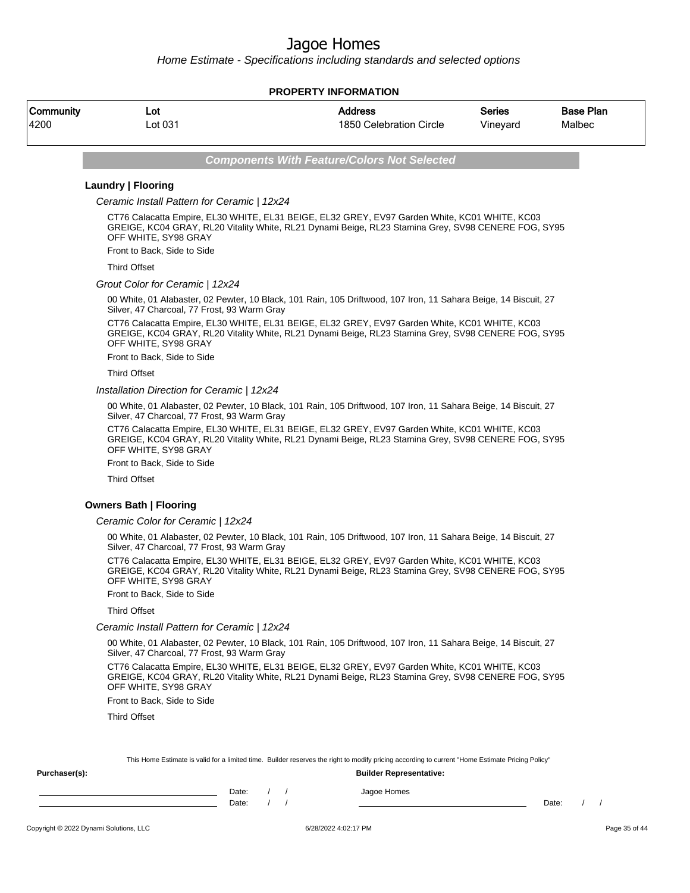# Jagoe Homes

*Home Estimate - Specifications including standards and selected options*

**PROPERTY INFORMATION**

| Community | Lot | Address | Series | Base Plan |
|---|---|---|---|---|
| 4200 | Lot 031 | 1850 Celebration Circle | Vineyard | Malbec |

***Components With Feature/Colors Not Selected***

### Laundry | Flooring

*Ceramic Install Pattern for Ceramic | 12x24*

CT76 Calacatta Empire, EL30 WHITE, EL31 BEIGE, EL32 GREY, EV97 Garden White, KC01 WHITE, KC03 GREIGE, KC04 GRAY, RL20 Vitality White, RL21 Dynami Beige, RL23 Stamina Grey, SV98 CENERE FOG, SY95 OFF WHITE, SY98 GRAY

Front to Back, Side to Side

Third Offset

*Grout Color for Ceramic | 12x24*

00 White, 01 Alabaster, 02 Pewter, 10 Black, 101 Rain, 105 Driftwood, 107 Iron, 11 Sahara Beige, 14 Biscuit, 27 Silver, 47 Charcoal, 77 Frost, 93 Warm Gray

CT76 Calacatta Empire, EL30 WHITE, EL31 BEIGE, EL32 GREY, EV97 Garden White, KC01 WHITE, KC03 GREIGE, KC04 GRAY, RL20 Vitality White, RL21 Dynami Beige, RL23 Stamina Grey, SV98 CENERE FOG, SY95 OFF WHITE, SY98 GRAY

Front to Back, Side to Side

Third Offset

*Installation Direction for Ceramic | 12x24*

00 White, 01 Alabaster, 02 Pewter, 10 Black, 101 Rain, 105 Driftwood, 107 Iron, 11 Sahara Beige, 14 Biscuit, 27 Silver, 47 Charcoal, 77 Frost, 93 Warm Gray

CT76 Calacatta Empire, EL30 WHITE, EL31 BEIGE, EL32 GREY, EV97 Garden White, KC01 WHITE, KC03 GREIGE, KC04 GRAY, RL20 Vitality White, RL21 Dynami Beige, RL23 Stamina Grey, SV98 CENERE FOG, SY95 OFF WHITE, SY98 GRAY

Front to Back, Side to Side

Third Offset

### Owners Bath | Flooring

*Ceramic Color for Ceramic | 12x24*

00 White, 01 Alabaster, 02 Pewter, 10 Black, 101 Rain, 105 Driftwood, 107 Iron, 11 Sahara Beige, 14 Biscuit, 27 Silver, 47 Charcoal, 77 Frost, 93 Warm Gray

CT76 Calacatta Empire, EL30 WHITE, EL31 BEIGE, EL32 GREY, EV97 Garden White, KC01 WHITE, KC03 GREIGE, KC04 GRAY, RL20 Vitality White, RL21 Dynami Beige, RL23 Stamina Grey, SV98 CENERE FOG, SY95 OFF WHITE, SY98 GRAY

Front to Back, Side to Side

Third Offset

*Ceramic Install Pattern for Ceramic | 12x24*

00 White, 01 Alabaster, 02 Pewter, 10 Black, 101 Rain, 105 Driftwood, 107 Iron, 11 Sahara Beige, 14 Biscuit, 27 Silver, 47 Charcoal, 77 Frost, 93 Warm Gray

CT76 Calacatta Empire, EL30 WHITE, EL31 BEIGE, EL32 GREY, EV97 Garden White, KC01 WHITE, KC03 GREIGE, KC04 GRAY, RL20 Vitality White, RL21 Dynami Beige, RL23 Stamina Grey, SV98 CENERE FOG, SY95 OFF WHITE, SY98 GRAY

Front to Back, Side to Side

Third Offset

This Home Estimate is valid for a limited time. Builder reserves the right to modify pricing according to current "Home Estimate Pricing Policy"

**Purchaser(s):**

Date: / /

Date: / /

**Builder Representative:**

Jagoe Homes

Date: / /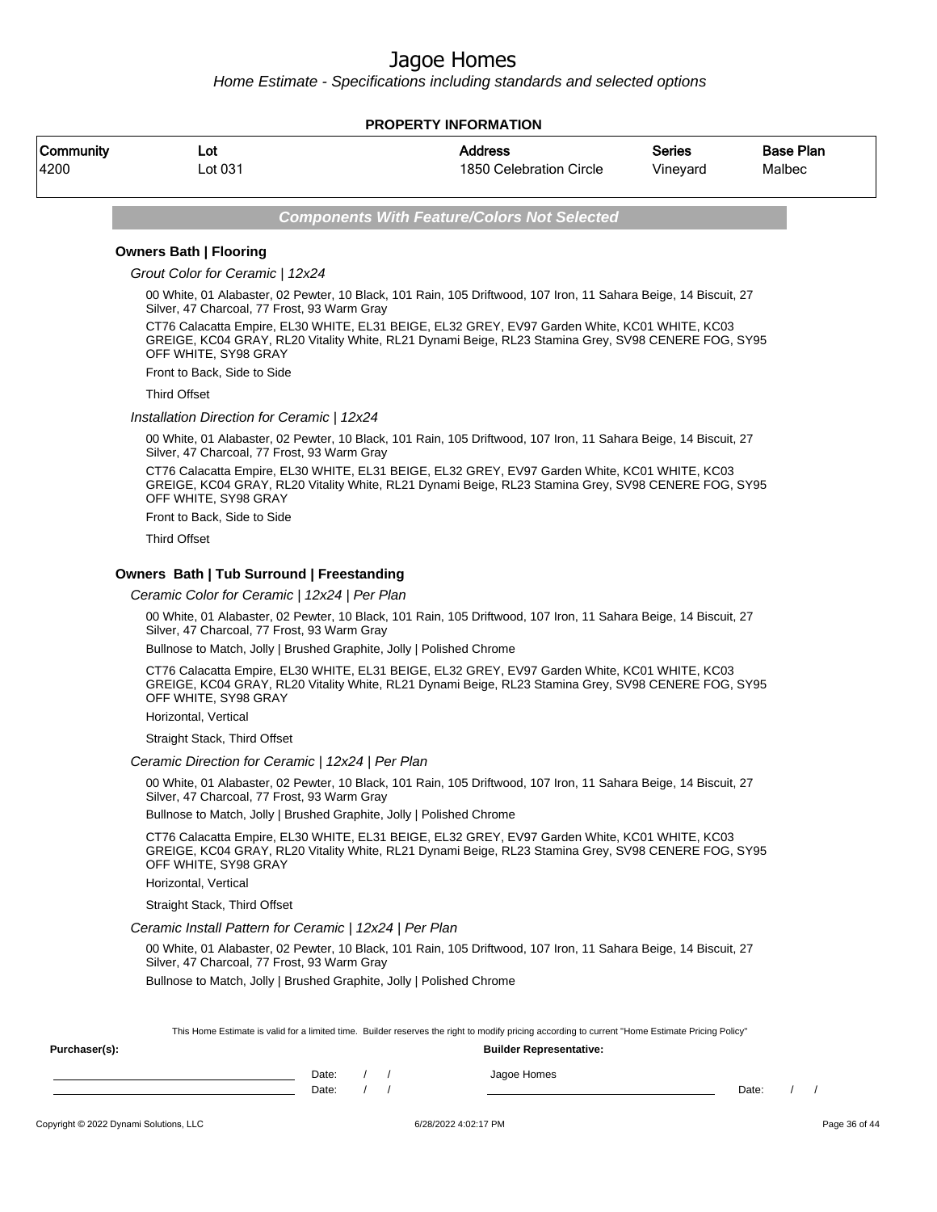# Jagoe Homes

*Home Estimate - Specifications including standards and selected options*

**PROPERTY INFORMATION**

| Community | Lot | Address | Series | Base Plan |
|---|---|---|---|---|
| 4200 | Lot 031 | 1850 Celebration Circle | Vineyard | Malbec |

***Components With Feature/Colors Not Selected***

### Owners Bath | Flooring

*Grout Color for Ceramic | 12x24*

00 White, 01 Alabaster, 02 Pewter, 10 Black, 101 Rain, 105 Driftwood, 107 Iron, 11 Sahara Beige, 14 Biscuit, 27 Silver, 47 Charcoal, 77 Frost, 93 Warm Gray

CT76 Calacatta Empire, EL30 WHITE, EL31 BEIGE, EL32 GREY, EV97 Garden White, KC01 WHITE, KC03 GREIGE, KC04 GRAY, RL20 Vitality White, RL21 Dynami Beige, RL23 Stamina Grey, SV98 CENERE FOG, SY95 OFF WHITE, SY98 GRAY

Front to Back, Side to Side

Third Offset

*Installation Direction for Ceramic | 12x24*

00 White, 01 Alabaster, 02 Pewter, 10 Black, 101 Rain, 105 Driftwood, 107 Iron, 11 Sahara Beige, 14 Biscuit, 27 Silver, 47 Charcoal, 77 Frost, 93 Warm Gray

CT76 Calacatta Empire, EL30 WHITE, EL31 BEIGE, EL32 GREY, EV97 Garden White, KC01 WHITE, KC03 GREIGE, KC04 GRAY, RL20 Vitality White, RL21 Dynami Beige, RL23 Stamina Grey, SV98 CENERE FOG, SY95 OFF WHITE, SY98 GRAY

Front to Back, Side to Side

Third Offset

### Owners Bath | Tub Surround | Freestanding

*Ceramic Color for Ceramic | 12x24 | Per Plan*

00 White, 01 Alabaster, 02 Pewter, 10 Black, 101 Rain, 105 Driftwood, 107 Iron, 11 Sahara Beige, 14 Biscuit, 27 Silver, 47 Charcoal, 77 Frost, 93 Warm Gray

Bullnose to Match, Jolly | Brushed Graphite, Jolly | Polished Chrome

CT76 Calacatta Empire, EL30 WHITE, EL31 BEIGE, EL32 GREY, EV97 Garden White, KC01 WHITE, KC03 GREIGE, KC04 GRAY, RL20 Vitality White, RL21 Dynami Beige, RL23 Stamina Grey, SV98 CENERE FOG, SY95 OFF WHITE, SY98 GRAY

Horizontal, Vertical

Straight Stack, Third Offset

*Ceramic Direction for Ceramic | 12x24 | Per Plan*

00 White, 01 Alabaster, 02 Pewter, 10 Black, 101 Rain, 105 Driftwood, 107 Iron, 11 Sahara Beige, 14 Biscuit, 27 Silver, 47 Charcoal, 77 Frost, 93 Warm Gray

Bullnose to Match, Jolly | Brushed Graphite, Jolly | Polished Chrome

CT76 Calacatta Empire, EL30 WHITE, EL31 BEIGE, EL32 GREY, EV97 Garden White, KC01 WHITE, KC03 GREIGE, KC04 GRAY, RL20 Vitality White, RL21 Dynami Beige, RL23 Stamina Grey, SV98 CENERE FOG, SY95 OFF WHITE, SY98 GRAY

Horizontal, Vertical

Straight Stack, Third Offset

*Ceramic Install Pattern for Ceramic | 12x24 | Per Plan*

00 White, 01 Alabaster, 02 Pewter, 10 Black, 101 Rain, 105 Driftwood, 107 Iron, 11 Sahara Beige, 14 Biscuit, 27 Silver, 47 Charcoal, 77 Frost, 93 Warm Gray

Bullnose to Match, Jolly | Brushed Graphite, Jolly | Polished Chrome

This Home Estimate is valid for a limited time. Builder reserves the right to modify pricing according to current "Home Estimate Pricing Policy"

**Purchaser(s):**

Date: / /

Date: / /

**Builder Representative:**

Jagoe Homes

Date: / /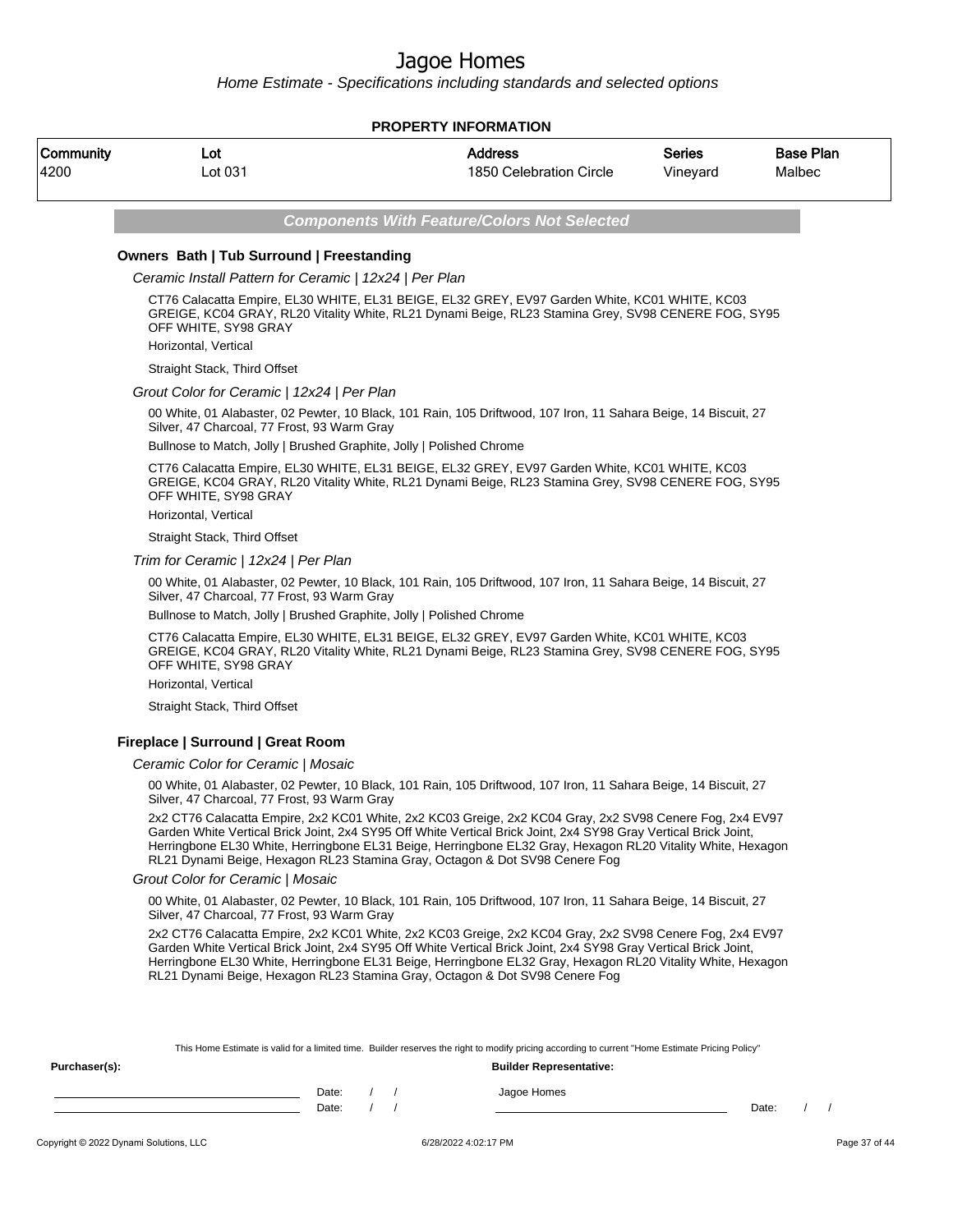# Jagoe Homes

*Home Estimate - Specifications including standards and selected options*

**PROPERTY INFORMATION**

| Community | Lot | Address | Series | Base Plan |
|---|---|---|---|---|
| 4200 | Lot 031 | 1850 Celebration Circle | Vineyard | Malbec |

***Components With Feature/Colors Not Selected***

### Owners Bath | Tub Surround | Freestanding

*Ceramic Install Pattern for Ceramic | 12x24 | Per Plan*

CT76 Calacatta Empire, EL30 WHITE, EL31 BEIGE, EL32 GREY, EV97 Garden White, KC01 WHITE, KC03 GREIGE, KC04 GRAY, RL20 Vitality White, RL21 Dynami Beige, RL23 Stamina Grey, SV98 CENERE FOG, SY95 OFF WHITE, SY98 GRAY

Horizontal, Vertical

Straight Stack, Third Offset

*Grout Color for Ceramic | 12x24 | Per Plan*

00 White, 01 Alabaster, 02 Pewter, 10 Black, 101 Rain, 105 Driftwood, 107 Iron, 11 Sahara Beige, 14 Biscuit, 27 Silver, 47 Charcoal, 77 Frost, 93 Warm Gray

Bullnose to Match, Jolly | Brushed Graphite, Jolly | Polished Chrome

CT76 Calacatta Empire, EL30 WHITE, EL31 BEIGE, EL32 GREY, EV97 Garden White, KC01 WHITE, KC03 GREIGE, KC04 GRAY, RL20 Vitality White, RL21 Dynami Beige, RL23 Stamina Grey, SV98 CENERE FOG, SY95 OFF WHITE, SY98 GRAY

Horizontal, Vertical

Straight Stack, Third Offset

*Trim for Ceramic | 12x24 | Per Plan*

00 White, 01 Alabaster, 02 Pewter, 10 Black, 101 Rain, 105 Driftwood, 107 Iron, 11 Sahara Beige, 14 Biscuit, 27 Silver, 47 Charcoal, 77 Frost, 93 Warm Gray

Bullnose to Match, Jolly | Brushed Graphite, Jolly | Polished Chrome

CT76 Calacatta Empire, EL30 WHITE, EL31 BEIGE, EL32 GREY, EV97 Garden White, KC01 WHITE, KC03 GREIGE, KC04 GRAY, RL20 Vitality White, RL21 Dynami Beige, RL23 Stamina Grey, SV98 CENERE FOG, SY95 OFF WHITE, SY98 GRAY

Horizontal, Vertical

Straight Stack, Third Offset

### Fireplace | Surround | Great Room

*Ceramic Color for Ceramic | Mosaic*

00 White, 01 Alabaster, 02 Pewter, 10 Black, 101 Rain, 105 Driftwood, 107 Iron, 11 Sahara Beige, 14 Biscuit, 27 Silver, 47 Charcoal, 77 Frost, 93 Warm Gray

2x2 CT76 Calacatta Empire, 2x2 KC01 White, 2x2 KC03 Greige, 2x2 KC04 Gray, 2x2 SV98 Cenere Fog, 2x4 EV97 Garden White Vertical Brick Joint, 2x4 SY95 Off White Vertical Brick Joint, 2x4 SY98 Gray Vertical Brick Joint, Herringbone EL30 White, Herringbone EL31 Beige, Herringbone EL32 Gray, Hexagon RL20 Vitality White, Hexagon RL21 Dynami Beige, Hexagon RL23 Stamina Gray, Octagon & Dot SV98 Cenere Fog

*Grout Color for Ceramic | Mosaic*

00 White, 01 Alabaster, 02 Pewter, 10 Black, 101 Rain, 105 Driftwood, 107 Iron, 11 Sahara Beige, 14 Biscuit, 27 Silver, 47 Charcoal, 77 Frost, 93 Warm Gray

2x2 CT76 Calacatta Empire, 2x2 KC01 White, 2x2 KC03 Greige, 2x2 KC04 Gray, 2x2 SV98 Cenere Fog, 2x4 EV97 Garden White Vertical Brick Joint, 2x4 SY95 Off White Vertical Brick Joint, 2x4 SY98 Gray Vertical Brick Joint, Herringbone EL30 White, Herringbone EL31 Beige, Herringbone EL32 Gray, Hexagon RL20 Vitality White, Hexagon RL21 Dynami Beige, Hexagon RL23 Stamina Gray, Octagon & Dot SV98 Cenere Fog

This Home Estimate is valid for a limited time. Builder reserves the right to modify pricing according to current "Home Estimate Pricing Policy"

**Purchaser(s):**

Date: / /

Date: / /

**Builder Representative:**

Jagoe Homes

Date: / /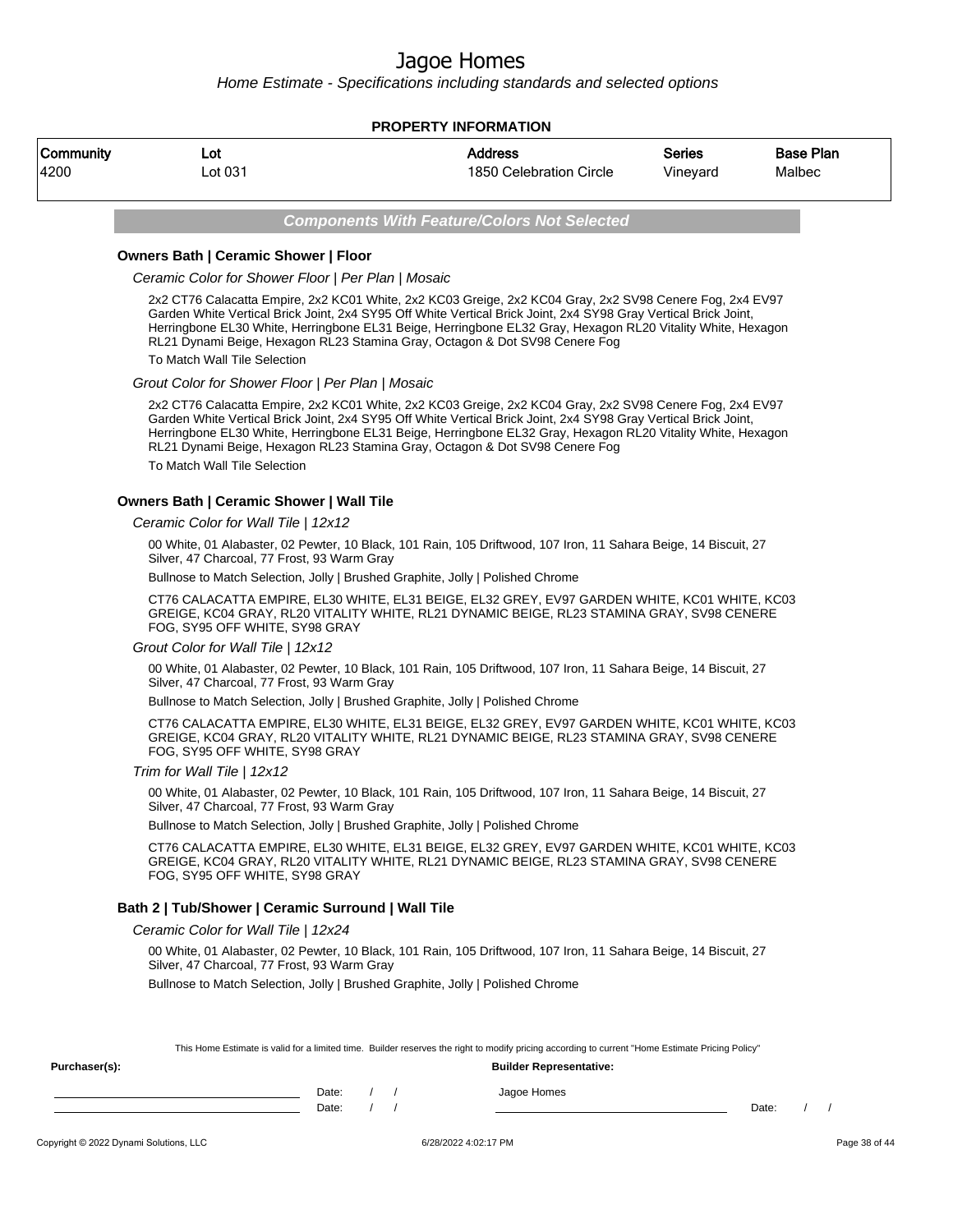# Jagoe Homes

*Home Estimate - Specifications including standards and selected options*

**PROPERTY INFORMATION**

| Community | Lot | Address | Series | Base Plan |
|---|---|---|---|---|
| 4200 | Lot 031 | 1850 Celebration Circle | Vineyard | Malbec |

***Components With Feature/Colors Not Selected***

### Owners Bath | Ceramic Shower | Floor

*Ceramic Color for Shower Floor | Per Plan | Mosaic*

2x2 CT76 Calacatta Empire, 2x2 KC01 White, 2x2 KC03 Greige, 2x2 KC04 Gray, 2x2 SV98 Cenere Fog, 2x4 EV97 Garden White Vertical Brick Joint, 2x4 SY95 Off White Vertical Brick Joint, 2x4 SY98 Gray Vertical Brick Joint, Herringbone EL30 White, Herringbone EL31 Beige, Herringbone EL32 Gray, Hexagon RL20 Vitality White, Hexagon RL21 Dynami Beige, Hexagon RL23 Stamina Gray, Octagon & Dot SV98 Cenere Fog

To Match Wall Tile Selection

*Grout Color for Shower Floor | Per Plan | Mosaic*

2x2 CT76 Calacatta Empire, 2x2 KC01 White, 2x2 KC03 Greige, 2x2 KC04 Gray, 2x2 SV98 Cenere Fog, 2x4 EV97 Garden White Vertical Brick Joint, 2x4 SY95 Off White Vertical Brick Joint, 2x4 SY98 Gray Vertical Brick Joint, Herringbone EL30 White, Herringbone EL31 Beige, Herringbone EL32 Gray, Hexagon RL20 Vitality White, Hexagon RL21 Dynami Beige, Hexagon RL23 Stamina Gray, Octagon & Dot SV98 Cenere Fog

To Match Wall Tile Selection

### Owners Bath | Ceramic Shower | Wall Tile

*Ceramic Color for Wall Tile | 12x12*

00 White, 01 Alabaster, 02 Pewter, 10 Black, 101 Rain, 105 Driftwood, 107 Iron, 11 Sahara Beige, 14 Biscuit, 27 Silver, 47 Charcoal, 77 Frost, 93 Warm Gray

Bullnose to Match Selection, Jolly | Brushed Graphite, Jolly | Polished Chrome

CT76 CALACATTA EMPIRE, EL30 WHITE, EL31 BEIGE, EL32 GREY, EV97 GARDEN WHITE, KC01 WHITE, KC03 GREIGE, KC04 GRAY, RL20 VITALITY WHITE, RL21 DYNAMIC BEIGE, RL23 STAMINA GRAY, SV98 CENERE FOG, SY95 OFF WHITE, SY98 GRAY

*Grout Color for Wall Tile | 12x12*

00 White, 01 Alabaster, 02 Pewter, 10 Black, 101 Rain, 105 Driftwood, 107 Iron, 11 Sahara Beige, 14 Biscuit, 27 Silver, 47 Charcoal, 77 Frost, 93 Warm Gray

Bullnose to Match Selection, Jolly | Brushed Graphite, Jolly | Polished Chrome

CT76 CALACATTA EMPIRE, EL30 WHITE, EL31 BEIGE, EL32 GREY, EV97 GARDEN WHITE, KC01 WHITE, KC03 GREIGE, KC04 GRAY, RL20 VITALITY WHITE, RL21 DYNAMIC BEIGE, RL23 STAMINA GRAY, SV98 CENERE FOG, SY95 OFF WHITE, SY98 GRAY

*Trim for Wall Tile | 12x12*

00 White, 01 Alabaster, 02 Pewter, 10 Black, 101 Rain, 105 Driftwood, 107 Iron, 11 Sahara Beige, 14 Biscuit, 27 Silver, 47 Charcoal, 77 Frost, 93 Warm Gray

Bullnose to Match Selection, Jolly | Brushed Graphite, Jolly | Polished Chrome

CT76 CALACATTA EMPIRE, EL30 WHITE, EL31 BEIGE, EL32 GREY, EV97 GARDEN WHITE, KC01 WHITE, KC03 GREIGE, KC04 GRAY, RL20 VITALITY WHITE, RL21 DYNAMIC BEIGE, RL23 STAMINA GRAY, SV98 CENERE FOG, SY95 OFF WHITE, SY98 GRAY

### Bath 2 | Tub/Shower | Ceramic Surround | Wall Tile

*Ceramic Color for Wall Tile | 12x24*

00 White, 01 Alabaster, 02 Pewter, 10 Black, 101 Rain, 105 Driftwood, 107 Iron, 11 Sahara Beige, 14 Biscuit, 27 Silver, 47 Charcoal, 77 Frost, 93 Warm Gray

Bullnose to Match Selection, Jolly | Brushed Graphite, Jolly | Polished Chrome

This Home Estimate is valid for a limited time. Builder reserves the right to modify pricing according to current "Home Estimate Pricing Policy"

**Purchaser(s):** Date: / / Date: / /

**Builder Representative:** Jagoe Homes Date: / /

Copyright © 2022 Dynami Solutions, LLC 6/28/2022 4:02:17 PM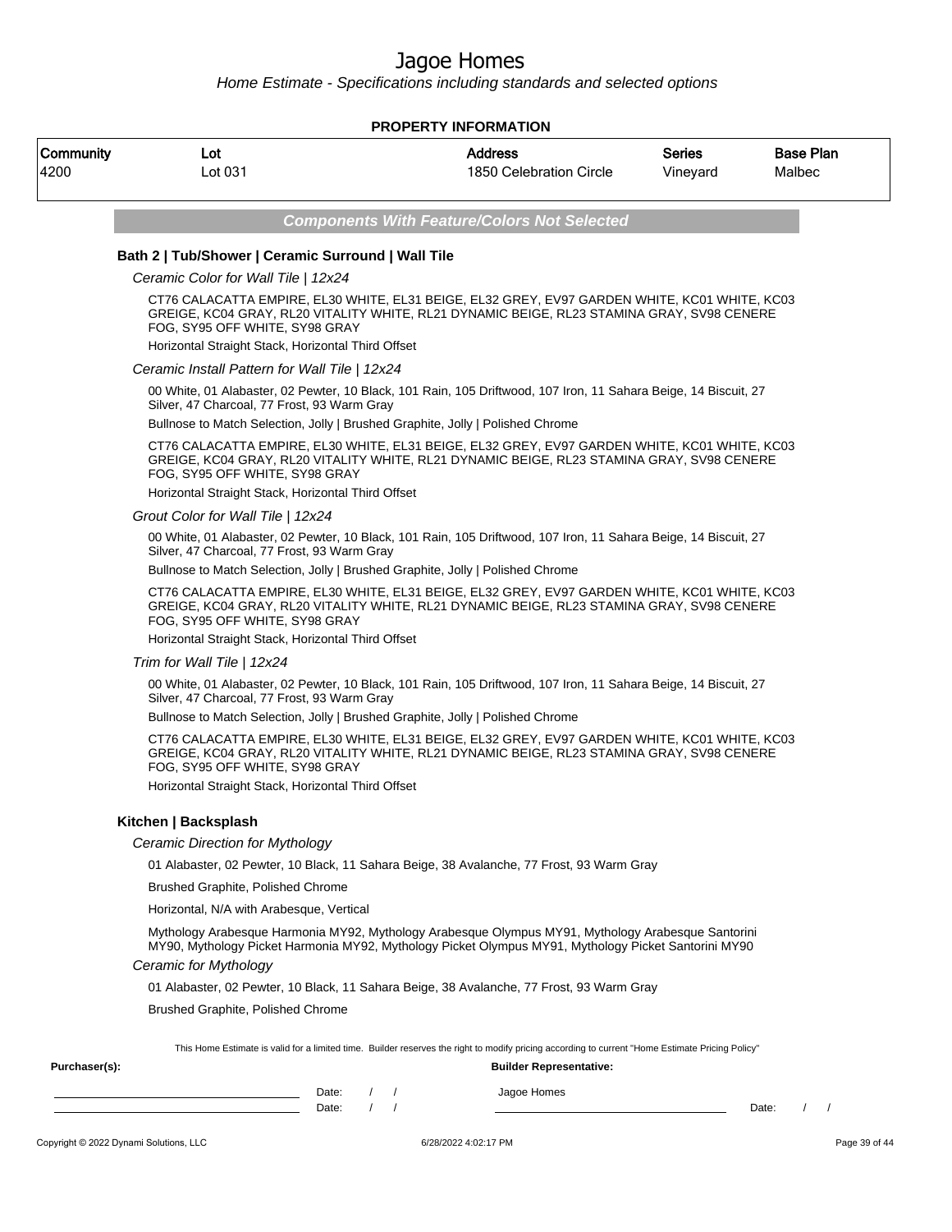# Jagoe Homes

*Home Estimate - Specifications including standards and selected options*

**PROPERTY INFORMATION**

| Community | Lot | Address | Series | Base Plan |
|---|---|---|---|---|
| 4200 | Lot 031 | 1850 Celebration Circle | Vineyard | Malbec |

## Components With Feature/Colors Not Selected

### Bath 2 | Tub/Shower | Ceramic Surround | Wall Tile

*Ceramic Color for Wall Tile | 12x24*

CT76 CALACATTA EMPIRE, EL30 WHITE, EL31 BEIGE, EL32 GREY, EV97 GARDEN WHITE, KC01 WHITE, KC03 GREIGE, KC04 GRAY, RL20 VITALITY WHITE, RL21 DYNAMIC BEIGE, RL23 STAMINA GRAY, SV98 CENERE FOG, SY95 OFF WHITE, SY98 GRAY

Horizontal Straight Stack, Horizontal Third Offset

*Ceramic Install Pattern for Wall Tile | 12x24*

00 White, 01 Alabaster, 02 Pewter, 10 Black, 101 Rain, 105 Driftwood, 107 Iron, 11 Sahara Beige, 14 Biscuit, 27 Silver, 47 Charcoal, 77 Frost, 93 Warm Gray

Bullnose to Match Selection, Jolly | Brushed Graphite, Jolly | Polished Chrome

CT76 CALACATTA EMPIRE, EL30 WHITE, EL31 BEIGE, EL32 GREY, EV97 GARDEN WHITE, KC01 WHITE, KC03 GREIGE, KC04 GRAY, RL20 VITALITY WHITE, RL21 DYNAMIC BEIGE, RL23 STAMINA GRAY, SV98 CENERE FOG, SY95 OFF WHITE, SY98 GRAY

Horizontal Straight Stack, Horizontal Third Offset

*Grout Color for Wall Tile | 12x24*

00 White, 01 Alabaster, 02 Pewter, 10 Black, 101 Rain, 105 Driftwood, 107 Iron, 11 Sahara Beige, 14 Biscuit, 27 Silver, 47 Charcoal, 77 Frost, 93 Warm Gray

Bullnose to Match Selection, Jolly | Brushed Graphite, Jolly | Polished Chrome

CT76 CALACATTA EMPIRE, EL30 WHITE, EL31 BEIGE, EL32 GREY, EV97 GARDEN WHITE, KC01 WHITE, KC03 GREIGE, KC04 GRAY, RL20 VITALITY WHITE, RL21 DYNAMIC BEIGE, RL23 STAMINA GRAY, SV98 CENERE FOG, SY95 OFF WHITE, SY98 GRAY

Horizontal Straight Stack, Horizontal Third Offset

*Trim for Wall Tile | 12x24*

00 White, 01 Alabaster, 02 Pewter, 10 Black, 101 Rain, 105 Driftwood, 107 Iron, 11 Sahara Beige, 14 Biscuit, 27 Silver, 47 Charcoal, 77 Frost, 93 Warm Gray

Bullnose to Match Selection, Jolly | Brushed Graphite, Jolly | Polished Chrome

CT76 CALACATTA EMPIRE, EL30 WHITE, EL31 BEIGE, EL32 GREY, EV97 GARDEN WHITE, KC01 WHITE, KC03 GREIGE, KC04 GRAY, RL20 VITALITY WHITE, RL21 DYNAMIC BEIGE, RL23 STAMINA GRAY, SV98 CENERE FOG, SY95 OFF WHITE, SY98 GRAY

Horizontal Straight Stack, Horizontal Third Offset

### Kitchen | Backsplash

*Ceramic Direction for Mythology*

01 Alabaster, 02 Pewter, 10 Black, 11 Sahara Beige, 38 Avalanche, 77 Frost, 93 Warm Gray

Brushed Graphite, Polished Chrome

Horizontal, N/A with Arabesque, Vertical

Mythology Arabesque Harmonia MY92, Mythology Arabesque Olympus MY91, Mythology Arabesque Santorini MY90, Mythology Picket Harmonia MY92, Mythology Picket Olympus MY91, Mythology Picket Santorini MY90

*Ceramic for Mythology*

01 Alabaster, 02 Pewter, 10 Black, 11 Sahara Beige, 38 Avalanche, 77 Frost, 93 Warm Gray

Brushed Graphite, Polished Chrome

This Home Estimate is valid for a limited time. Builder reserves the right to modify pricing according to current "Home Estimate Pricing Policy"

**Purchaser(s):** **Builder Representative:**

Date: / / Jagoe Homes

Date: / / Date: / /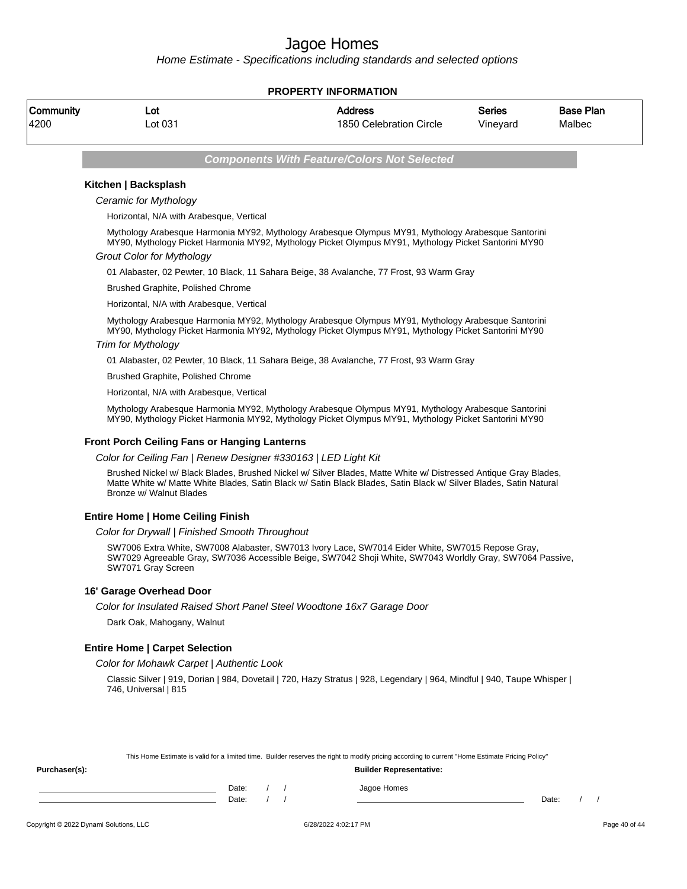# Jagoe Homes

*Home Estimate - Specifications including standards and selected options*

**PROPERTY INFORMATION**

| Community | Lot | Address | Series | Base Plan |
|---|---|---|---|---|
| 4200 | Lot 031 | 1850 Celebration Circle | Vineyard | Malbec |

### Components With Feature/Colors Not Selected

**Kitchen | Backsplash**

*Ceramic for Mythology*

Horizontal, N/A with Arabesque, Vertical

Mythology Arabesque Harmonia MY92, Mythology Arabesque Olympus MY91, Mythology Arabesque Santorini MY90, Mythology Picket Harmonia MY92, Mythology Picket Olympus MY91, Mythology Picket Santorini MY90

*Grout Color for Mythology*

01 Alabaster, 02 Pewter, 10 Black, 11 Sahara Beige, 38 Avalanche, 77 Frost, 93 Warm Gray

Brushed Graphite, Polished Chrome

Horizontal, N/A with Arabesque, Vertical

Mythology Arabesque Harmonia MY92, Mythology Arabesque Olympus MY91, Mythology Arabesque Santorini MY90, Mythology Picket Harmonia MY92, Mythology Picket Olympus MY91, Mythology Picket Santorini MY90

*Trim for Mythology*

01 Alabaster, 02 Pewter, 10 Black, 11 Sahara Beige, 38 Avalanche, 77 Frost, 93 Warm Gray

Brushed Graphite, Polished Chrome

Horizontal, N/A with Arabesque, Vertical

Mythology Arabesque Harmonia MY92, Mythology Arabesque Olympus MY91, Mythology Arabesque Santorini MY90, Mythology Picket Harmonia MY92, Mythology Picket Olympus MY91, Mythology Picket Santorini MY90

**Front Porch Ceiling Fans or Hanging Lanterns**

*Color for Ceiling Fan | Renew Designer #330163 | LED Light Kit*

Brushed Nickel w/ Black Blades, Brushed Nickel w/ Silver Blades, Matte White w/ Distressed Antique Gray Blades, Matte White w/ Matte White Blades, Satin Black w/ Satin Black Blades, Satin Black w/ Silver Blades, Satin Natural Bronze w/ Walnut Blades

**Entire Home | Home Ceiling Finish**

*Color for Drywall | Finished Smooth Throughout*

SW7006 Extra White, SW7008 Alabaster, SW7013 Ivory Lace, SW7014 Eider White, SW7015 Repose Gray, SW7029 Agreeable Gray, SW7036 Accessible Beige, SW7042 Shoji White, SW7043 Worldly Gray, SW7064 Passive, SW7071 Gray Screen

**16' Garage Overhead Door**

*Color for Insulated Raised Short Panel Steel Woodtone 16x7 Garage Door*

Dark Oak, Mahogany, Walnut

**Entire Home | Carpet Selection**

*Color for Mohawk Carpet | Authentic Look*

Classic Silver | 919, Dorian | 984, Dovetail | 720, Hazy Stratus | 928, Legendary | 964, Mindful | 940, Taupe Whisper | 746, Universal | 815

This Home Estimate is valid for a limited time. Builder reserves the right to modify pricing according to current "Home Estimate Pricing Policy"

**Purchaser(s):**

Date: / /

Date: / /

**Builder Representative:**

Jagoe Homes

Date: / /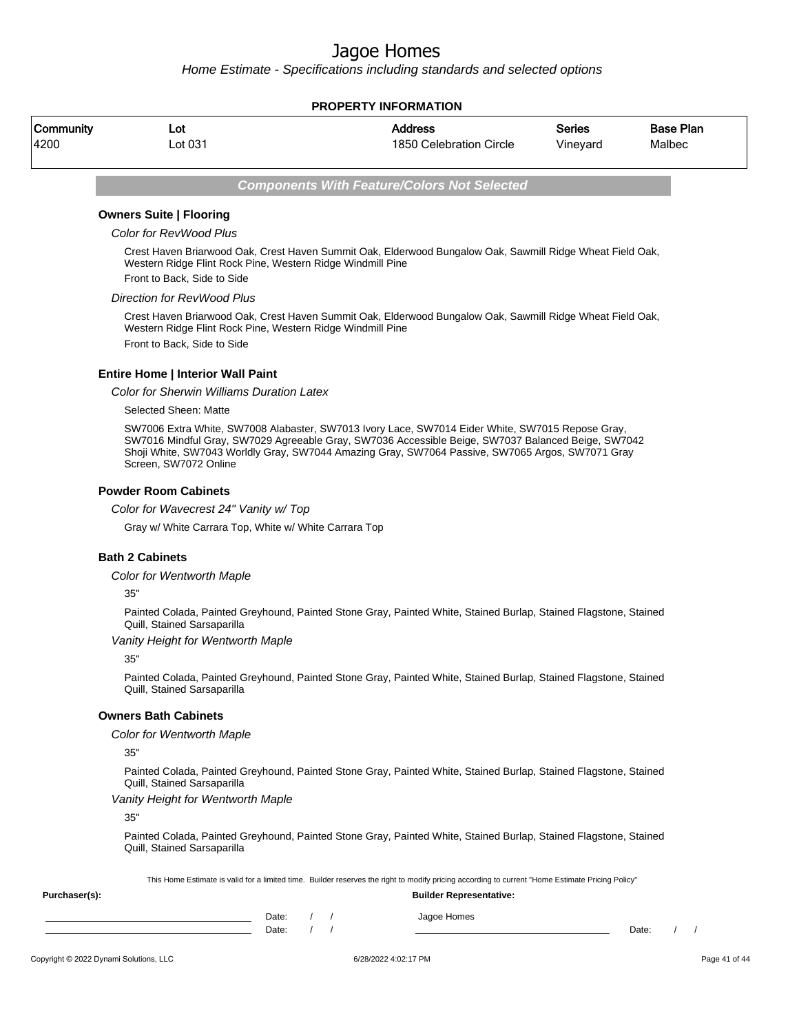# Jagoe Homes

*Home Estimate - Specifications including standards and selected options*

**PROPERTY INFORMATION**

| Community | Lot | Address | Series | Base Plan |
|---|---|---|---|---|
| 4200 | Lot 031 | 1850 Celebration Circle | Vineyard | Malbec |

## *Components With Feature/Colors Not Selected*

### Owners Suite | Flooring

*Color for RevWood Plus*

Crest Haven Briarwood Oak, Crest Haven Summit Oak, Elderwood Bungalow Oak, Sawmill Ridge Wheat Field Oak, Western Ridge Flint Rock Pine, Western Ridge Windmill Pine

Front to Back, Side to Side

*Direction for RevWood Plus*

Crest Haven Briarwood Oak, Crest Haven Summit Oak, Elderwood Bungalow Oak, Sawmill Ridge Wheat Field Oak, Western Ridge Flint Rock Pine, Western Ridge Windmill Pine

Front to Back, Side to Side

### Entire Home | Interior Wall Paint

*Color for Sherwin Williams Duration Latex*

Selected Sheen: Matte

SW7006 Extra White, SW7008 Alabaster, SW7013 Ivory Lace, SW7014 Eider White, SW7015 Repose Gray, SW7016 Mindful Gray, SW7029 Agreeable Gray, SW7036 Accessible Beige, SW7037 Balanced Beige, SW7042 Shoji White, SW7043 Worldly Gray, SW7044 Amazing Gray, SW7064 Passive, SW7065 Argos, SW7071 Gray Screen, SW7072 Online

### Powder Room Cabinets

*Color for Wavecrest 24" Vanity w/ Top*

Gray w/ White Carrara Top, White w/ White Carrara Top

### Bath 2 Cabinets

*Color for Wentworth Maple*

35"

Painted Colada, Painted Greyhound, Painted Stone Gray, Painted White, Stained Burlap, Stained Flagstone, Stained Quill, Stained Sarsaparilla

*Vanity Height for Wentworth Maple*

35"

Painted Colada, Painted Greyhound, Painted Stone Gray, Painted White, Stained Burlap, Stained Flagstone, Stained Quill, Stained Sarsaparilla

### Owners Bath Cabinets

*Color for Wentworth Maple*

35"

Painted Colada, Painted Greyhound, Painted Stone Gray, Painted White, Stained Burlap, Stained Flagstone, Stained Quill, Stained Sarsaparilla

*Vanity Height for Wentworth Maple*

35"

Painted Colada, Painted Greyhound, Painted Stone Gray, Painted White, Stained Burlap, Stained Flagstone, Stained Quill, Stained Sarsaparilla

This Home Estimate is valid for a limited time. Builder reserves the right to modify pricing according to current "Home Estimate Pricing Policy"

**Purchaser(s):**

______________________ Date: / /

______________________ Date: / /

**Builder Representative:**

Jagoe Homes

______________________ Date: / /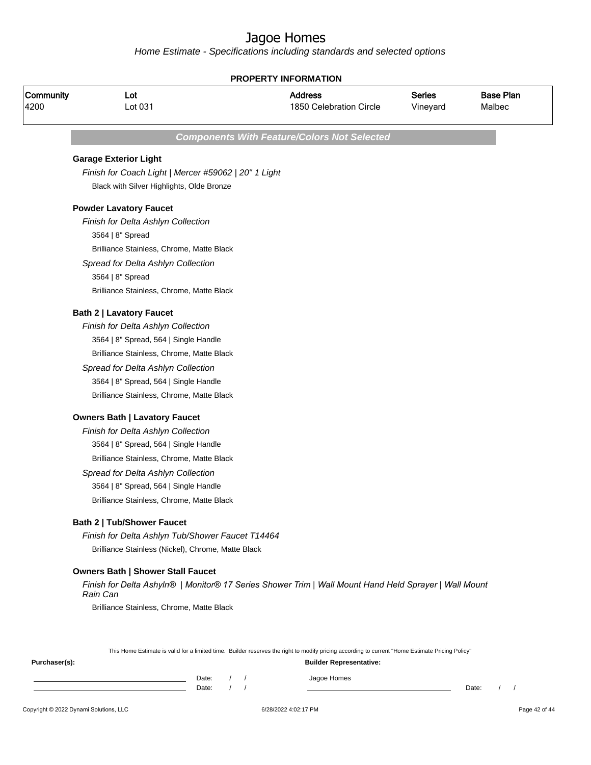# Jagoe Homes

*Home Estimate - Specifications including standards and selected options*

**PROPERTY INFORMATION**

| Community | Lot | Address | Series | Base Plan |
|---|---|---|---|---|
| 4200 | Lot 031 | 1850 Celebration Circle | Vineyard | Malbec |

## *Components With Feature/Colors Not Selected*

### Garage Exterior Light

*Finish for Coach Light | Mercer #59062 | 20" 1 Light*

Black with Silver Highlights, Olde Bronze

### Powder Lavatory Faucet

*Finish for Delta Ashlyn Collection*

3564 | 8" Spread

Brilliance Stainless, Chrome, Matte Black

*Spread for Delta Ashlyn Collection*

3564 | 8" Spread

Brilliance Stainless, Chrome, Matte Black

### Bath 2 | Lavatory Faucet

*Finish for Delta Ashlyn Collection*

3564 | 8" Spread, 564 | Single Handle

Brilliance Stainless, Chrome, Matte Black

*Spread for Delta Ashlyn Collection*

3564 | 8" Spread, 564 | Single Handle

Brilliance Stainless, Chrome, Matte Black

### Owners Bath | Lavatory Faucet

*Finish for Delta Ashlyn Collection*

3564 | 8" Spread, 564 | Single Handle

Brilliance Stainless, Chrome, Matte Black

*Spread for Delta Ashlyn Collection*

3564 | 8" Spread, 564 | Single Handle

Brilliance Stainless, Chrome, Matte Black

### Bath 2 | Tub/Shower Faucet

*Finish for Delta Ashlyn Tub/Shower Faucet T14464*

Brilliance Stainless (Nickel), Chrome, Matte Black

### Owners Bath | Shower Stall Faucet

*Finish for Delta Ashyln® | Monitor® 17 Series Shower Trim | Wall Mount Hand Held Sprayer | Wall Mount Rain Can*

Brilliance Stainless, Chrome, Matte Black

This Home Estimate is valid for a limited time. Builder reserves the right to modify pricing according to current "Home Estimate Pricing Policy"

**Purchaser(s):**

Date: / /

Date: / /

**Builder Representative:**

Jagoe Homes

Date: / /

Copyright © 2022 Dynami Solutions, LLC 6/28/2022 4:02:17 PM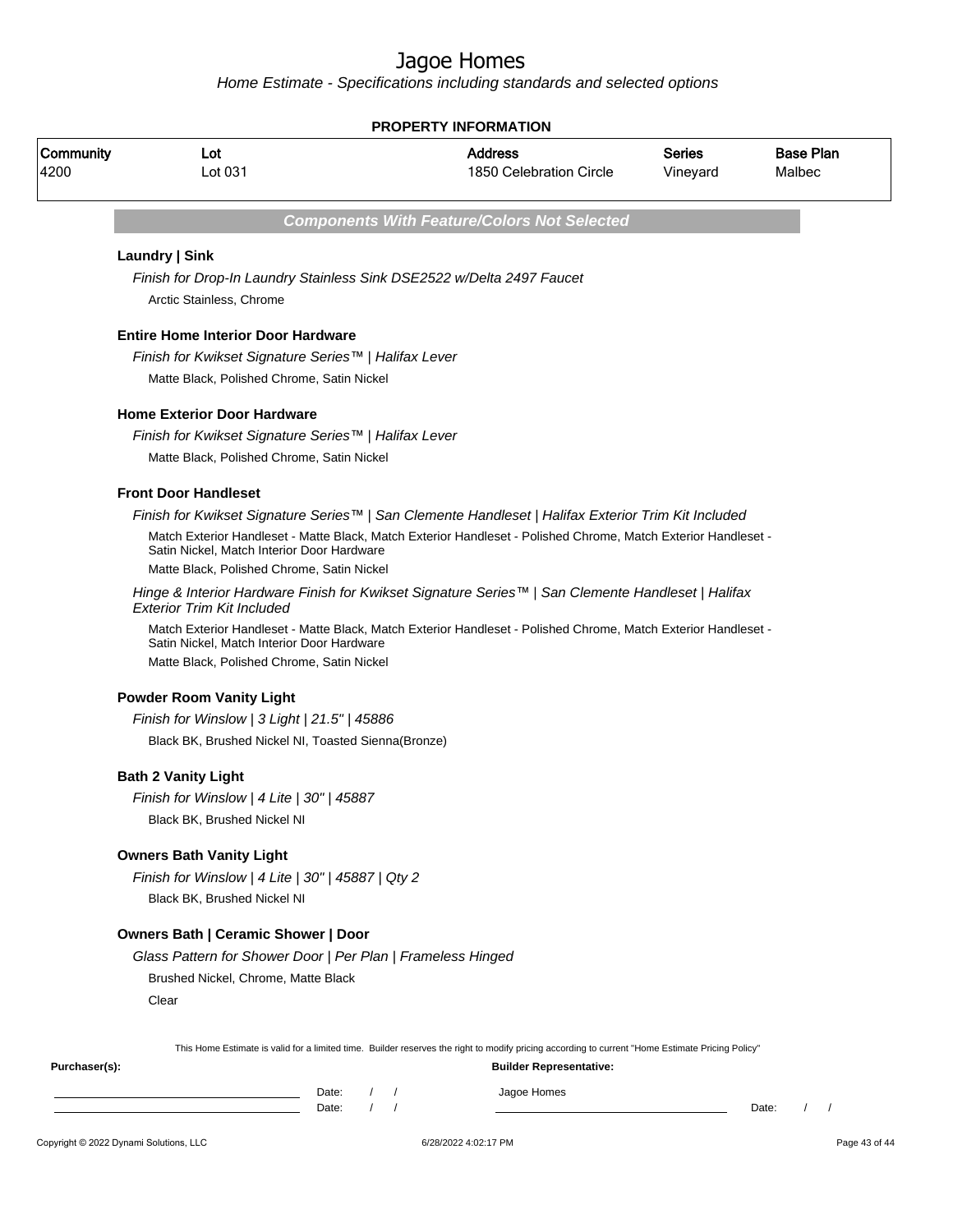# Jagoe Homes

*Home Estimate - Specifications including standards and selected options*

**PROPERTY INFORMATION**

| Community | Lot | Address | Series | Base Plan |
|---|---|---|---|---|
| 4200 | Lot 031 | 1850 Celebration Circle | Vineyard | Malbec |

## Components With Feature/Colors Not Selected

### Laundry | Sink

*Finish for Drop-In Laundry Stainless Sink DSE2522 w/Delta 2497 Faucet*

Arctic Stainless, Chrome

### Entire Home Interior Door Hardware

*Finish for Kwikset Signature Series™ | Halifax Lever*

Matte Black, Polished Chrome, Satin Nickel

### Home Exterior Door Hardware

*Finish for Kwikset Signature Series™ | Halifax Lever*

Matte Black, Polished Chrome, Satin Nickel

### Front Door Handleset

*Finish for Kwikset Signature Series™ | San Clemente Handleset | Halifax Exterior Trim Kit Included*

Match Exterior Handleset - Matte Black, Match Exterior Handleset - Polished Chrome, Match Exterior Handleset - Satin Nickel, Match Interior Door Hardware

Matte Black, Polished Chrome, Satin Nickel

*Hinge & Interior Hardware Finish for Kwikset Signature Series™ | San Clemente Handleset | Halifax Exterior Trim Kit Included*

Match Exterior Handleset - Matte Black, Match Exterior Handleset - Polished Chrome, Match Exterior Handleset - Satin Nickel, Match Interior Door Hardware

Matte Black, Polished Chrome, Satin Nickel

### Powder Room Vanity Light

*Finish for Winslow | 3 Light | 21.5" | 45886*

Black BK, Brushed Nickel NI, Toasted Sienna(Bronze)

### Bath 2 Vanity Light

*Finish for Winslow | 4 Lite | 30" | 45887*

Black BK, Brushed Nickel NI

### Owners Bath Vanity Light

*Finish for Winslow | 4 Lite | 30" | 45887 | Qty 2*

Black BK, Brushed Nickel NI

### Owners Bath | Ceramic Shower | Door

*Glass Pattern for Shower Door | Per Plan | Frameless Hinged*

Brushed Nickel, Chrome, Matte Black

Clear

This Home Estimate is valid for a limited time. Builder reserves the right to modify pricing according to current "Home Estimate Pricing Policy"

**Purchaser(s):**

\_\_\_\_\_\_\_\_\_\_\_\_\_\_\_\_\_\_\_\_ Date: / /

\_\_\_\_\_\_\_\_\_\_\_\_\_\_\_\_\_\_\_\_ Date: / /

**Builder Representative:**

Jagoe Homes

\_\_\_\_\_\_\_\_\_\_\_\_\_\_\_\_\_\_\_\_ Date: / /

Copyright © 2022 Dynami Solutions, LLC 6/28/2022 4:02:17 PM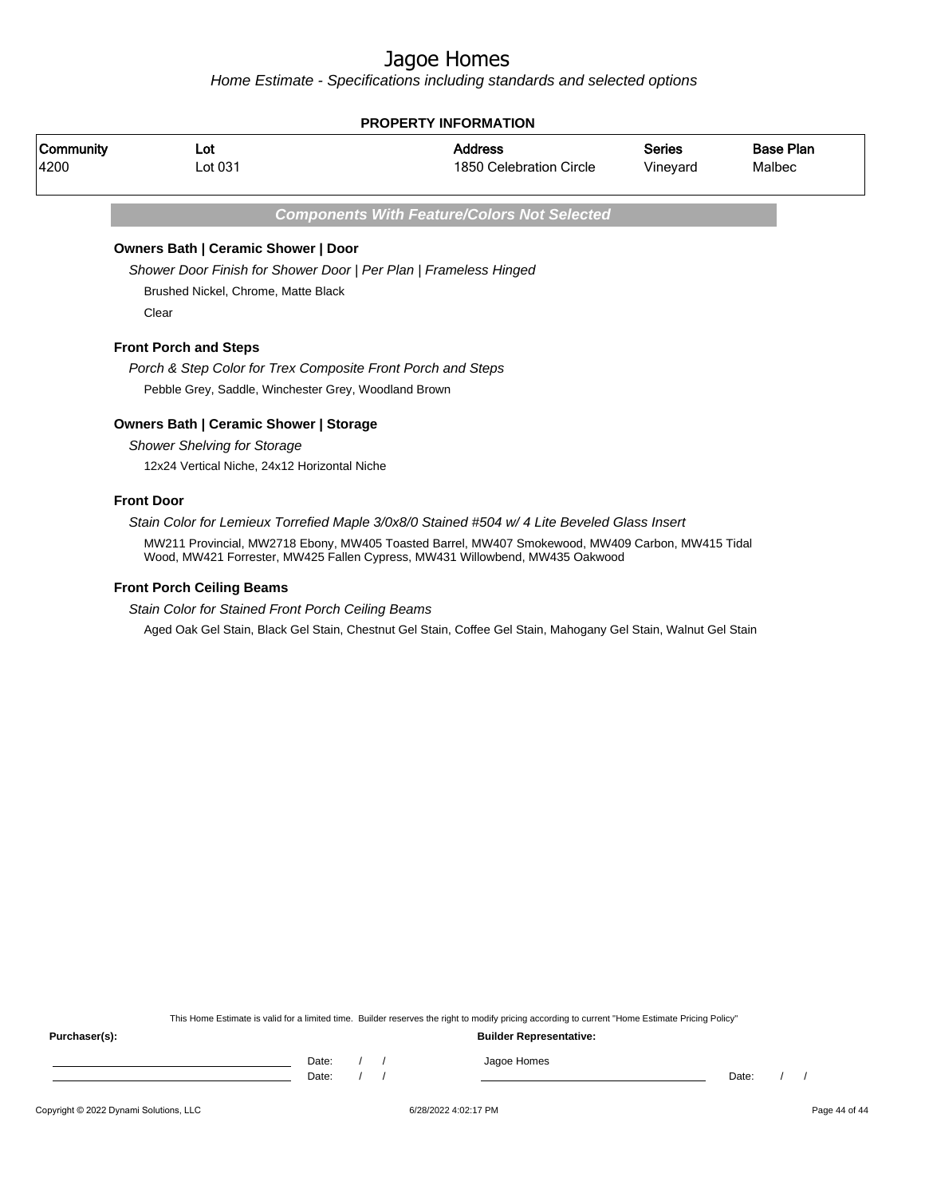# Jagoe Homes

*Home Estimate - Specifications including standards and selected options*

**PROPERTY INFORMATION**

| Community | Lot | Address | Series | Base Plan |
| --- | --- | --- | --- | --- |
| 4200 | Lot 031 | 1850 Celebration Circle | Vineyard | Malbec |

## *Components With Feature/Colors Not Selected*

### Owners Bath | Ceramic Shower | Door

*Shower Door Finish for Shower Door | Per Plan | Frameless Hinged*

Brushed Nickel, Chrome, Matte Black

Clear

### Front Porch and Steps

*Porch & Step Color for Trex Composite Front Porch and Steps*

Pebble Grey, Saddle, Winchester Grey, Woodland Brown

### Owners Bath | Ceramic Shower | Storage

*Shower Shelving for Storage*

12x24 Vertical Niche, 24x12 Horizontal Niche

### Front Door

*Stain Color for Lemieux Torrefied Maple 3/0x8/0 Stained #504 w/ 4 Lite Beveled Glass Insert*

MW211 Provincial, MW2718 Ebony, MW405 Toasted Barrel, MW407 Smokewood, MW409 Carbon, MW415 Tidal Wood, MW421 Forrester, MW425 Fallen Cypress, MW431 Willowbend, MW435 Oakwood

### Front Porch Ceiling Beams

*Stain Color for Stained Front Porch Ceiling Beams*

Aged Oak Gel Stain, Black Gel Stain, Chestnut Gel Stain, Coffee Gel Stain, Mahogany Gel Stain, Walnut Gel Stain

This Home Estimate is valid for a limited time. Builder reserves the right to modify pricing according to current "Home Estimate Pricing Policy"

**Purchaser(s):**

\_\_\_\_\_\_\_\_\_\_\_\_\_\_\_\_\_\_\_\_ Date: / /

\_\_\_\_\_\_\_\_\_\_\_\_\_\_\_\_\_\_\_\_ Date: / /

**Builder Representative:**

Jagoe Homes

\_\_\_\_\_\_\_\_\_\_\_\_\_\_\_\_\_\_\_\_ Date: / /

Copyright © 2022 Dynami Solutions, LLC

6/28/2022 4:02:17 PM